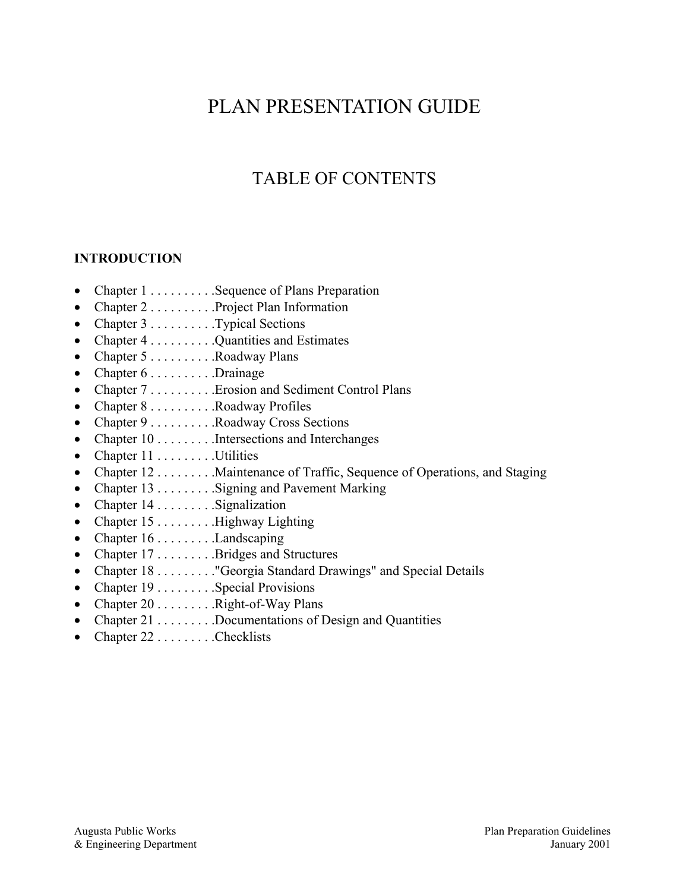# PLAN PRESENTATION GUIDE

## TABLE OF CONTENTS

**INTRODUCTION**

- Chapter 1 . . . . . . . . . .Sequence of Plans Preparation
- Chapter 2 . . . . . . . . . .Project Plan Information
- Chapter 3 . . . . . . . . . .Typical Sections
- Chapter 4 . . . . . . . . . .Quantities and Estimates
- Chapter 5 . . . . . . . . . .Roadway Plans
- Chapter 6 . . . . . . . . . .Drainage
- Chapter 7 . . . . . . . . . .Erosion and Sediment Control Plans
- Chapter 8 . . . . . . . . . .Roadway Profiles
- Chapter 9 . . . . . . . . . .Roadway Cross Sections
- Chapter 10 . . . . . . . . .Intersections and Interchanges
- Chapter 11 . . . . . . . . .Utilities
- Chapter 12 . . . . . . . . .Maintenance of Traffic, Sequence of Operations, and Staging
- Chapter 13 . . . . . . . . .Signing and Pavement Marking
- Chapter 14 . . . . . . . . .Signalization
- Chapter 15 . . . . . . . . .Highway Lighting
- Chapter 16 . . . . . . . . .Landscaping
- Chapter 17 . . . . . . . . .Bridges and Structures
- Chapter 18 . . . . . . . . ."Georgia Standard Drawings" and Special Details
- Chapter 19 . . . . . . . . .Special Provisions
- Chapter 20 . . . . . . . . .Right-of-Way Plans
- Chapter 21 . . . . . . . . .Documentations of Design and Quantities
- Chapter 22 . . . . . . . . .Checklists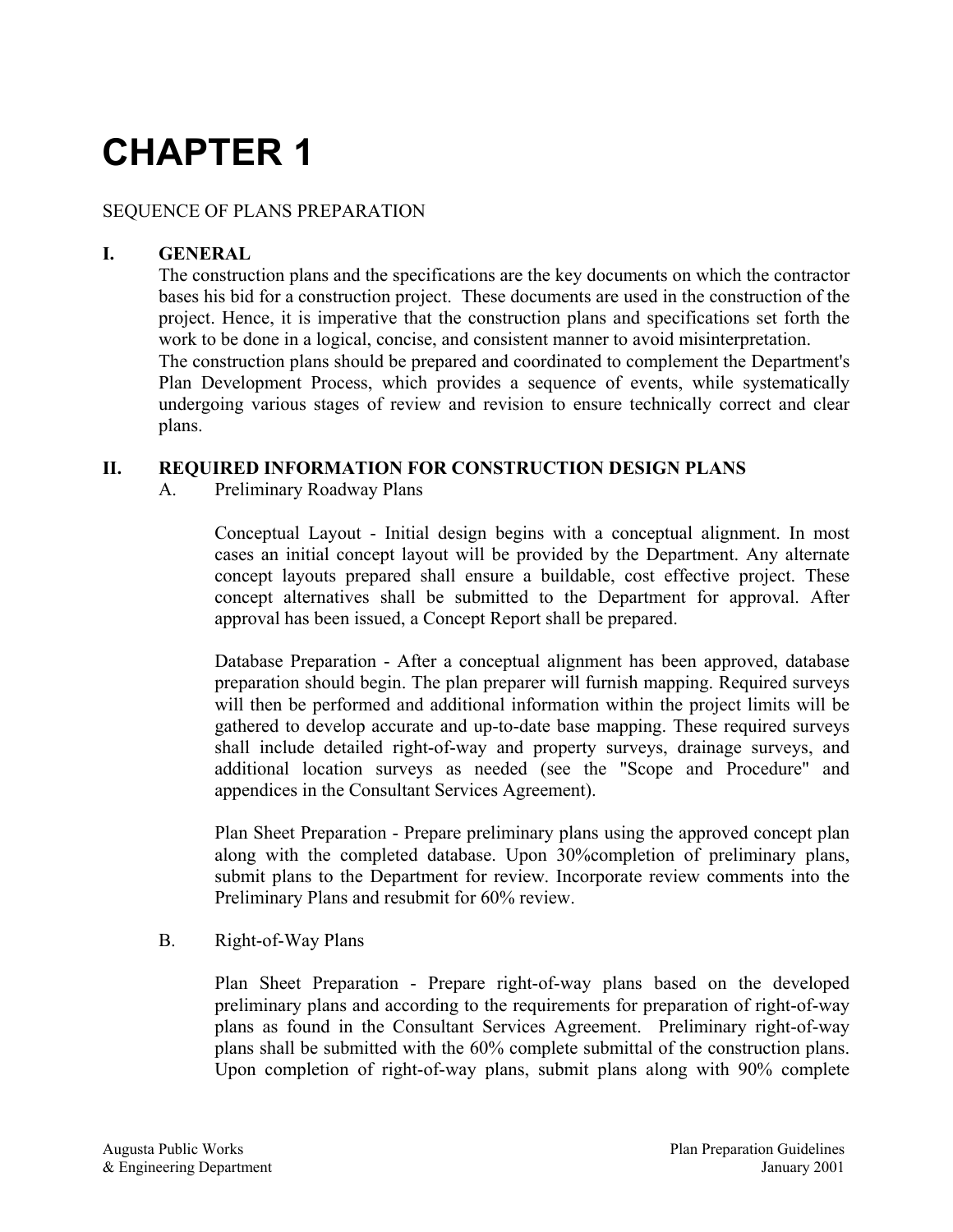# CHAPTER 1

SEQUENCE OF PLANS PREPARATION

## I. GENERAL

The construction plans and the specifications are the key documents on which the contractor bases his bid for a construction project. These documents are used in the construction of the project. Hence, it is imperative that the construction plans and specifications set forth the work to be done in a logical, concise, and consistent manner to avoid misinterpretation.

The construction plans should be prepared and coordinated to complement the Department's Plan Development Process, which provides a sequence of events, while systematically undergoing various stages of review and revision to ensure technically correct and clear plans.

## II. REQUIRED INFORMATION FOR CONSTRUCTION DESIGN PLANS

A. Preliminary Roadway Plans

Conceptual Layout - Initial design begins with a conceptual alignment. In most cases an initial concept layout will be provided by the Department. Any alternate concept layouts prepared shall ensure a buildable, cost effective project. These concept alternatives shall be submitted to the Department for approval. After approval has been issued, a Concept Report shall be prepared.

Database Preparation - After a conceptual alignment has been approved, database preparation should begin. The plan preparer will furnish mapping. Required surveys will then be performed and additional information within the project limits will be gathered to develop accurate and up-to-date base mapping. These required surveys shall include detailed right-of-way and property surveys, drainage surveys, and additional location surveys as needed (see the "Scope and Procedure" and appendices in the Consultant Services Agreement).

Plan Sheet Preparation - Prepare preliminary plans using the approved concept plan along with the completed database. Upon 30%completion of preliminary plans, submit plans to the Department for review. Incorporate review comments into the Preliminary Plans and resubmit for 60% review.

B. Right-of-Way Plans

Plan Sheet Preparation - Prepare right-of-way plans based on the developed preliminary plans and according to the requirements for preparation of right-of-way plans as found in the Consultant Services Agreement. Preliminary right-of-way plans shall be submitted with the 60% complete submittal of the construction plans. Upon completion of right-of-way plans, submit plans along with 90% complete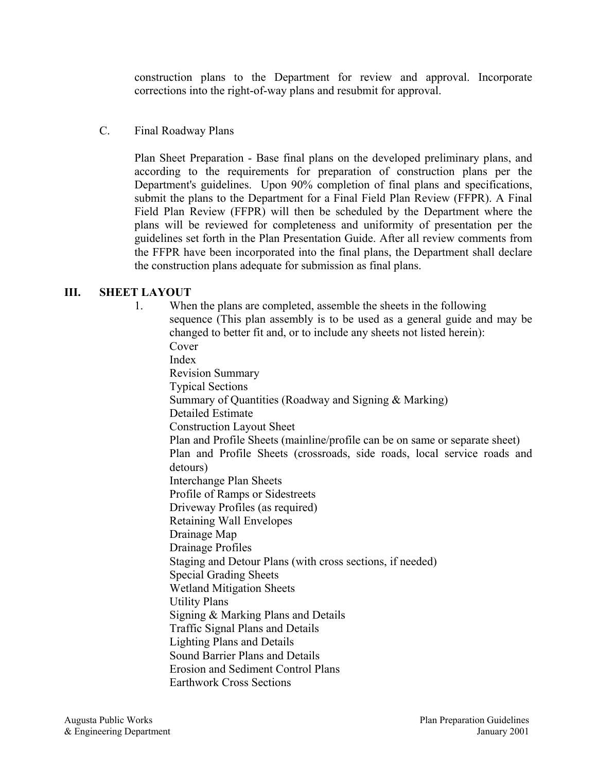construction plans to the Department for review and approval. Incorporate corrections into the right-of-way plans and resubmit for approval.

C. Final Roadway Plans

Plan Sheet Preparation - Base final plans on the developed preliminary plans, and according to the requirements for preparation of construction plans per the Department's guidelines. Upon 90% completion of final plans and specifications, submit the plans to the Department for a Final Field Plan Review (FFPR). A Final Field Plan Review (FFPR) will then be scheduled by the Department where the plans will be reviewed for completeness and uniformity of presentation per the guidelines set forth in the Plan Presentation Guide. After all review comments from the FFPR have been incorporated into the final plans, the Department shall declare the construction plans adequate for submission as final plans.

## III. SHEET LAYOUT

1. When the plans are completed, assemble the sheets in the following sequence (This plan assembly is to be used as a general guide and may be changed to better fit and, or to include any sheets not listed herein):
   - Cover
   - Index
   - Revision Summary
   - Typical Sections
   - Summary of Quantities (Roadway and Signing & Marking)
   - Detailed Estimate
   - Construction Layout Sheet
   - Plan and Profile Sheets (mainline/profile can be on same or separate sheet)
   - Plan and Profile Sheets (crossroads, side roads, local service roads and detours)
   - Interchange Plan Sheets
   - Profile of Ramps or Sidestreets
   - Driveway Profiles (as required)
   - Retaining Wall Envelopes
   - Drainage Map
   - Drainage Profiles
   - Staging and Detour Plans (with cross sections, if needed)
   - Special Grading Sheets
   - Wetland Mitigation Sheets
   - Utility Plans
   - Signing & Marking Plans and Details
   - Traffic Signal Plans and Details
   - Lighting Plans and Details
   - Sound Barrier Plans and Details
   - Erosion and Sediment Control Plans
   - Earthwork Cross Sections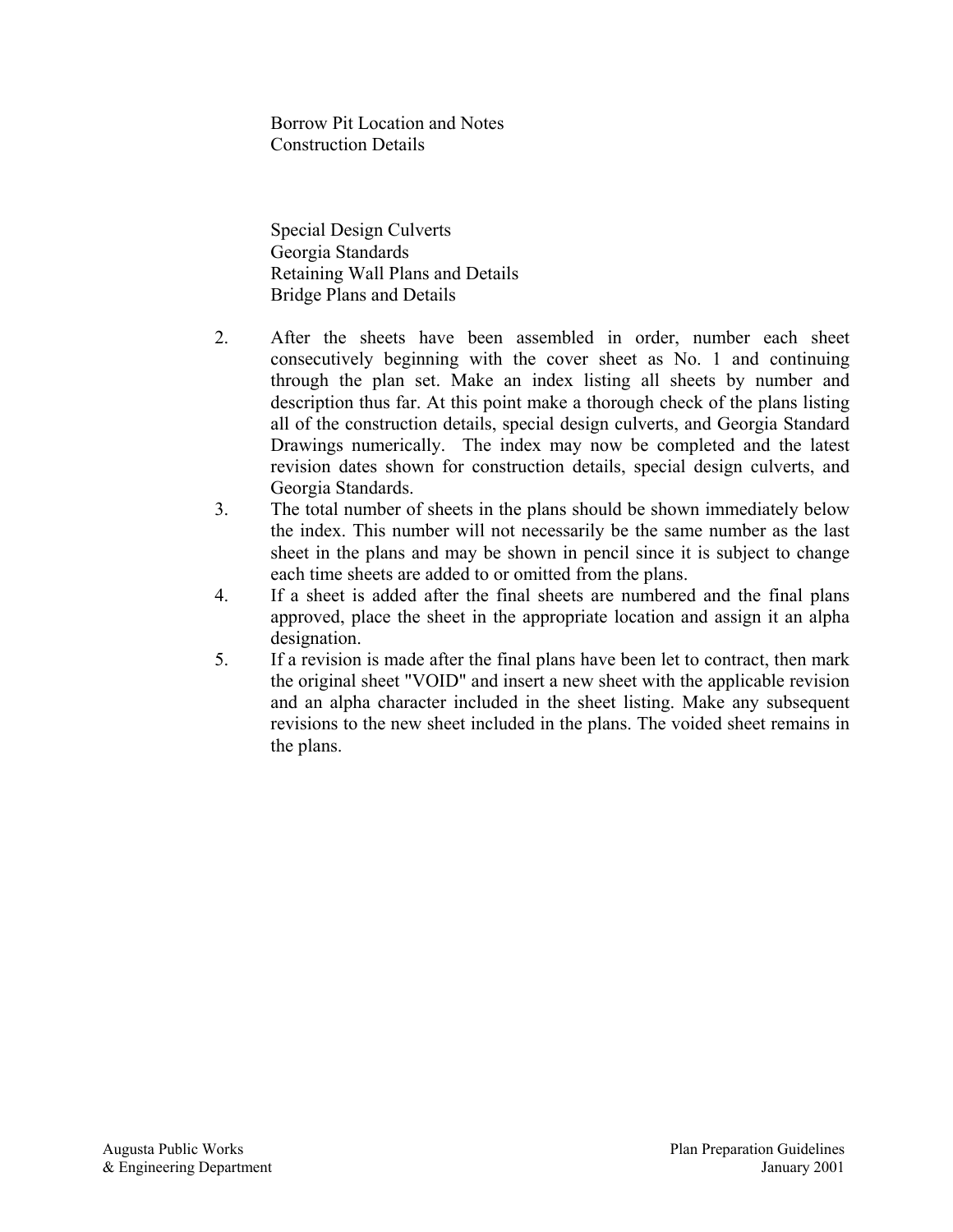Borrow Pit Location and Notes
Construction Details

Special Design Culverts
Georgia Standards
Retaining Wall Plans and Details
Bridge Plans and Details

2. After the sheets have been assembled in order, number each sheet consecutively beginning with the cover sheet as No. 1 and continuing through the plan set. Make an index listing all sheets by number and description thus far. At this point make a thorough check of the plans listing all of the construction details, special design culverts, and Georgia Standard Drawings numerically. The index may now be completed and the latest revision dates shown for construction details, special design culverts, and Georgia Standards.
3. The total number of sheets in the plans should be shown immediately below the index. This number will not necessarily be the same number as the last sheet in the plans and may be shown in pencil since it is subject to change each time sheets are added to or omitted from the plans.
4. If a sheet is added after the final sheets are numbered and the final plans approved, place the sheet in the appropriate location and assign it an alpha designation.
5. If a revision is made after the final plans have been let to contract, then mark the original sheet "VOID" and insert a new sheet with the applicable revision and an alpha character included in the sheet listing. Make any subsequent revisions to the new sheet included in the plans. The voided sheet remains in the plans.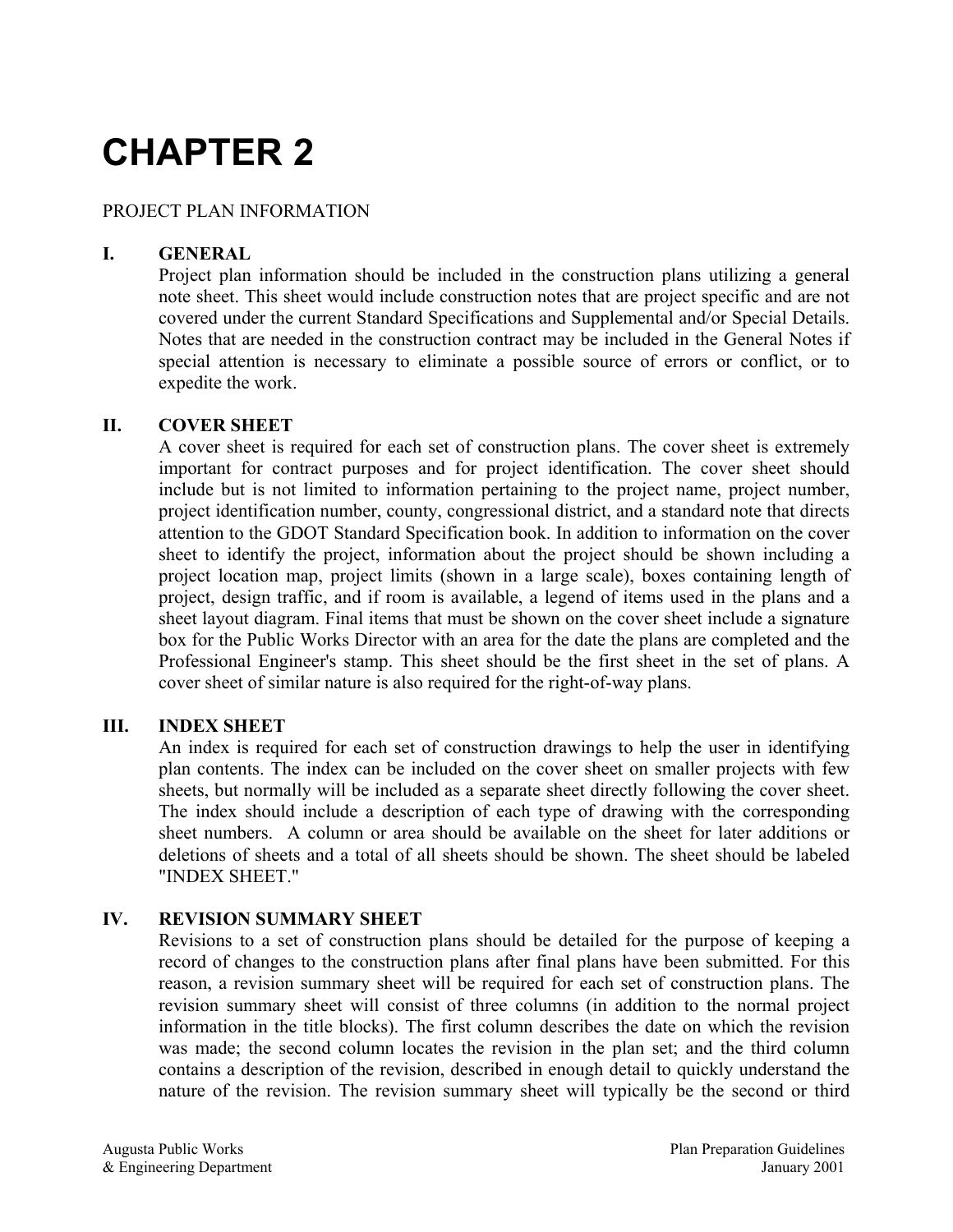# CHAPTER 2

PROJECT PLAN INFORMATION

## I. GENERAL

Project plan information should be included in the construction plans utilizing a general note sheet. This sheet would include construction notes that are project specific and are not covered under the current Standard Specifications and Supplemental and/or Special Details. Notes that are needed in the construction contract may be included in the General Notes if special attention is necessary to eliminate a possible source of errors or conflict, or to expedite the work.

## II. COVER SHEET

A cover sheet is required for each set of construction plans. The cover sheet is extremely important for contract purposes and for project identification. The cover sheet should include but is not limited to information pertaining to the project name, project number, project identification number, county, congressional district, and a standard note that directs attention to the GDOT Standard Specification book. In addition to information on the cover sheet to identify the project, information about the project should be shown including a project location map, project limits (shown in a large scale), boxes containing length of project, design traffic, and if room is available, a legend of items used in the plans and a sheet layout diagram. Final items that must be shown on the cover sheet include a signature box for the Public Works Director with an area for the date the plans are completed and the Professional Engineer's stamp. This sheet should be the first sheet in the set of plans. A cover sheet of similar nature is also required for the right-of-way plans.

## III. INDEX SHEET

An index is required for each set of construction drawings to help the user in identifying plan contents. The index can be included on the cover sheet on smaller projects with few sheets, but normally will be included as a separate sheet directly following the cover sheet. The index should include a description of each type of drawing with the corresponding sheet numbers. A column or area should be available on the sheet for later additions or deletions of sheets and a total of all sheets should be shown. The sheet should be labeled "INDEX SHEET."

## IV. REVISION SUMMARY SHEET

Revisions to a set of construction plans should be detailed for the purpose of keeping a record of changes to the construction plans after final plans have been submitted. For this reason, a revision summary sheet will be required for each set of construction plans. The revision summary sheet will consist of three columns (in addition to the normal project information in the title blocks). The first column describes the date on which the revision was made; the second column locates the revision in the plan set; and the third column contains a description of the revision, described in enough detail to quickly understand the nature of the revision. The revision summary sheet will typically be the second or third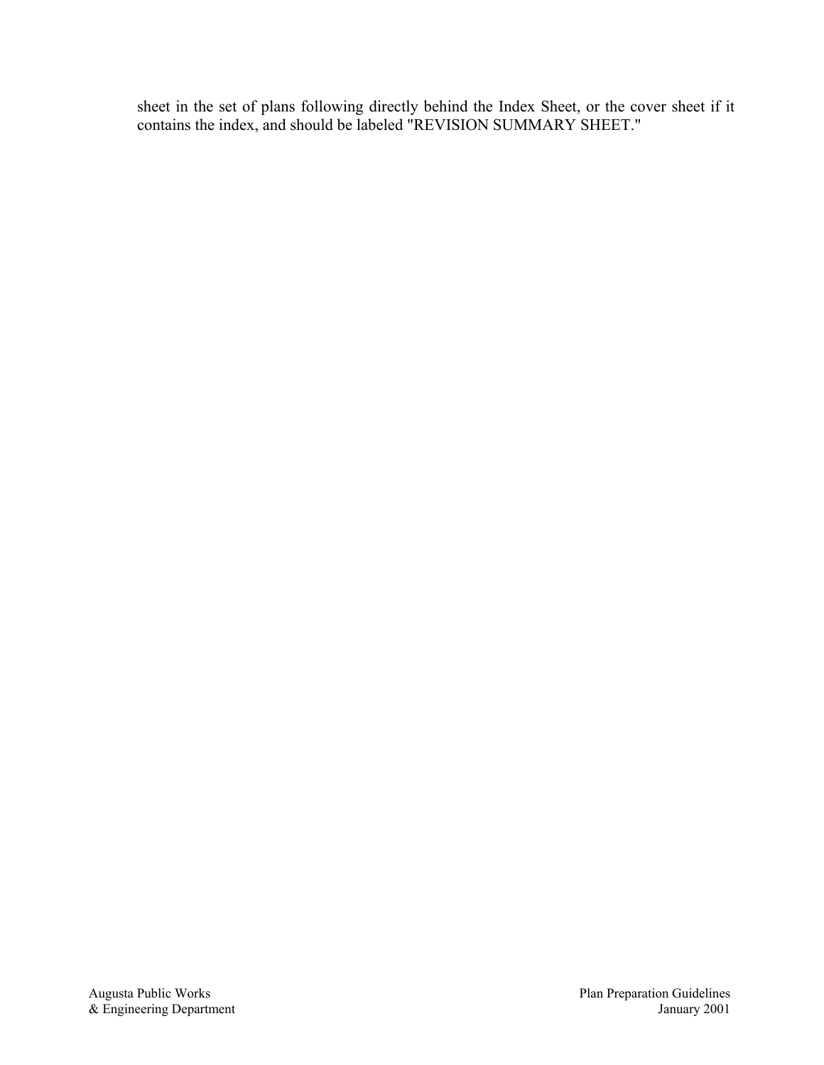sheet in the set of plans following directly behind the Index Sheet, or the cover sheet if it contains the index, and should be labeled "REVISION SUMMARY SHEET."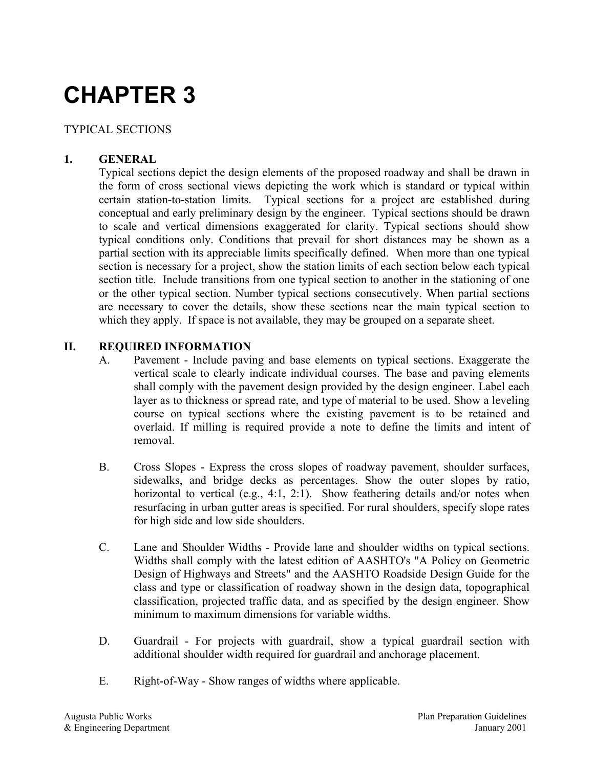# CHAPTER 3

TYPICAL SECTIONS

## 1. GENERAL

Typical sections depict the design elements of the proposed roadway and shall be drawn in the form of cross sectional views depicting the work which is standard or typical within certain station-to-station limits. Typical sections for a project are established during conceptual and early preliminary design by the engineer. Typical sections should be drawn to scale and vertical dimensions exaggerated for clarity. Typical sections should show typical conditions only. Conditions that prevail for short distances may be shown as a partial section with its appreciable limits specifically defined. When more than one typical section is necessary for a project, show the station limits of each section below each typical section title. Include transitions from one typical section to another in the stationing of one or the other typical section. Number typical sections consecutively. When partial sections are necessary to cover the details, show these sections near the main typical section to which they apply. If space is not available, they may be grouped on a separate sheet.

## II. REQUIRED INFORMATION

A. Pavement - Include paving and base elements on typical sections. Exaggerate the vertical scale to clearly indicate individual courses. The base and paving elements shall comply with the pavement design provided by the design engineer. Label each layer as to thickness or spread rate, and type of material to be used. Show a leveling course on typical sections where the existing pavement is to be retained and overlaid. If milling is required provide a note to define the limits and intent of removal.

B. Cross Slopes - Express the cross slopes of roadway pavement, shoulder surfaces, sidewalks, and bridge decks as percentages. Show the outer slopes by ratio, horizontal to vertical (e.g., 4:1, 2:1). Show feathering details and/or notes when resurfacing in urban gutter areas is specified. For rural shoulders, specify slope rates for high side and low side shoulders.

C. Lane and Shoulder Widths - Provide lane and shoulder widths on typical sections. Widths shall comply with the latest edition of AASHTO's "A Policy on Geometric Design of Highways and Streets" and the AASHTO Roadside Design Guide for the class and type or classification of roadway shown in the design data, topographical classification, projected traffic data, and as specified by the design engineer. Show minimum to maximum dimensions for variable widths.

D. Guardrail - For projects with guardrail, show a typical guardrail section with additional shoulder width required for guardrail and anchorage placement.

E. Right-of-Way - Show ranges of widths where applicable.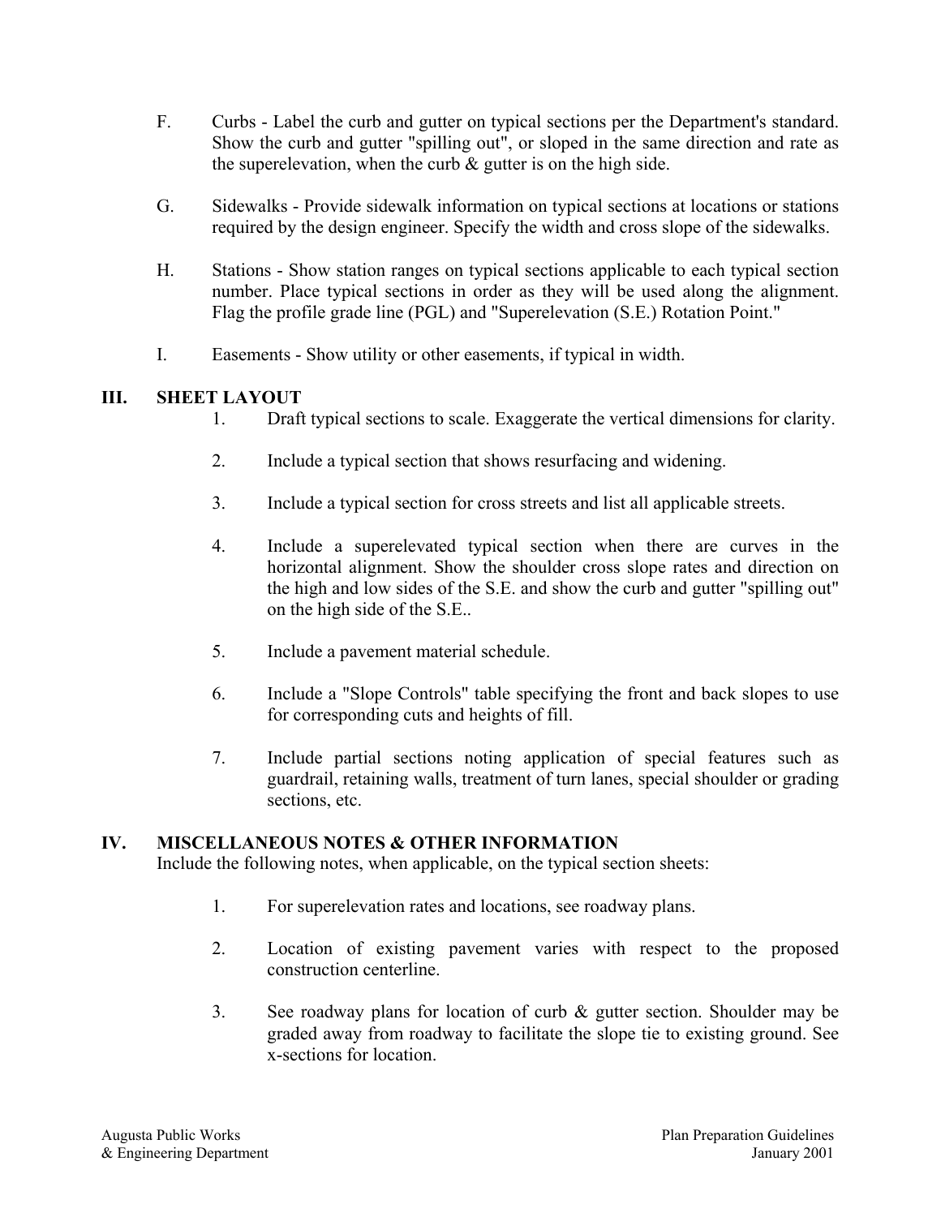F. Curbs - Label the curb and gutter on typical sections per the Department's standard. Show the curb and gutter "spilling out", or sloped in the same direction and rate as the superelevation, when the curb & gutter is on the high side.

G. Sidewalks - Provide sidewalk information on typical sections at locations or stations required by the design engineer. Specify the width and cross slope of the sidewalks.

H. Stations - Show station ranges on typical sections applicable to each typical section number. Place typical sections in order as they will be used along the alignment. Flag the profile grade line (PGL) and "Superelevation (S.E.) Rotation Point."

I. Easements - Show utility or other easements, if typical in width.

## III. SHEET LAYOUT

1. Draft typical sections to scale. Exaggerate the vertical dimensions for clarity.
2. Include a typical section that shows resurfacing and widening.
3. Include a typical section for cross streets and list all applicable streets.
4. Include a superelevated typical section when there are curves in the horizontal alignment. Show the shoulder cross slope rates and direction on the high and low sides of the S.E. and show the curb and gutter "spilling out" on the high side of the S.E..
5. Include a pavement material schedule.
6. Include a "Slope Controls" table specifying the front and back slopes to use for corresponding cuts and heights of fill.
7. Include partial sections noting application of special features such as guardrail, retaining walls, treatment of turn lanes, special shoulder or grading sections, etc.

## IV. MISCELLANEOUS NOTES & OTHER INFORMATION

Include the following notes, when applicable, on the typical section sheets:

1. For superelevation rates and locations, see roadway plans.
2. Location of existing pavement varies with respect to the proposed construction centerline.
3. See roadway plans for location of curb & gutter section. Shoulder may be graded away from roadway to facilitate the slope tie to existing ground. See x-sections for location.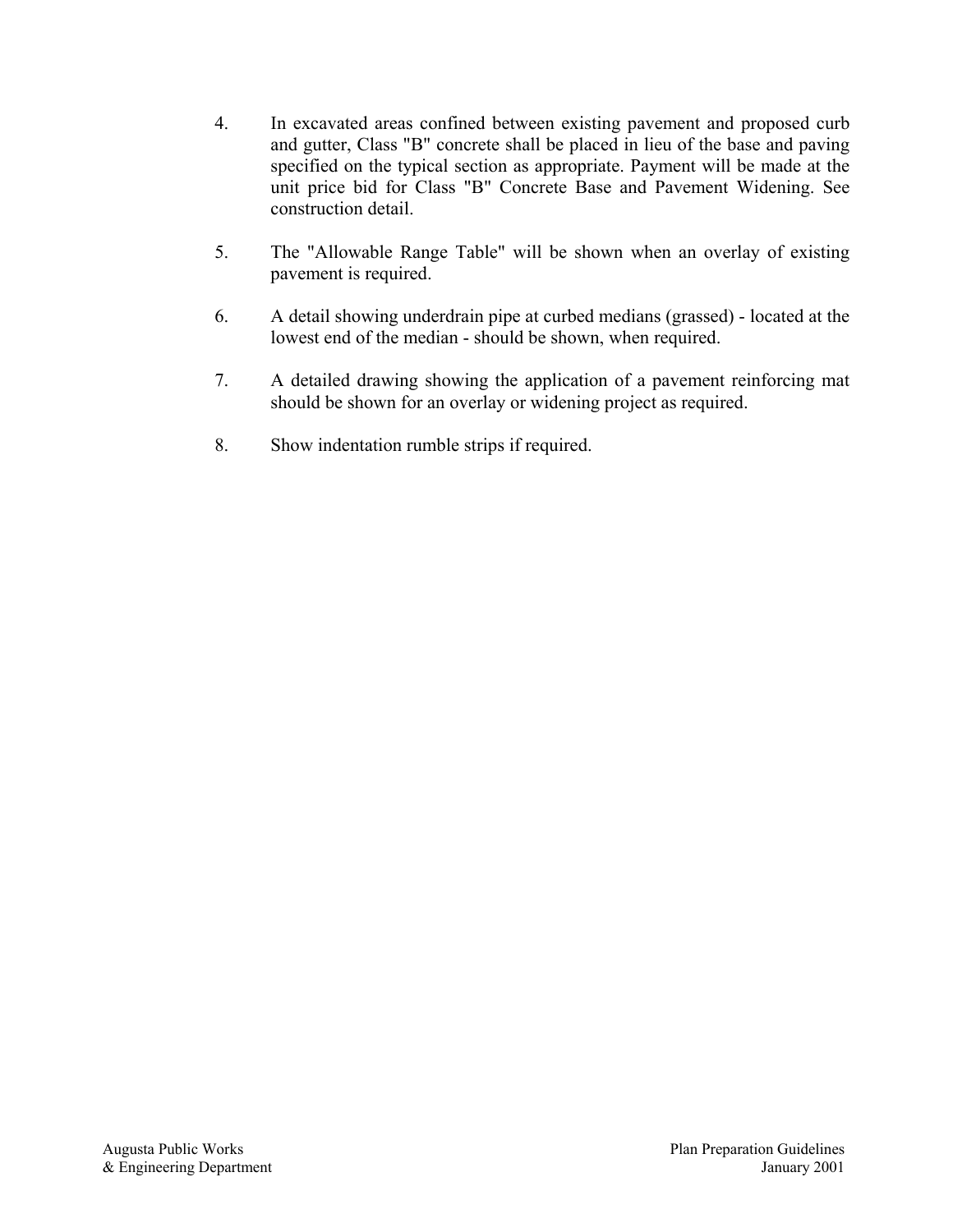4. In excavated areas confined between existing pavement and proposed curb and gutter, Class "B" concrete shall be placed in lieu of the base and paving specified on the typical section as appropriate. Payment will be made at the unit price bid for Class "B" Concrete Base and Pavement Widening. See construction detail.

5. The "Allowable Range Table" will be shown when an overlay of existing pavement is required.

6. A detail showing underdrain pipe at curbed medians (grassed) - located at the lowest end of the median - should be shown, when required.

7. A detailed drawing showing the application of a pavement reinforcing mat should be shown for an overlay or widening project as required.

8. Show indentation rumble strips if required.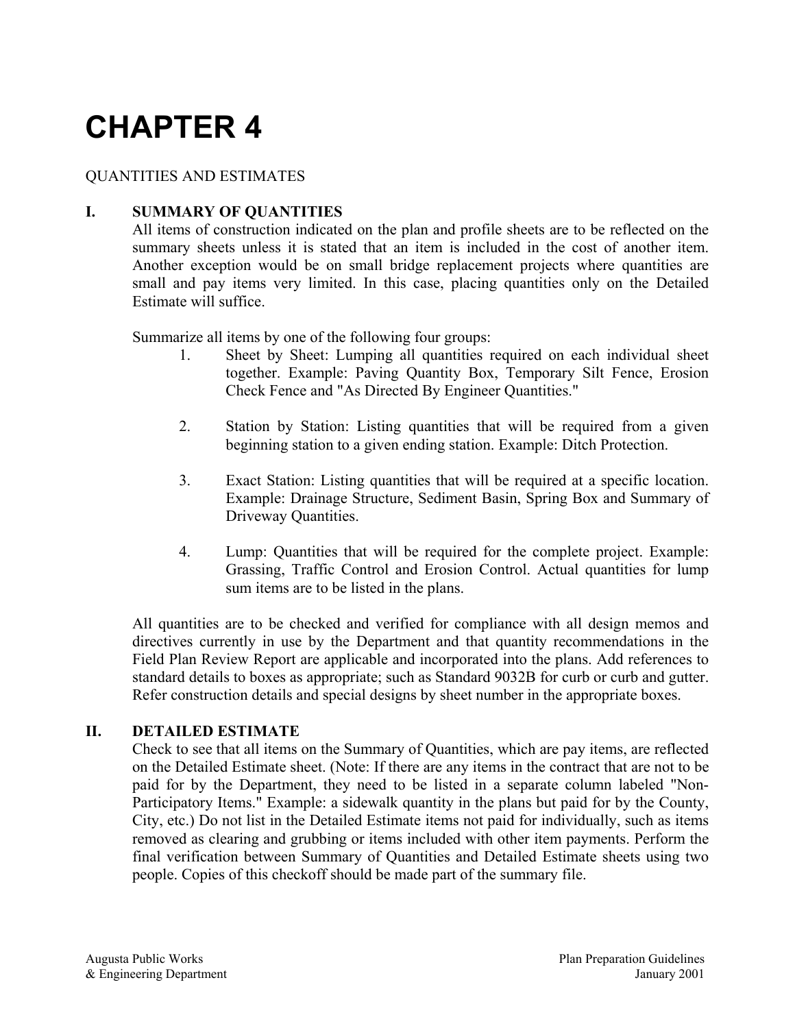# CHAPTER 4

QUANTITIES AND ESTIMATES

## I. SUMMARY OF QUANTITIES

All items of construction indicated on the plan and profile sheets are to be reflected on the summary sheets unless it is stated that an item is included in the cost of another item. Another exception would be on small bridge replacement projects where quantities are small and pay items very limited. In this case, placing quantities only on the Detailed Estimate will suffice.

Summarize all items by one of the following four groups:

1. Sheet by Sheet: Lumping all quantities required on each individual sheet together. Example: Paving Quantity Box, Temporary Silt Fence, Erosion Check Fence and "As Directed By Engineer Quantities."

2. Station by Station: Listing quantities that will be required from a given beginning station to a given ending station. Example: Ditch Protection.

3. Exact Station: Listing quantities that will be required at a specific location. Example: Drainage Structure, Sediment Basin, Spring Box and Summary of Driveway Quantities.

4. Lump: Quantities that will be required for the complete project. Example: Grassing, Traffic Control and Erosion Control. Actual quantities for lump sum items are to be listed in the plans.

All quantities are to be checked and verified for compliance with all design memos and directives currently in use by the Department and that quantity recommendations in the Field Plan Review Report are applicable and incorporated into the plans. Add references to standard details to boxes as appropriate; such as Standard 9032B for curb or curb and gutter. Refer construction details and special designs by sheet number in the appropriate boxes.

## II. DETAILED ESTIMATE

Check to see that all items on the Summary of Quantities, which are pay items, are reflected on the Detailed Estimate sheet. (Note: If there are any items in the contract that are not to be paid for by the Department, they need to be listed in a separate column labeled "Non-Participatory Items." Example: a sidewalk quantity in the plans but paid for by the County, City, etc.) Do not list in the Detailed Estimate items not paid for individually, such as items removed as clearing and grubbing or items included with other item payments. Perform the final verification between Summary of Quantities and Detailed Estimate sheets using two people. Copies of this checkoff should be made part of the summary file.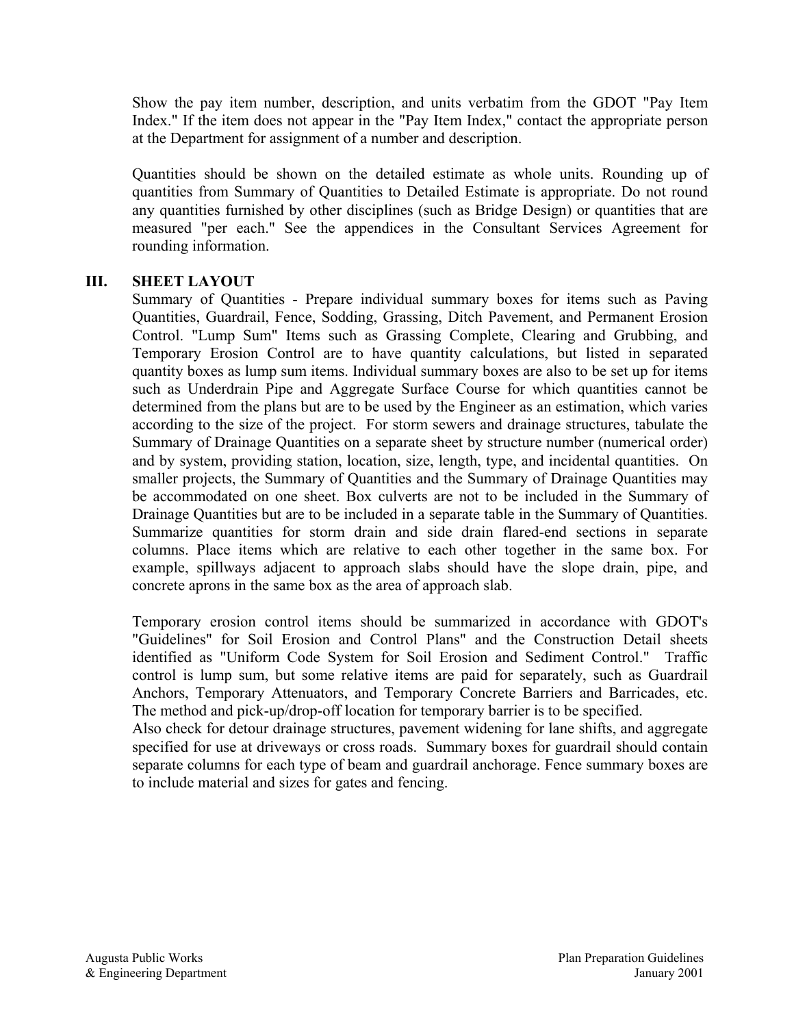Show the pay item number, description, and units verbatim from the GDOT "Pay Item Index." If the item does not appear in the "Pay Item Index," contact the appropriate person at the Department for assignment of a number and description.

Quantities should be shown on the detailed estimate as whole units. Rounding up of quantities from Summary of Quantities to Detailed Estimate is appropriate. Do not round any quantities furnished by other disciplines (such as Bridge Design) or quantities that are measured "per each." See the appendices in the Consultant Services Agreement for rounding information.

## III. SHEET LAYOUT

Summary of Quantities - Prepare individual summary boxes for items such as Paving Quantities, Guardrail, Fence, Sodding, Grassing, Ditch Pavement, and Permanent Erosion Control. "Lump Sum" Items such as Grassing Complete, Clearing and Grubbing, and Temporary Erosion Control are to have quantity calculations, but listed in separated quantity boxes as lump sum items. Individual summary boxes are also to be set up for items such as Underdrain Pipe and Aggregate Surface Course for which quantities cannot be determined from the plans but are to be used by the Engineer as an estimation, which varies according to the size of the project. For storm sewers and drainage structures, tabulate the Summary of Drainage Quantities on a separate sheet by structure number (numerical order) and by system, providing station, location, size, length, type, and incidental quantities. On smaller projects, the Summary of Quantities and the Summary of Drainage Quantities may be accommodated on one sheet. Box culverts are not to be included in the Summary of Drainage Quantities but are to be included in a separate table in the Summary of Quantities. Summarize quantities for storm drain and side drain flared-end sections in separate columns. Place items which are relative to each other together in the same box. For example, spillways adjacent to approach slabs should have the slope drain, pipe, and concrete aprons in the same box as the area of approach slab.

Temporary erosion control items should be summarized in accordance with GDOT's "Guidelines" for Soil Erosion and Control Plans" and the Construction Detail sheets identified as "Uniform Code System for Soil Erosion and Sediment Control." Traffic control is lump sum, but some relative items are paid for separately, such as Guardrail Anchors, Temporary Attenuators, and Temporary Concrete Barriers and Barricades, etc. The method and pick-up/drop-off location for temporary barrier is to be specified.
Also check for detour drainage structures, pavement widening for lane shifts, and aggregate specified for use at driveways or cross roads. Summary boxes for guardrail should contain separate columns for each type of beam and guardrail anchorage. Fence summary boxes are to include material and sizes for gates and fencing.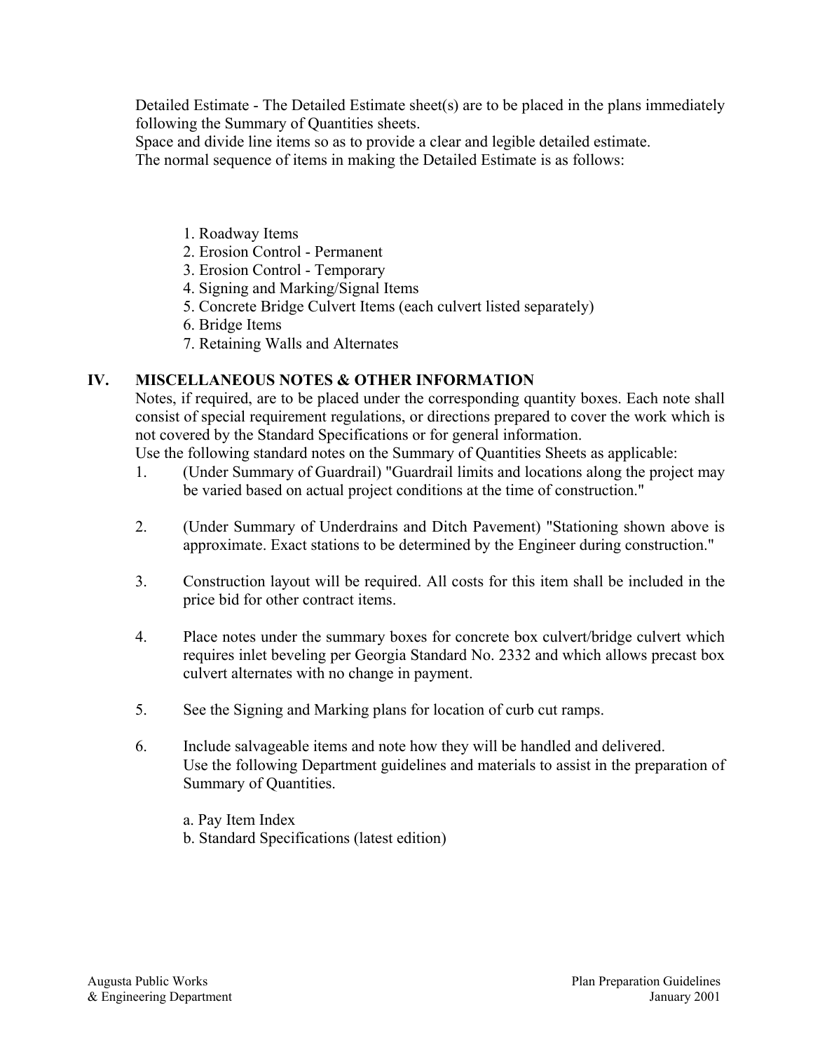Detailed Estimate - The Detailed Estimate sheet(s) are to be placed in the plans immediately following the Summary of Quantities sheets.
Space and divide line items so as to provide a clear and legible detailed estimate.
The normal sequence of items in making the Detailed Estimate is as follows:

1. Roadway Items
2. Erosion Control - Permanent
3. Erosion Control - Temporary
4. Signing and Marking/Signal Items
5. Concrete Bridge Culvert Items (each culvert listed separately)
6. Bridge Items
7. Retaining Walls and Alternates

## IV. MISCELLANEOUS NOTES & OTHER INFORMATION

Notes, if required, are to be placed under the corresponding quantity boxes. Each note shall consist of special requirement regulations, or directions prepared to cover the work which is not covered by the Standard Specifications or for general information.
Use the following standard notes on the Summary of Quantities Sheets as applicable:

1. (Under Summary of Guardrail) "Guardrail limits and locations along the project may be varied based on actual project conditions at the time of construction."

2. (Under Summary of Underdrains and Ditch Pavement) "Stationing shown above is approximate. Exact stations to be determined by the Engineer during construction."

3. Construction layout will be required. All costs for this item shall be included in the price bid for other contract items.

4. Place notes under the summary boxes for concrete box culvert/bridge culvert which requires inlet beveling per Georgia Standard No. 2332 and which allows precast box culvert alternates with no change in payment.

5. See the Signing and Marking plans for location of curb cut ramps.

6. Include salvageable items and note how they will be handled and delivered.
   Use the following Department guidelines and materials to assist in the preparation of Summary of Quantities.

   a. Pay Item Index
   b. Standard Specifications (latest edition)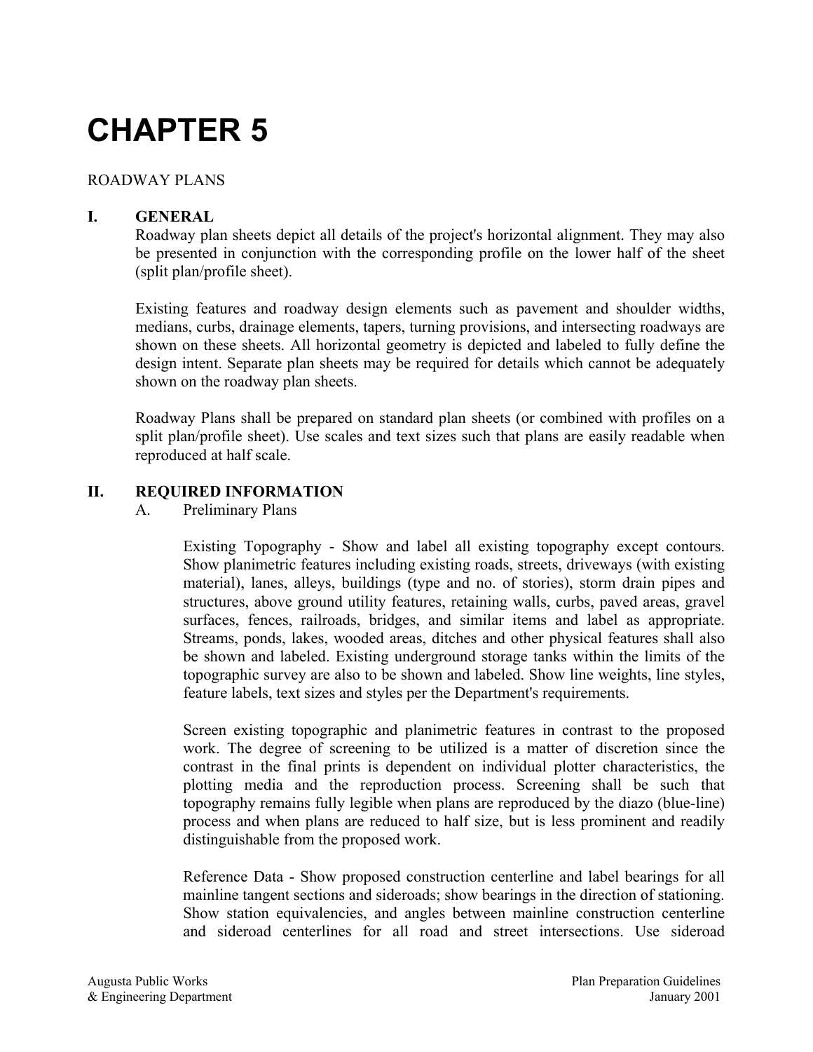# CHAPTER 5

ROADWAY PLANS

## I. GENERAL

Roadway plan sheets depict all details of the project's horizontal alignment. They may also be presented in conjunction with the corresponding profile on the lower half of the sheet (split plan/profile sheet).

Existing features and roadway design elements such as pavement and shoulder widths, medians, curbs, drainage elements, tapers, turning provisions, and intersecting roadways are shown on these sheets. All horizontal geometry is depicted and labeled to fully define the design intent. Separate plan sheets may be required for details which cannot be adequately shown on the roadway plan sheets.

Roadway Plans shall be prepared on standard plan sheets (or combined with profiles on a split plan/profile sheet). Use scales and text sizes such that plans are easily readable when reproduced at half scale.

## II. REQUIRED INFORMATION

### A. Preliminary Plans

Existing Topography - Show and label all existing topography except contours. Show planimetric features including existing roads, streets, driveways (with existing material), lanes, alleys, buildings (type and no. of stories), storm drain pipes and structures, above ground utility features, retaining walls, curbs, paved areas, gravel surfaces, fences, railroads, bridges, and similar items and label as appropriate. Streams, ponds, lakes, wooded areas, ditches and other physical features shall also be shown and labeled. Existing underground storage tanks within the limits of the topographic survey are also to be shown and labeled. Show line weights, line styles, feature labels, text sizes and styles per the Department's requirements.

Screen existing topographic and planimetric features in contrast to the proposed work. The degree of screening to be utilized is a matter of discretion since the contrast in the final prints is dependent on individual plotter characteristics, the plotting media and the reproduction process. Screening shall be such that topography remains fully legible when plans are reproduced by the diazo (blue-line) process and when plans are reduced to half size, but is less prominent and readily distinguishable from the proposed work.

Reference Data - Show proposed construction centerline and label bearings for all mainline tangent sections and sideroads; show bearings in the direction of stationing. Show station equivalencies, and angles between mainline construction centerline and sideroad centerlines for all road and street intersections. Use sideroad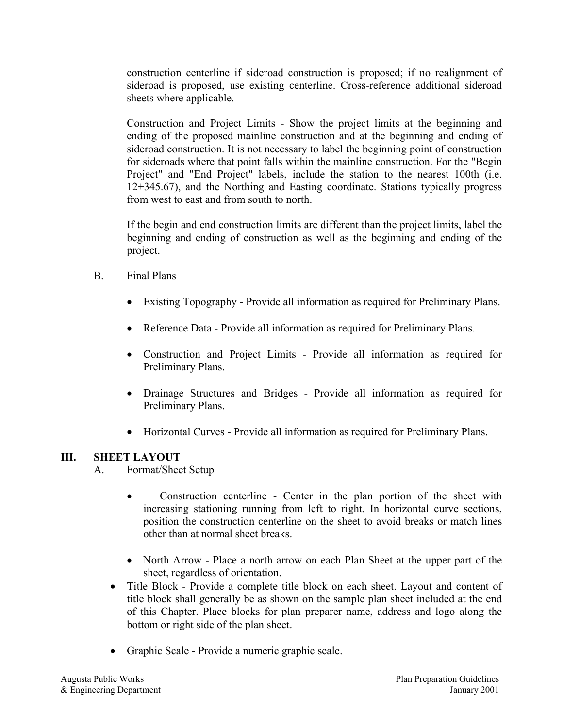construction centerline if sideroad construction is proposed; if no realignment of sideroad is proposed, use existing centerline. Cross-reference additional sideroad sheets where applicable.

Construction and Project Limits - Show the project limits at the beginning and ending of the proposed mainline construction and at the beginning and ending of sideroad construction. It is not necessary to label the beginning point of construction for sideroads where that point falls within the mainline construction. For the "Begin Project" and "End Project" labels, include the station to the nearest 100th (i.e. 12+345.67), and the Northing and Easting coordinate. Stations typically progress from west to east and from south to north.

If the begin and end construction limits are different than the project limits, label the beginning and ending of construction as well as the beginning and ending of the project.

B. Final Plans

- Existing Topography - Provide all information as required for Preliminary Plans.
- Reference Data - Provide all information as required for Preliminary Plans.
- Construction and Project Limits - Provide all information as required for Preliminary Plans.
- Drainage Structures and Bridges - Provide all information as required for Preliminary Plans.
- Horizontal Curves - Provide all information as required for Preliminary Plans.

## III. SHEET LAYOUT

A. Format/Sheet Setup

- Construction centerline - Center in the plan portion of the sheet with increasing stationing running from left to right. In horizontal curve sections, position the construction centerline on the sheet to avoid breaks or match lines other than at normal sheet breaks.
- North Arrow - Place a north arrow on each Plan Sheet at the upper part of the sheet, regardless of orientation.
- Title Block - Provide a complete title block on each sheet. Layout and content of title block shall generally be as shown on the sample plan sheet included at the end of this Chapter. Place blocks for plan preparer name, address and logo along the bottom or right side of the plan sheet.
- Graphic Scale - Provide a numeric graphic scale.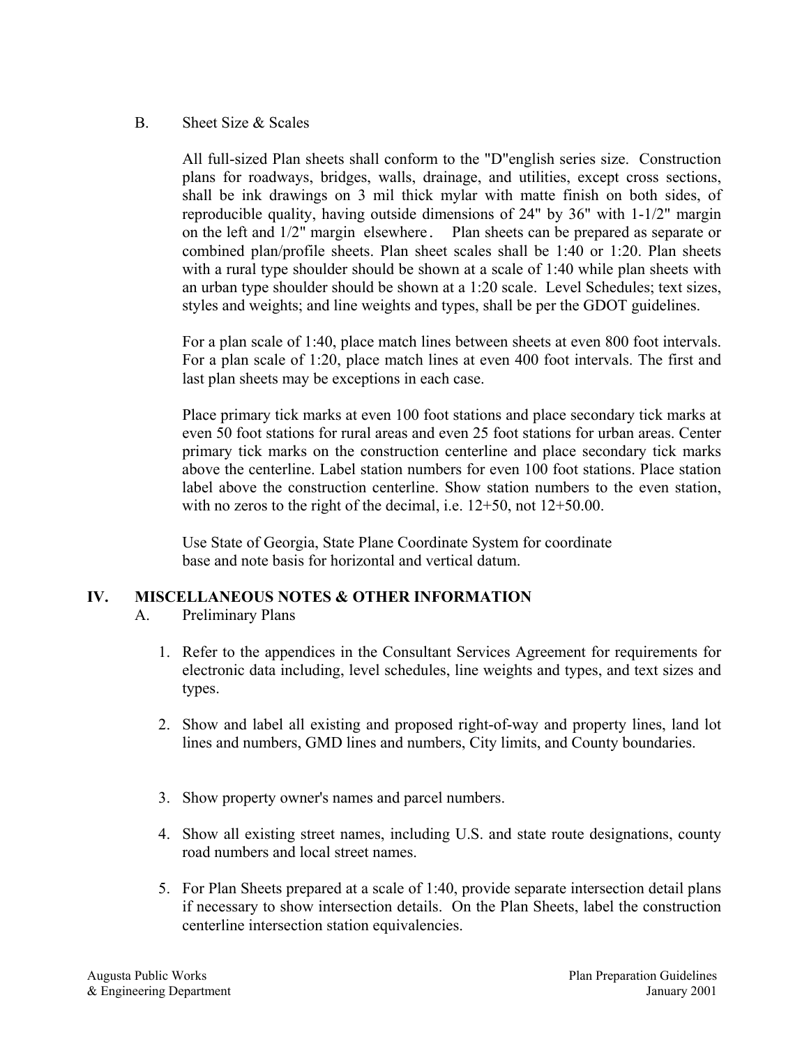B. Sheet Size & Scales

All full-sized Plan sheets shall conform to the "D"english series size. Construction plans for roadways, bridges, walls, drainage, and utilities, except cross sections, shall be ink drawings on 3 mil thick mylar with matte finish on both sides, of reproducible quality, having outside dimensions of 24" by 36" with 1-1/2" margin on the left and 1/2" margin elsewhere. Plan sheets can be prepared as separate or combined plan/profile sheets. Plan sheet scales shall be 1:40 or 1:20. Plan sheets with a rural type shoulder should be shown at a scale of 1:40 while plan sheets with an urban type shoulder should be shown at a 1:20 scale. Level Schedules; text sizes, styles and weights; and line weights and types, shall be per the GDOT guidelines.

For a plan scale of 1:40, place match lines between sheets at even 800 foot intervals. For a plan scale of 1:20, place match lines at even 400 foot intervals. The first and last plan sheets may be exceptions in each case.

Place primary tick marks at even 100 foot stations and place secondary tick marks at even 50 foot stations for rural areas and even 25 foot stations for urban areas. Center primary tick marks on the construction centerline and place secondary tick marks above the centerline. Label station numbers for even 100 foot stations. Place station label above the construction centerline. Show station numbers to the even station, with no zeros to the right of the decimal, i.e. 12+50, not 12+50.00.

Use State of Georgia, State Plane Coordinate System for coordinate base and note basis for horizontal and vertical datum.

## IV. MISCELLANEOUS NOTES & OTHER INFORMATION

A. Preliminary Plans

1. Refer to the appendices in the Consultant Services Agreement for requirements for electronic data including, level schedules, line weights and types, and text sizes and types.
2. Show and label all existing and proposed right-of-way and property lines, land lot lines and numbers, GMD lines and numbers, City limits, and County boundaries.
3. Show property owner's names and parcel numbers.
4. Show all existing street names, including U.S. and state route designations, county road numbers and local street names.
5. For Plan Sheets prepared at a scale of 1:40, provide separate intersection detail plans if necessary to show intersection details. On the Plan Sheets, label the construction centerline intersection station equivalencies.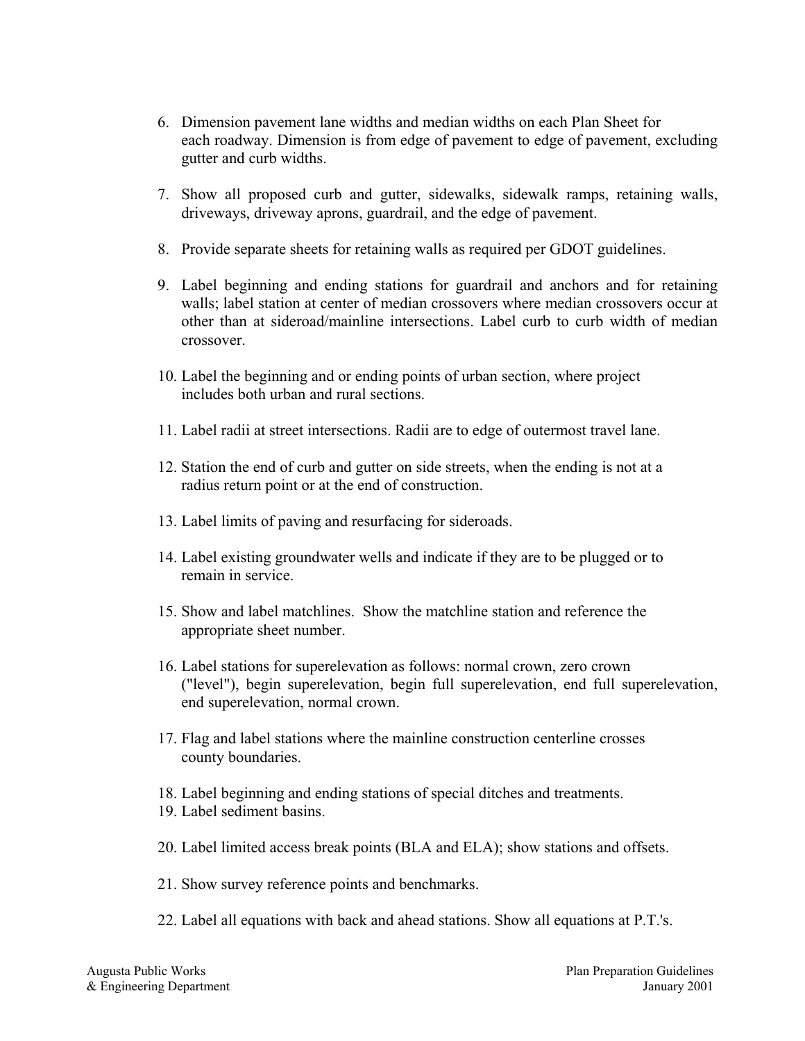6. Dimension pavement lane widths and median widths on each Plan Sheet for each roadway. Dimension is from edge of pavement to edge of pavement, excluding gutter and curb widths.

7. Show all proposed curb and gutter, sidewalks, sidewalk ramps, retaining walls, driveways, driveway aprons, guardrail, and the edge of pavement.

8. Provide separate sheets for retaining walls as required per GDOT guidelines.

9. Label beginning and ending stations for guardrail and anchors and for retaining walls; label station at center of median crossovers where median crossovers occur at other than at sideroad/mainline intersections. Label curb to curb width of median crossover.

10. Label the beginning and or ending points of urban section, where project includes both urban and rural sections.

11. Label radii at street intersections. Radii are to edge of outermost travel lane.

12. Station the end of curb and gutter on side streets, when the ending is not at a radius return point or at the end of construction.

13. Label limits of paving and resurfacing for sideroads.

14. Label existing groundwater wells and indicate if they are to be plugged or to remain in service.

15. Show and label matchlines. Show the matchline station and reference the appropriate sheet number.

16. Label stations for superelevation as follows: normal crown, zero crown ("level"), begin superelevation, begin full superelevation, end full superelevation, end superelevation, normal crown.

17. Flag and label stations where the mainline construction centerline crosses county boundaries.

18. Label beginning and ending stations of special ditches and treatments.
19. Label sediment basins.

20. Label limited access break points (BLA and ELA); show stations and offsets.

21. Show survey reference points and benchmarks.

22. Label all equations with back and ahead stations. Show all equations at P.T.'s.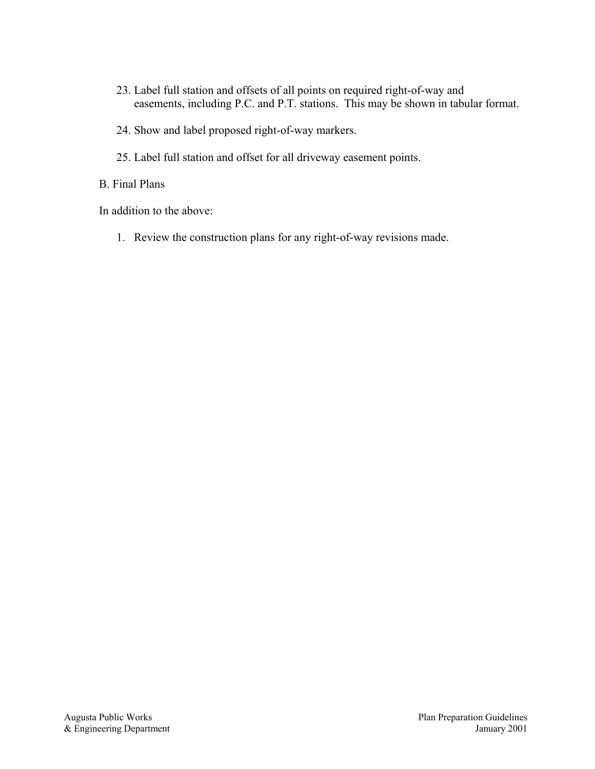23. Label full station and offsets of all points on required right-of-way and easements, including P.C. and P.T. stations. This may be shown in tabular format.

24. Show and label proposed right-of-way markers.

25. Label full station and offset for all driveway easement points.

B. Final Plans

In addition to the above:

1. Review the construction plans for any right-of-way revisions made.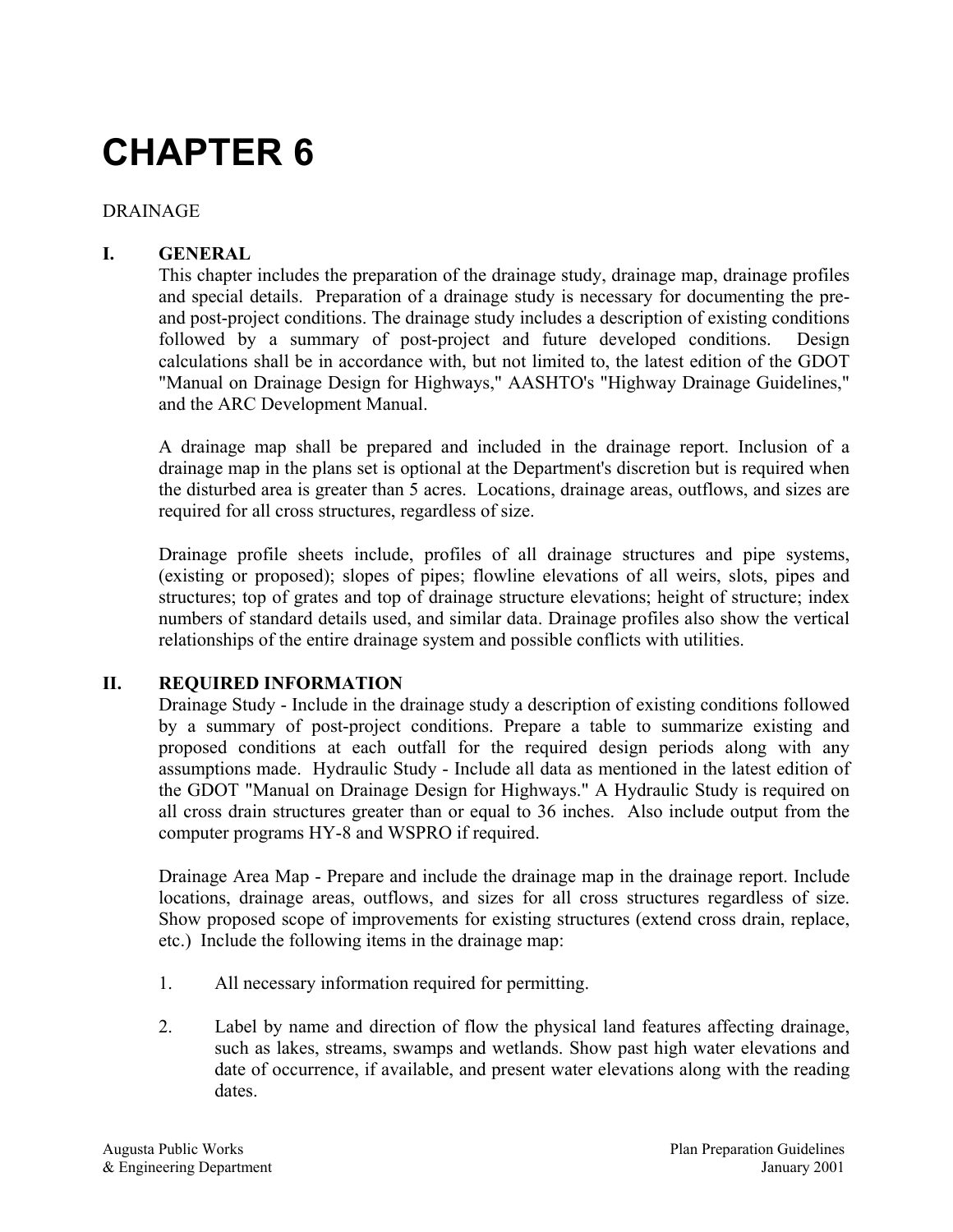# CHAPTER 6

DRAINAGE

## I. GENERAL

This chapter includes the preparation of the drainage study, drainage map, drainage profiles and special details. Preparation of a drainage study is necessary for documenting the pre- and post-project conditions. The drainage study includes a description of existing conditions followed by a summary of post-project and future developed conditions. Design calculations shall be in accordance with, but not limited to, the latest edition of the GDOT "Manual on Drainage Design for Highways," AASHTO's "Highway Drainage Guidelines," and the ARC Development Manual.

A drainage map shall be prepared and included in the drainage report. Inclusion of a drainage map in the plans set is optional at the Department's discretion but is required when the disturbed area is greater than 5 acres. Locations, drainage areas, outflows, and sizes are required for all cross structures, regardless of size.

Drainage profile sheets include, profiles of all drainage structures and pipe systems, (existing or proposed); slopes of pipes; flowline elevations of all weirs, slots, pipes and structures; top of grates and top of drainage structure elevations; height of structure; index numbers of standard details used, and similar data. Drainage profiles also show the vertical relationships of the entire drainage system and possible conflicts with utilities.

## II. REQUIRED INFORMATION

Drainage Study - Include in the drainage study a description of existing conditions followed by a summary of post-project conditions. Prepare a table to summarize existing and proposed conditions at each outfall for the required design periods along with any assumptions made. Hydraulic Study - Include all data as mentioned in the latest edition of the GDOT "Manual on Drainage Design for Highways." A Hydraulic Study is required on all cross drain structures greater than or equal to 36 inches. Also include output from the computer programs HY-8 and WSPRO if required.

Drainage Area Map - Prepare and include the drainage map in the drainage report. Include locations, drainage areas, outflows, and sizes for all cross structures regardless of size. Show proposed scope of improvements for existing structures (extend cross drain, replace, etc.) Include the following items in the drainage map:

1. All necessary information required for permitting.

2. Label by name and direction of flow the physical land features affecting drainage, such as lakes, streams, swamps and wetlands. Show past high water elevations and date of occurrence, if available, and present water elevations along with the reading dates.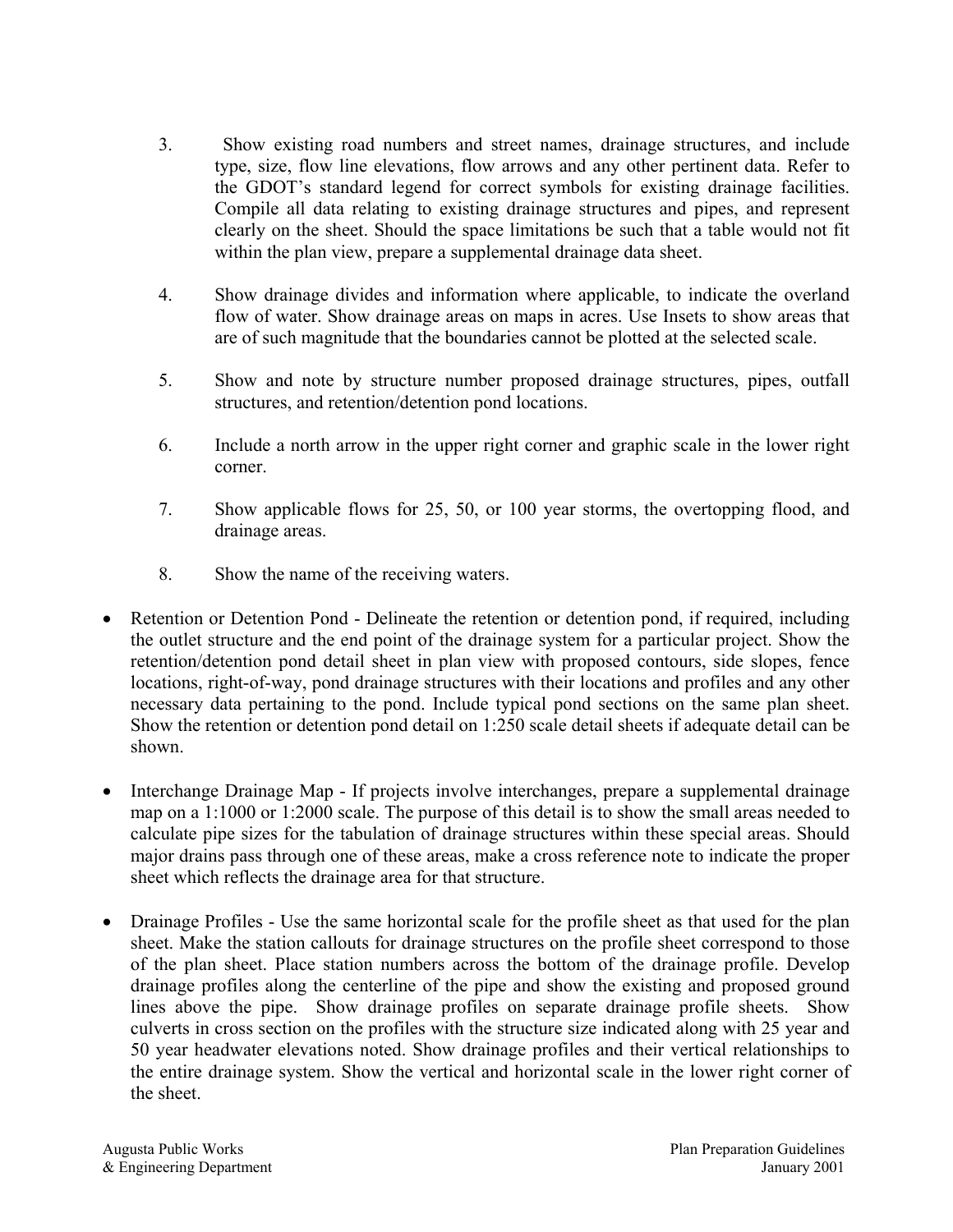3. Show existing road numbers and street names, drainage structures, and include type, size, flow line elevations, flow arrows and any other pertinent data. Refer to the GDOT's standard legend for correct symbols for existing drainage facilities. Compile all data relating to existing drainage structures and pipes, and represent clearly on the sheet. Should the space limitations be such that a table would not fit within the plan view, prepare a supplemental drainage data sheet.

4. Show drainage divides and information where applicable, to indicate the overland flow of water. Show drainage areas on maps in acres. Use Insets to show areas that are of such magnitude that the boundaries cannot be plotted at the selected scale.

5. Show and note by structure number proposed drainage structures, pipes, outfall structures, and retention/detention pond locations.

6. Include a north arrow in the upper right corner and graphic scale in the lower right corner.

7. Show applicable flows for 25, 50, or 100 year storms, the overtopping flood, and drainage areas.

8. Show the name of the receiving waters.

- Retention or Detention Pond - Delineate the retention or detention pond, if required, including the outlet structure and the end point of the drainage system for a particular project. Show the retention/detention pond detail sheet in plan view with proposed contours, side slopes, fence locations, right-of-way, pond drainage structures with their locations and profiles and any other necessary data pertaining to the pond. Include typical pond sections on the same plan sheet. Show the retention or detention pond detail on 1:250 scale detail sheets if adequate detail can be shown.

- Interchange Drainage Map - If projects involve interchanges, prepare a supplemental drainage map on a 1:1000 or 1:2000 scale. The purpose of this detail is to show the small areas needed to calculate pipe sizes for the tabulation of drainage structures within these special areas. Should major drains pass through one of these areas, make a cross reference note to indicate the proper sheet which reflects the drainage area for that structure.

- Drainage Profiles - Use the same horizontal scale for the profile sheet as that used for the plan sheet. Make the station callouts for drainage structures on the profile sheet correspond to those of the plan sheet. Place station numbers across the bottom of the drainage profile. Develop drainage profiles along the centerline of the pipe and show the existing and proposed ground lines above the pipe. Show drainage profiles on separate drainage profile sheets. Show culverts in cross section on the profiles with the structure size indicated along with 25 year and 50 year headwater elevations noted. Show drainage profiles and their vertical relationships to the entire drainage system. Show the vertical and horizontal scale in the lower right corner of the sheet.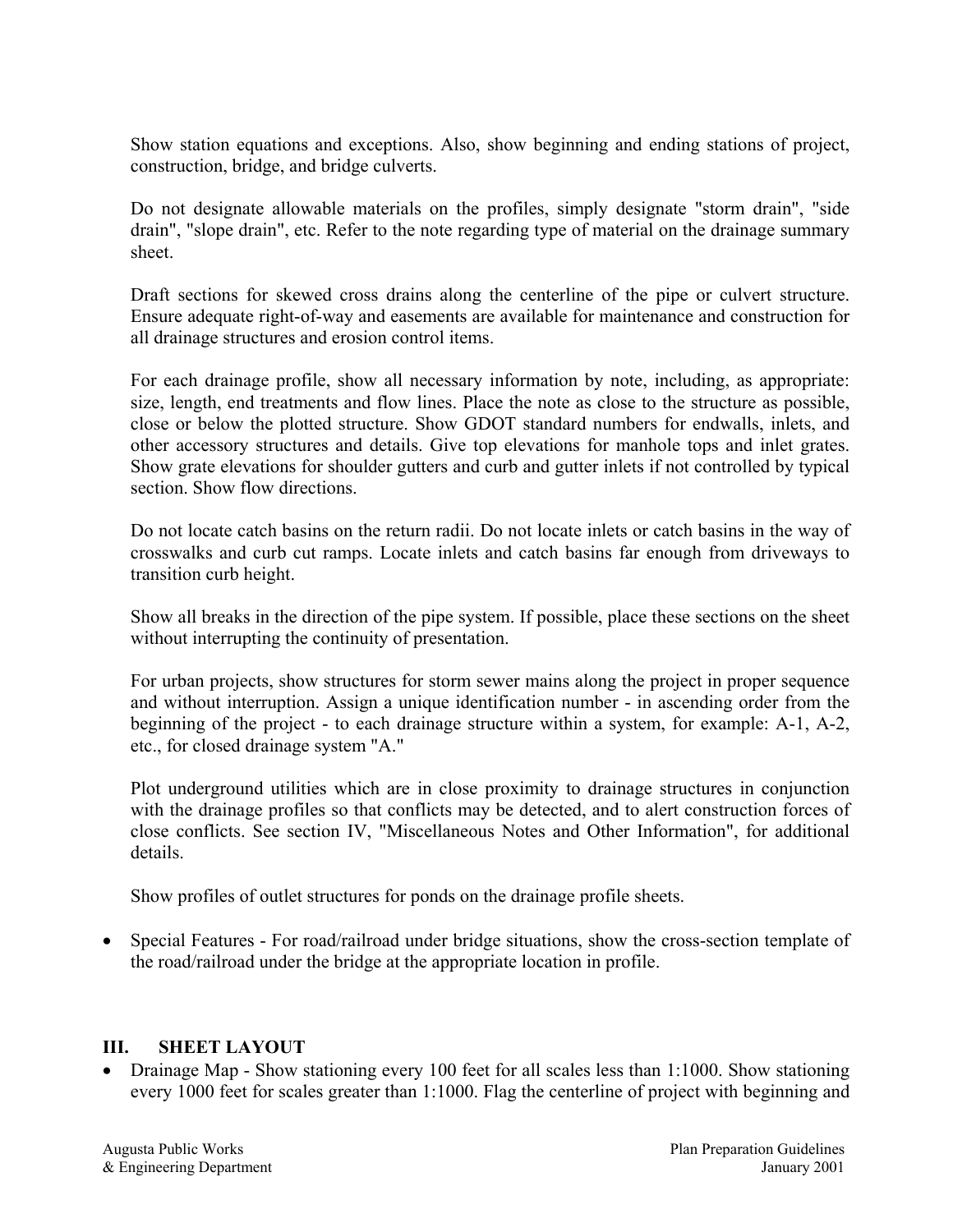Show station equations and exceptions. Also, show beginning and ending stations of project, construction, bridge, and bridge culverts.

Do not designate allowable materials on the profiles, simply designate "storm drain", "side drain", "slope drain", etc. Refer to the note regarding type of material on the drainage summary sheet.

Draft sections for skewed cross drains along the centerline of the pipe or culvert structure. Ensure adequate right-of-way and easements are available for maintenance and construction for all drainage structures and erosion control items.

For each drainage profile, show all necessary information by note, including, as appropriate: size, length, end treatments and flow lines. Place the note as close to the structure as possible, close or below the plotted structure. Show GDOT standard numbers for endwalls, inlets, and other accessory structures and details. Give top elevations for manhole tops and inlet grates. Show grate elevations for shoulder gutters and curb and gutter inlets if not controlled by typical section. Show flow directions.

Do not locate catch basins on the return radii. Do not locate inlets or catch basins in the way of crosswalks and curb cut ramps. Locate inlets and catch basins far enough from driveways to transition curb height.

Show all breaks in the direction of the pipe system. If possible, place these sections on the sheet without interrupting the continuity of presentation.

For urban projects, show structures for storm sewer mains along the project in proper sequence and without interruption. Assign a unique identification number - in ascending order from the beginning of the project - to each drainage structure within a system, for example: A-1, A-2, etc., for closed drainage system "A."

Plot underground utilities which are in close proximity to drainage structures in conjunction with the drainage profiles so that conflicts may be detected, and to alert construction forces of close conflicts. See section IV, "Miscellaneous Notes and Other Information", for additional details.

Show profiles of outlet structures for ponds on the drainage profile sheets.

- Special Features - For road/railroad under bridge situations, show the cross-section template of the road/railroad under the bridge at the appropriate location in profile.

## III. SHEET LAYOUT

- Drainage Map - Show stationing every 100 feet for all scales less than 1:1000. Show stationing every 1000 feet for scales greater than 1:1000. Flag the centerline of project with beginning and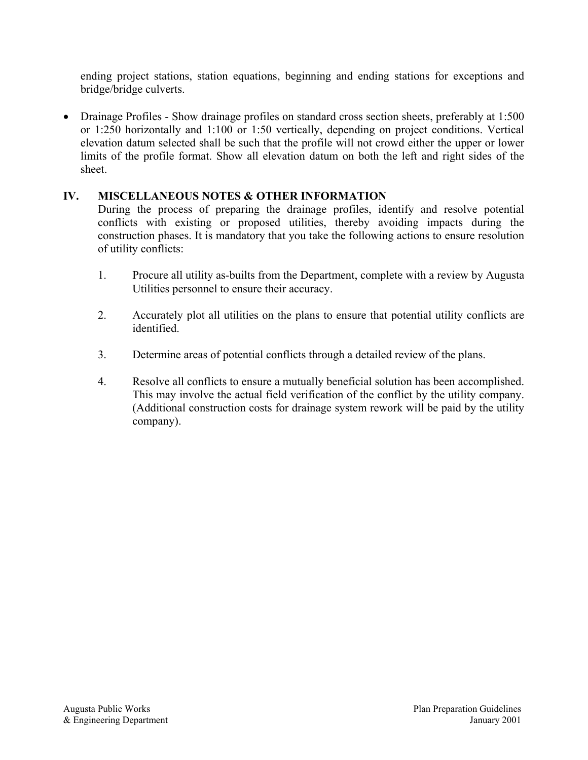ending project stations, station equations, beginning and ending stations for exceptions and bridge/bridge culverts.

- Drainage Profiles - Show drainage profiles on standard cross section sheets, preferably at 1:500 or 1:250 horizontally and 1:100 or 1:50 vertically, depending on project conditions. Vertical elevation datum selected shall be such that the profile will not crowd either the upper or lower limits of the profile format. Show all elevation datum on both the left and right sides of the sheet.

## IV. MISCELLANEOUS NOTES & OTHER INFORMATION

During the process of preparing the drainage profiles, identify and resolve potential conflicts with existing or proposed utilities, thereby avoiding impacts during the construction phases. It is mandatory that you take the following actions to ensure resolution of utility conflicts:

1. Procure all utility as-builts from the Department, complete with a review by Augusta Utilities personnel to ensure their accuracy.

2. Accurately plot all utilities on the plans to ensure that potential utility conflicts are identified.

3. Determine areas of potential conflicts through a detailed review of the plans.

4. Resolve all conflicts to ensure a mutually beneficial solution has been accomplished. This may involve the actual field verification of the conflict by the utility company. (Additional construction costs for drainage system rework will be paid by the utility company).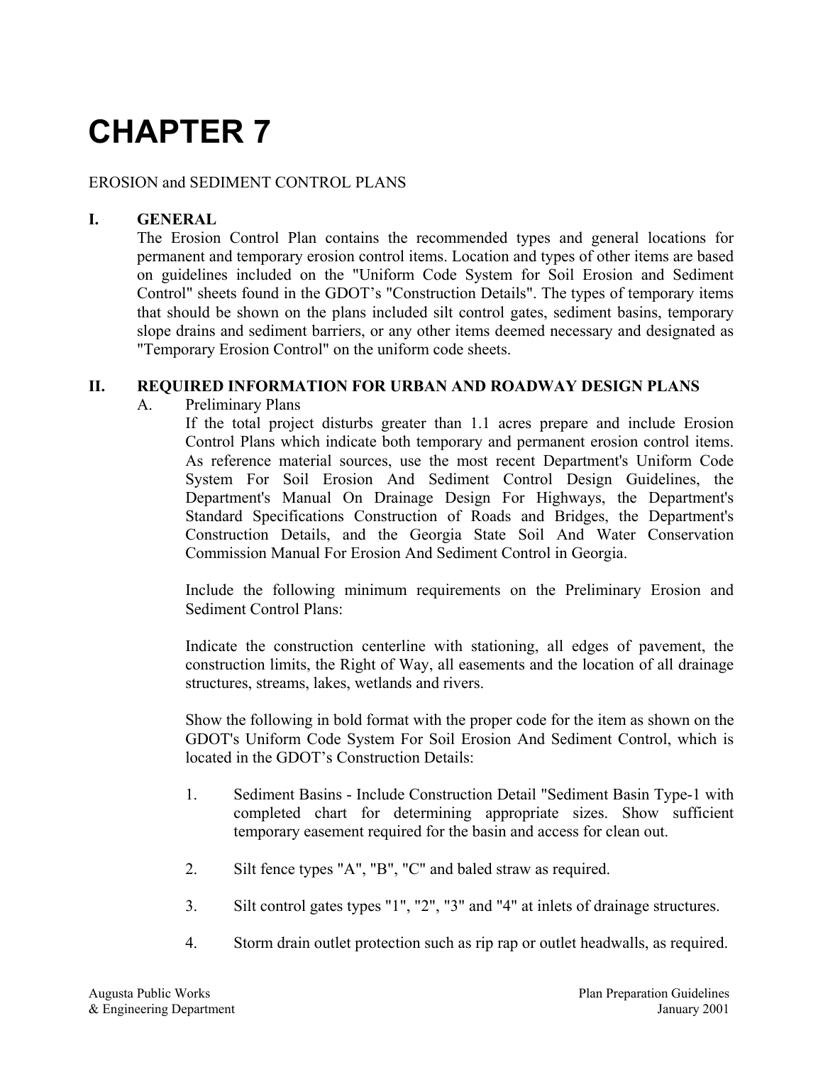# CHAPTER 7

EROSION and SEDIMENT CONTROL PLANS

## I. GENERAL

The Erosion Control Plan contains the recommended types and general locations for permanent and temporary erosion control items. Location and types of other items are based on guidelines included on the "Uniform Code System for Soil Erosion and Sediment Control" sheets found in the GDOT's "Construction Details". The types of temporary items that should be shown on the plans included silt control gates, sediment basins, temporary slope drains and sediment barriers, or any other items deemed necessary and designated as "Temporary Erosion Control" on the uniform code sheets.

## II. REQUIRED INFORMATION FOR URBAN AND ROADWAY DESIGN PLANS

### A. Preliminary Plans

If the total project disturbs greater than 1.1 acres prepare and include Erosion Control Plans which indicate both temporary and permanent erosion control items. As reference material sources, use the most recent Department's Uniform Code System For Soil Erosion And Sediment Control Design Guidelines, the Department's Manual On Drainage Design For Highways, the Department's Standard Specifications Construction of Roads and Bridges, the Department's Construction Details, and the Georgia State Soil And Water Conservation Commission Manual For Erosion And Sediment Control in Georgia.

Include the following minimum requirements on the Preliminary Erosion and Sediment Control Plans:

Indicate the construction centerline with stationing, all edges of pavement, the construction limits, the Right of Way, all easements and the location of all drainage structures, streams, lakes, wetlands and rivers.

Show the following in bold format with the proper code for the item as shown on the GDOT's Uniform Code System For Soil Erosion And Sediment Control, which is located in the GDOT's Construction Details:

1. Sediment Basins - Include Construction Detail "Sediment Basin Type-1 with completed chart for determining appropriate sizes. Show sufficient temporary easement required for the basin and access for clean out.

2. Silt fence types "A", "B", "C" and baled straw as required.

3. Silt control gates types "1", "2", "3" and "4" at inlets of drainage structures.

4. Storm drain outlet protection such as rip rap or outlet headwalls, as required.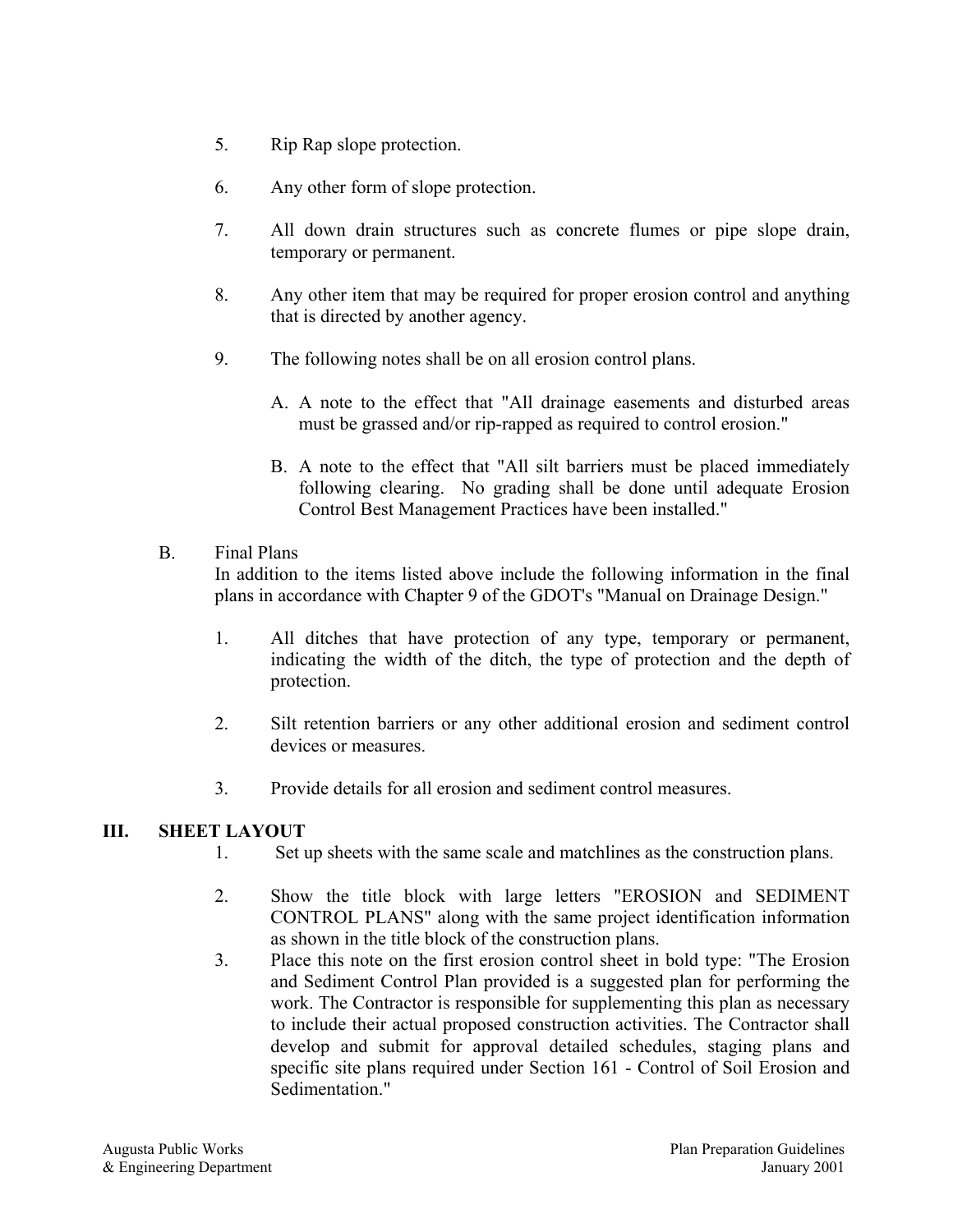5. Rip Rap slope protection.

6. Any other form of slope protection.

7. All down drain structures such as concrete flumes or pipe slope drain, temporary or permanent.

8. Any other item that may be required for proper erosion control and anything that is directed by another agency.

9. The following notes shall be on all erosion control plans.

   A. A note to the effect that "All drainage easements and disturbed areas must be grassed and/or rip-rapped as required to control erosion."

   B. A note to the effect that "All silt barriers must be placed immediately following clearing. No grading shall be done until adequate Erosion Control Best Management Practices have been installed."

B. Final Plans

In addition to the items listed above include the following information in the final plans in accordance with Chapter 9 of the GDOT's "Manual on Drainage Design."

1. All ditches that have protection of any type, temporary or permanent, indicating the width of the ditch, the type of protection and the depth of protection.

2. Silt retention barriers or any other additional erosion and sediment control devices or measures.

3. Provide details for all erosion and sediment control measures.

## III. SHEET LAYOUT

1. Set up sheets with the same scale and matchlines as the construction plans.

2. Show the title block with large letters "EROSION and SEDIMENT CONTROL PLANS" along with the same project identification information as shown in the title block of the construction plans.

3. Place this note on the first erosion control sheet in bold type: "The Erosion and Sediment Control Plan provided is a suggested plan for performing the work. The Contractor is responsible for supplementing this plan as necessary to include their actual proposed construction activities. The Contractor shall develop and submit for approval detailed schedules, staging plans and specific site plans required under Section 161 - Control of Soil Erosion and Sedimentation."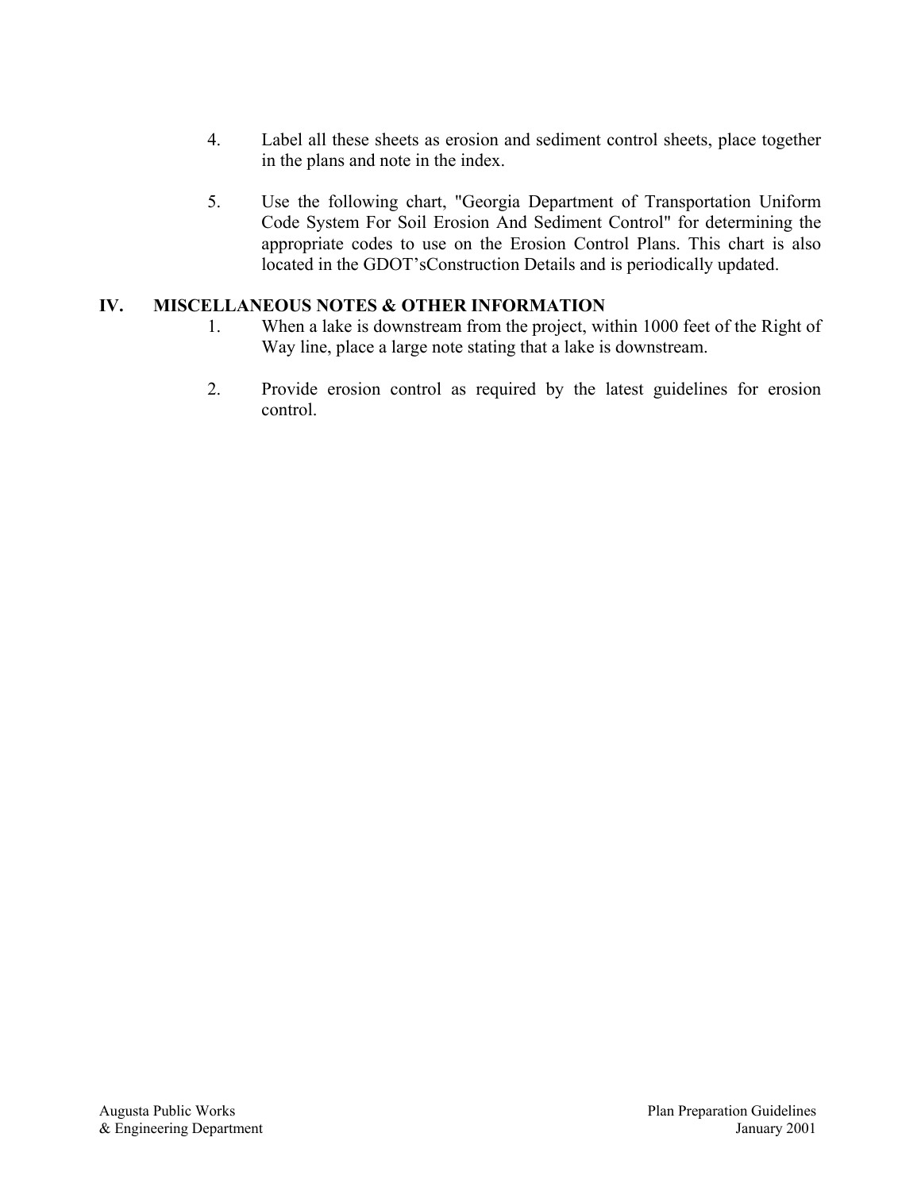4. Label all these sheets as erosion and sediment control sheets, place together in the plans and note in the index.

5. Use the following chart, "Georgia Department of Transportation Uniform Code System For Soil Erosion And Sediment Control" for determining the appropriate codes to use on the Erosion Control Plans. This chart is also located in the GDOT'sConstruction Details and is periodically updated.

## IV. MISCELLANEOUS NOTES & OTHER INFORMATION

1. When a lake is downstream from the project, within 1000 feet of the Right of Way line, place a large note stating that a lake is downstream.

2. Provide erosion control as required by the latest guidelines for erosion control.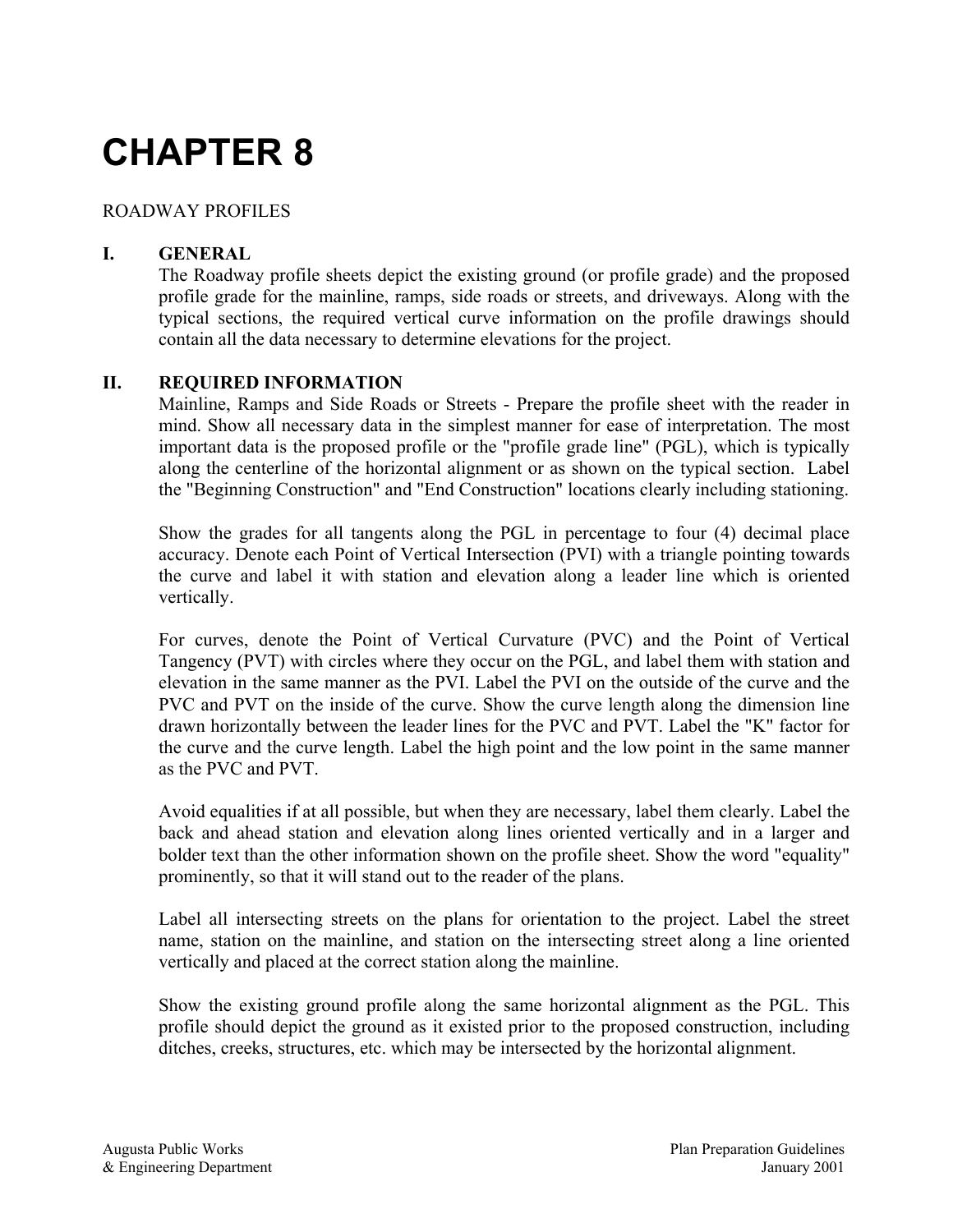# CHAPTER 8

ROADWAY PROFILES

## I. GENERAL

The Roadway profile sheets depict the existing ground (or profile grade) and the proposed profile grade for the mainline, ramps, side roads or streets, and driveways. Along with the typical sections, the required vertical curve information on the profile drawings should contain all the data necessary to determine elevations for the project.

## II. REQUIRED INFORMATION

Mainline, Ramps and Side Roads or Streets - Prepare the profile sheet with the reader in mind. Show all necessary data in the simplest manner for ease of interpretation. The most important data is the proposed profile or the "profile grade line" (PGL), which is typically along the centerline of the horizontal alignment or as shown on the typical section. Label the "Beginning Construction" and "End Construction" locations clearly including stationing.

Show the grades for all tangents along the PGL in percentage to four (4) decimal place accuracy. Denote each Point of Vertical Intersection (PVI) with a triangle pointing towards the curve and label it with station and elevation along a leader line which is oriented vertically.

For curves, denote the Point of Vertical Curvature (PVC) and the Point of Vertical Tangency (PVT) with circles where they occur on the PGL, and label them with station and elevation in the same manner as the PVI. Label the PVI on the outside of the curve and the PVC and PVT on the inside of the curve. Show the curve length along the dimension line drawn horizontally between the leader lines for the PVC and PVT. Label the "K" factor for the curve and the curve length. Label the high point and the low point in the same manner as the PVC and PVT.

Avoid equalities if at all possible, but when they are necessary, label them clearly. Label the back and ahead station and elevation along lines oriented vertically and in a larger and bolder text than the other information shown on the profile sheet. Show the word "equality" prominently, so that it will stand out to the reader of the plans.

Label all intersecting streets on the plans for orientation to the project. Label the street name, station on the mainline, and station on the intersecting street along a line oriented vertically and placed at the correct station along the mainline.

Show the existing ground profile along the same horizontal alignment as the PGL. This profile should depict the ground as it existed prior to the proposed construction, including ditches, creeks, structures, etc. which may be intersected by the horizontal alignment.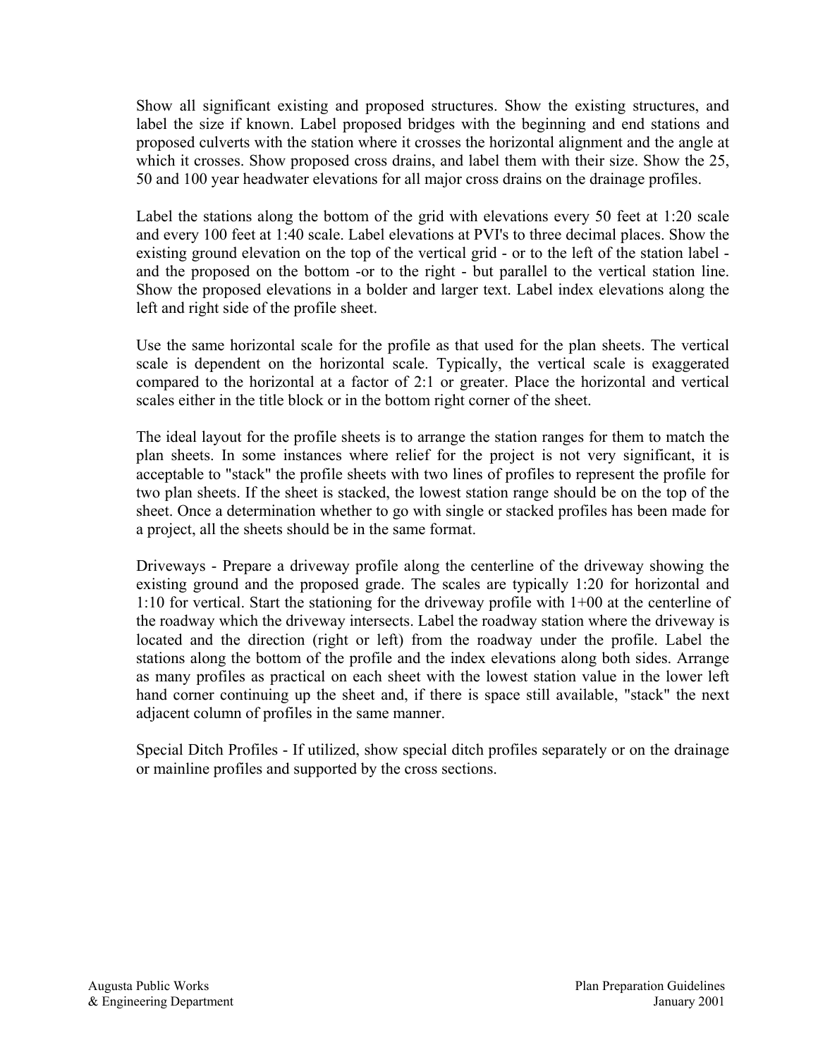Show all significant existing and proposed structures. Show the existing structures, and label the size if known. Label proposed bridges with the beginning and end stations and proposed culverts with the station where it crosses the horizontal alignment and the angle at which it crosses. Show proposed cross drains, and label them with their size. Show the 25, 50 and 100 year headwater elevations for all major cross drains on the drainage profiles.

Label the stations along the bottom of the grid with elevations every 50 feet at 1:20 scale and every 100 feet at 1:40 scale. Label elevations at PVI's to three decimal places. Show the existing ground elevation on the top of the vertical grid - or to the left of the station label - and the proposed on the bottom -or to the right - but parallel to the vertical station line. Show the proposed elevations in a bolder and larger text. Label index elevations along the left and right side of the profile sheet.

Use the same horizontal scale for the profile as that used for the plan sheets. The vertical scale is dependent on the horizontal scale. Typically, the vertical scale is exaggerated compared to the horizontal at a factor of 2:1 or greater. Place the horizontal and vertical scales either in the title block or in the bottom right corner of the sheet.

The ideal layout for the profile sheets is to arrange the station ranges for them to match the plan sheets. In some instances where relief for the project is not very significant, it is acceptable to "stack" the profile sheets with two lines of profiles to represent the profile for two plan sheets. If the sheet is stacked, the lowest station range should be on the top of the sheet. Once a determination whether to go with single or stacked profiles has been made for a project, all the sheets should be in the same format.

Driveways - Prepare a driveway profile along the centerline of the driveway showing the existing ground and the proposed grade. The scales are typically 1:20 for horizontal and 1:10 for vertical. Start the stationing for the driveway profile with 1+00 at the centerline of the roadway which the driveway intersects. Label the roadway station where the driveway is located and the direction (right or left) from the roadway under the profile. Label the stations along the bottom of the profile and the index elevations along both sides. Arrange as many profiles as practical on each sheet with the lowest station value in the lower left hand corner continuing up the sheet and, if there is space still available, "stack" the next adjacent column of profiles in the same manner.

Special Ditch Profiles - If utilized, show special ditch profiles separately or on the drainage or mainline profiles and supported by the cross sections.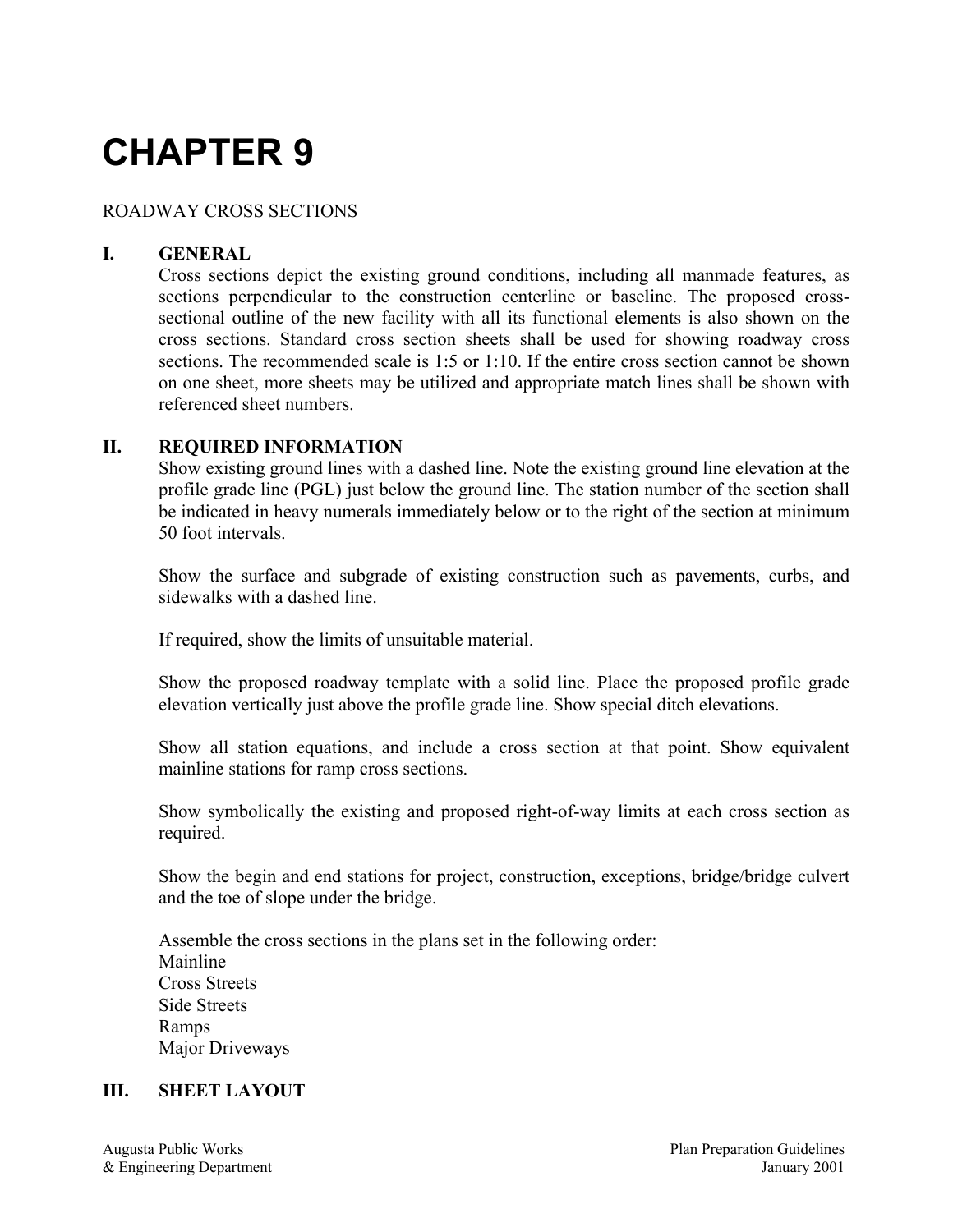# CHAPTER 9

ROADWAY CROSS SECTIONS

## I. GENERAL

Cross sections depict the existing ground conditions, including all manmade features, as sections perpendicular to the construction centerline or baseline. The proposed cross-sectional outline of the new facility with all its functional elements is also shown on the cross sections. Standard cross section sheets shall be used for showing roadway cross sections. The recommended scale is 1:5 or 1:10. If the entire cross section cannot be shown on one sheet, more sheets may be utilized and appropriate match lines shall be shown with referenced sheet numbers.

## II. REQUIRED INFORMATION

Show existing ground lines with a dashed line. Note the existing ground line elevation at the profile grade line (PGL) just below the ground line. The station number of the section shall be indicated in heavy numerals immediately below or to the right of the section at minimum 50 foot intervals.

Show the surface and subgrade of existing construction such as pavements, curbs, and sidewalks with a dashed line.

If required, show the limits of unsuitable material.

Show the proposed roadway template with a solid line. Place the proposed profile grade elevation vertically just above the profile grade line. Show special ditch elevations.

Show all station equations, and include a cross section at that point. Show equivalent mainline stations for ramp cross sections.

Show symbolically the existing and proposed right-of-way limits at each cross section as required.

Show the begin and end stations for project, construction, exceptions, bridge/bridge culvert and the toe of slope under the bridge.

Assemble the cross sections in the plans set in the following order:
Mainline
Cross Streets
Side Streets
Ramps
Major Driveways

## III. SHEET LAYOUT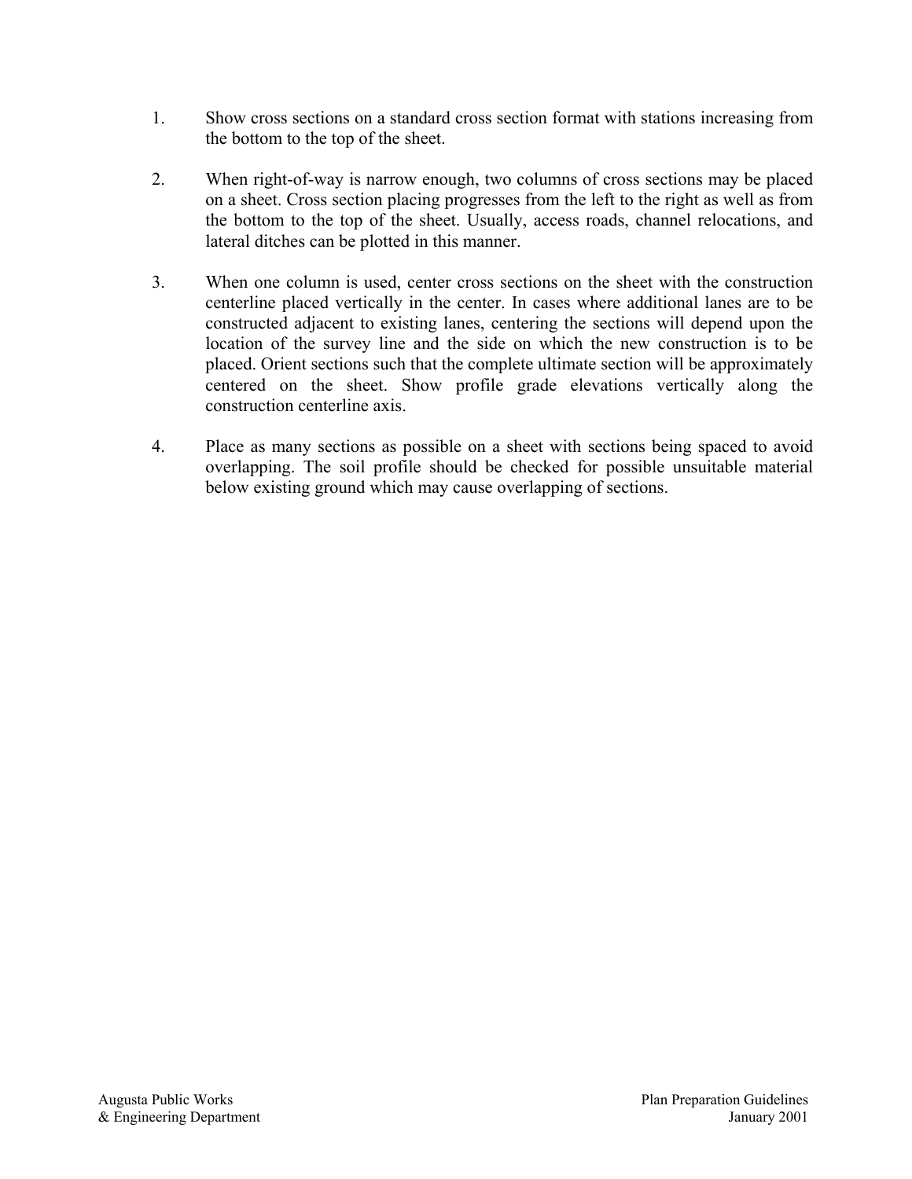1. Show cross sections on a standard cross section format with stations increasing from the bottom to the top of the sheet.

2. When right-of-way is narrow enough, two columns of cross sections may be placed on a sheet. Cross section placing progresses from the left to the right as well as from the bottom to the top of the sheet. Usually, access roads, channel relocations, and lateral ditches can be plotted in this manner.

3. When one column is used, center cross sections on the sheet with the construction centerline placed vertically in the center. In cases where additional lanes are to be constructed adjacent to existing lanes, centering the sections will depend upon the location of the survey line and the side on which the new construction is to be placed. Orient sections such that the complete ultimate section will be approximately centered on the sheet. Show profile grade elevations vertically along the construction centerline axis.

4. Place as many sections as possible on a sheet with sections being spaced to avoid overlapping. The soil profile should be checked for possible unsuitable material below existing ground which may cause overlapping of sections.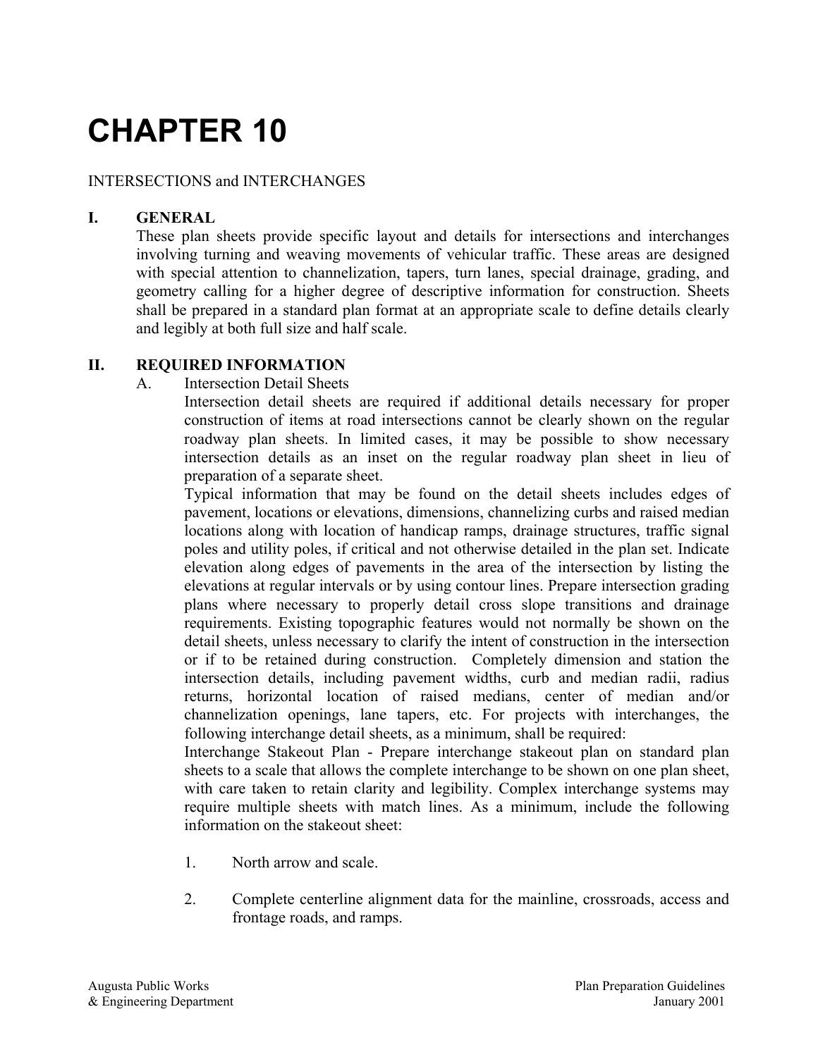# CHAPTER 10

INTERSECTIONS and INTERCHANGES

## I. GENERAL

These plan sheets provide specific layout and details for intersections and interchanges involving turning and weaving movements of vehicular traffic. These areas are designed with special attention to channelization, tapers, turn lanes, special drainage, grading, and geometry calling for a higher degree of descriptive information for construction. Sheets shall be prepared in a standard plan format at an appropriate scale to define details clearly and legibly at both full size and half scale.

## II. REQUIRED INFORMATION

A. Intersection Detail Sheets

Intersection detail sheets are required if additional details necessary for proper construction of items at road intersections cannot be clearly shown on the regular roadway plan sheets. In limited cases, it may be possible to show necessary intersection details as an inset on the regular roadway plan sheet in lieu of preparation of a separate sheet.

Typical information that may be found on the detail sheets includes edges of pavement, locations or elevations, dimensions, channelizing curbs and raised median locations along with location of handicap ramps, drainage structures, traffic signal poles and utility poles, if critical and not otherwise detailed in the plan set. Indicate elevation along edges of pavements in the area of the intersection by listing the elevations at regular intervals or by using contour lines. Prepare intersection grading plans where necessary to properly detail cross slope transitions and drainage requirements. Existing topographic features would not normally be shown on the detail sheets, unless necessary to clarify the intent of construction in the intersection or if to be retained during construction. Completely dimension and station the intersection details, including pavement widths, curb and median radii, radius returns, horizontal location of raised medians, center of median and/or channelization openings, lane tapers, etc. For projects with interchanges, the following interchange detail sheets, as a minimum, shall be required:

Interchange Stakeout Plan - Prepare interchange stakeout plan on standard plan sheets to a scale that allows the complete interchange to be shown on one plan sheet, with care taken to retain clarity and legibility. Complex interchange systems may require multiple sheets with match lines. As a minimum, include the following information on the stakeout sheet:

1. North arrow and scale.

2. Complete centerline alignment data for the mainline, crossroads, access and frontage roads, and ramps.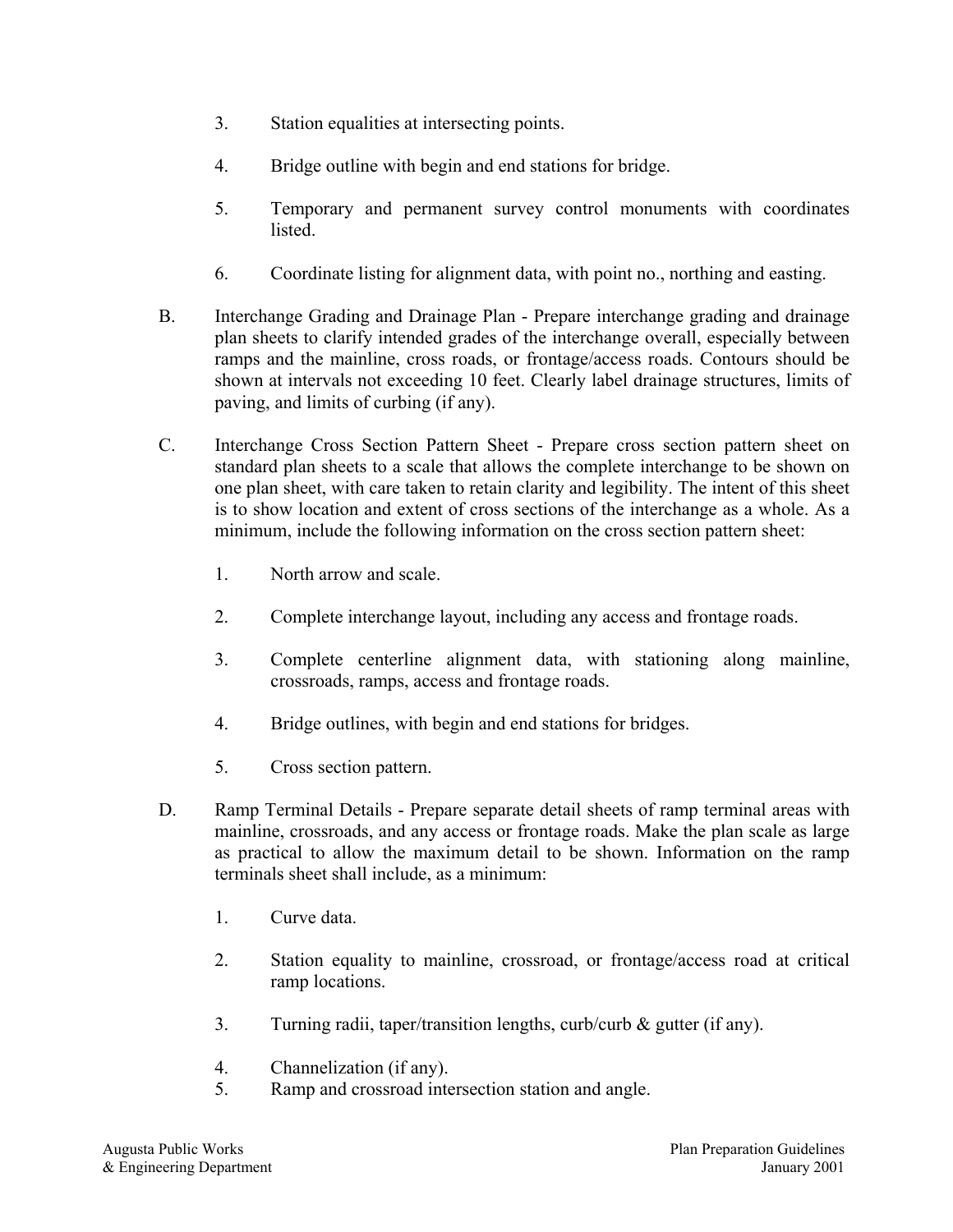3. Station equalities at intersecting points.

4. Bridge outline with begin and end stations for bridge.

5. Temporary and permanent survey control monuments with coordinates listed.

6. Coordinate listing for alignment data, with point no., northing and easting.

B. Interchange Grading and Drainage Plan - Prepare interchange grading and drainage plan sheets to clarify intended grades of the interchange overall, especially between ramps and the mainline, cross roads, or frontage/access roads. Contours should be shown at intervals not exceeding 10 feet. Clearly label drainage structures, limits of paving, and limits of curbing (if any).

C. Interchange Cross Section Pattern Sheet - Prepare cross section pattern sheet on standard plan sheets to a scale that allows the complete interchange to be shown on one plan sheet, with care taken to retain clarity and legibility. The intent of this sheet is to show location and extent of cross sections of the interchange as a whole. As a minimum, include the following information on the cross section pattern sheet:

   1. North arrow and scale.

   2. Complete interchange layout, including any access and frontage roads.

   3. Complete centerline alignment data, with stationing along mainline, crossroads, ramps, access and frontage roads.

   4. Bridge outlines, with begin and end stations for bridges.

   5. Cross section pattern.

D. Ramp Terminal Details - Prepare separate detail sheets of ramp terminal areas with mainline, crossroads, and any access or frontage roads. Make the plan scale as large as practical to allow the maximum detail to be shown. Information on the ramp terminals sheet shall include, as a minimum:

   1. Curve data.

   2. Station equality to mainline, crossroad, or frontage/access road at critical ramp locations.

   3. Turning radii, taper/transition lengths, curb/curb & gutter (if any).

   4. Channelization (if any).

   5. Ramp and crossroad intersection station and angle.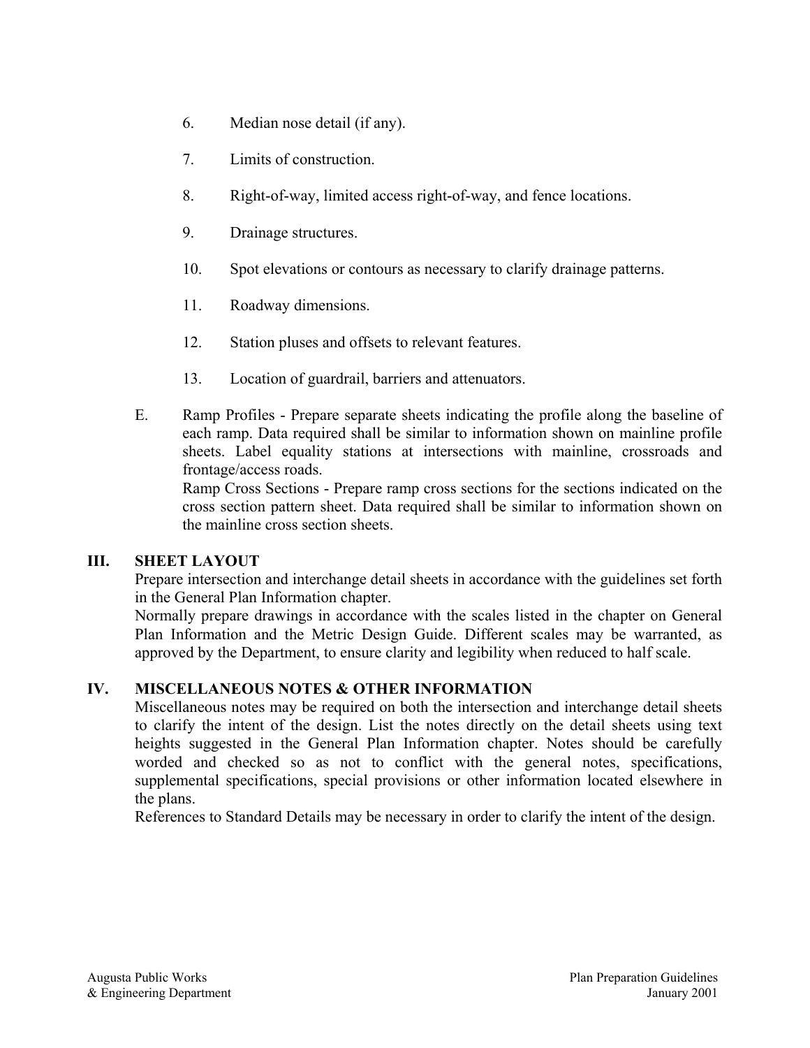6. Median nose detail (if any).

7. Limits of construction.

8. Right-of-way, limited access right-of-way, and fence locations.

9. Drainage structures.

10. Spot elevations or contours as necessary to clarify drainage patterns.

11. Roadway dimensions.

12. Station pluses and offsets to relevant features.

13. Location of guardrail, barriers and attenuators.

E. Ramp Profiles - Prepare separate sheets indicating the profile along the baseline of each ramp. Data required shall be similar to information shown on mainline profile sheets. Label equality stations at intersections with mainline, crossroads and frontage/access roads.

   Ramp Cross Sections - Prepare ramp cross sections for the sections indicated on the cross section pattern sheet. Data required shall be similar to information shown on the mainline cross section sheets.

## III. SHEET LAYOUT

Prepare intersection and interchange detail sheets in accordance with the guidelines set forth in the General Plan Information chapter.

Normally prepare drawings in accordance with the scales listed in the chapter on General Plan Information and the Metric Design Guide. Different scales may be warranted, as approved by the Department, to ensure clarity and legibility when reduced to half scale.

## IV. MISCELLANEOUS NOTES & OTHER INFORMATION

Miscellaneous notes may be required on both the intersection and interchange detail sheets to clarify the intent of the design. List the notes directly on the detail sheets using text heights suggested in the General Plan Information chapter. Notes should be carefully worded and checked so as not to conflict with the general notes, specifications, supplemental specifications, special provisions or other information located elsewhere in the plans.

References to Standard Details may be necessary in order to clarify the intent of the design.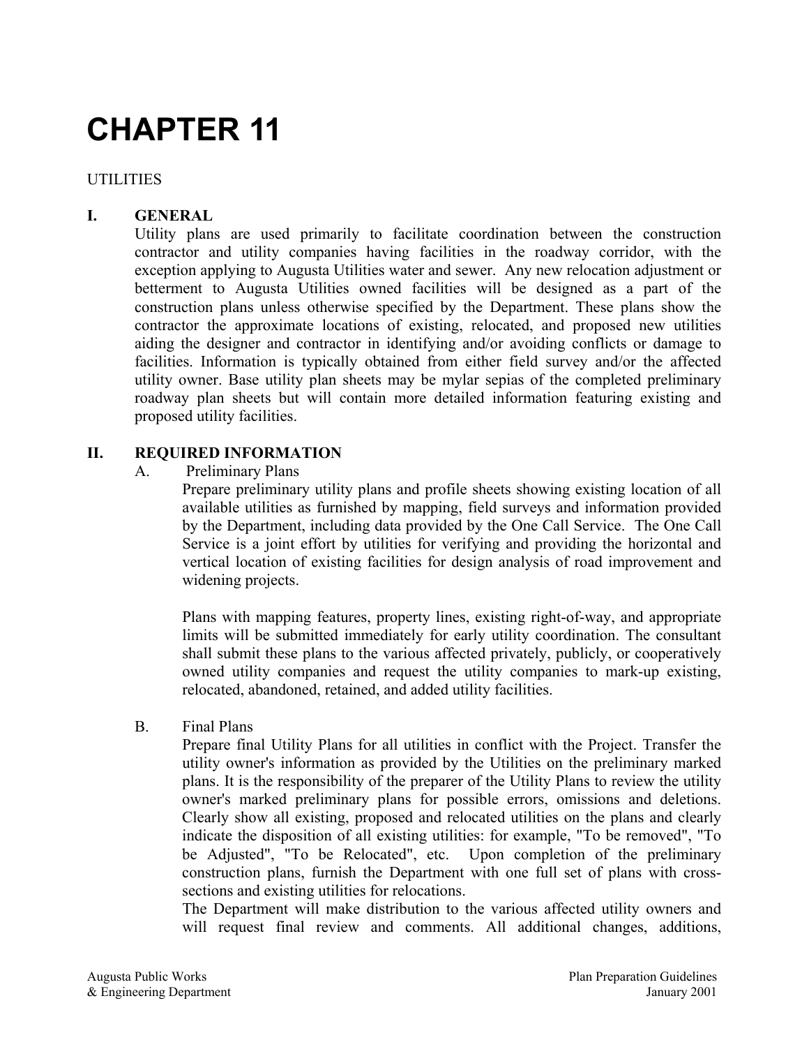# CHAPTER 11

UTILITIES

## I. GENERAL

Utility plans are used primarily to facilitate coordination between the construction contractor and utility companies having facilities in the roadway corridor, with the exception applying to Augusta Utilities water and sewer. Any new relocation adjustment or betterment to Augusta Utilities owned facilities will be designed as a part of the construction plans unless otherwise specified by the Department. These plans show the contractor the approximate locations of existing, relocated, and proposed new utilities aiding the designer and contractor in identifying and/or avoiding conflicts or damage to facilities. Information is typically obtained from either field survey and/or the affected utility owner. Base utility plan sheets may be mylar sepias of the completed preliminary roadway plan sheets but will contain more detailed information featuring existing and proposed utility facilities.

## II. REQUIRED INFORMATION

### A. Preliminary Plans

Prepare preliminary utility plans and profile sheets showing existing location of all available utilities as furnished by mapping, field surveys and information provided by the Department, including data provided by the One Call Service. The One Call Service is a joint effort by utilities for verifying and providing the horizontal and vertical location of existing facilities for design analysis of road improvement and widening projects.

Plans with mapping features, property lines, existing right-of-way, and appropriate limits will be submitted immediately for early utility coordination. The consultant shall submit these plans to the various affected privately, publicly, or cooperatively owned utility companies and request the utility companies to mark-up existing, relocated, abandoned, retained, and added utility facilities.

### B. Final Plans

Prepare final Utility Plans for all utilities in conflict with the Project. Transfer the utility owner's information as provided by the Utilities on the preliminary marked plans. It is the responsibility of the preparer of the Utility Plans to review the utility owner's marked preliminary plans for possible errors, omissions and deletions. Clearly show all existing, proposed and relocated utilities on the plans and clearly indicate the disposition of all existing utilities: for example, "To be removed", "To be Adjusted", "To be Relocated", etc. Upon completion of the preliminary construction plans, furnish the Department with one full set of plans with cross-sections and existing utilities for relocations.

The Department will make distribution to the various affected utility owners and will request final review and comments. All additional changes, additions,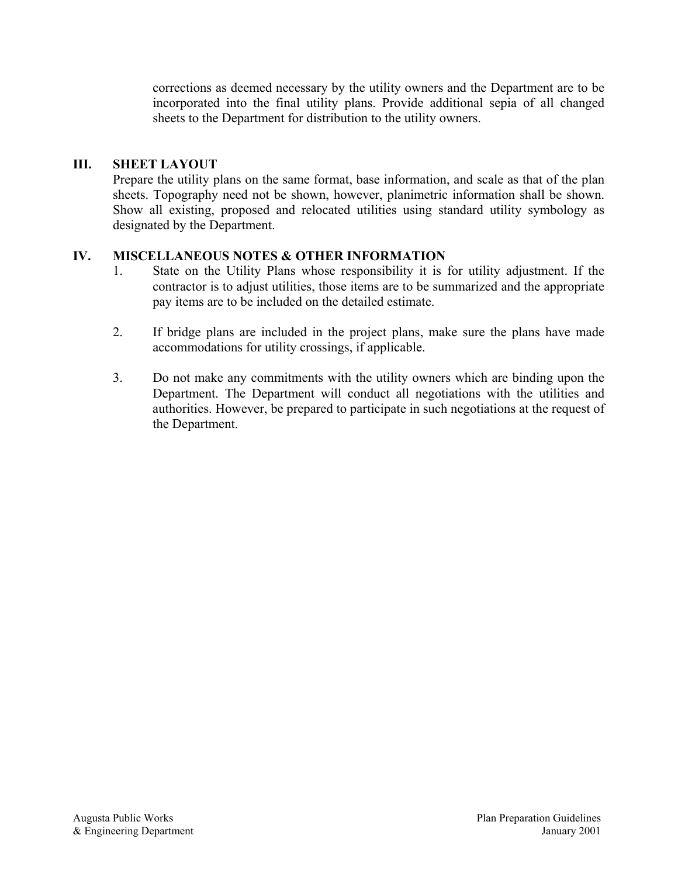corrections as deemed necessary by the utility owners and the Department are to be incorporated into the final utility plans. Provide additional sepia of all changed sheets to the Department for distribution to the utility owners.

## III. SHEET LAYOUT

Prepare the utility plans on the same format, base information, and scale as that of the plan sheets. Topography need not be shown, however, planimetric information shall be shown. Show all existing, proposed and relocated utilities using standard utility symbology as designated by the Department.

## IV. MISCELLANEOUS NOTES & OTHER INFORMATION

1. State on the Utility Plans whose responsibility it is for utility adjustment. If the contractor is to adjust utilities, those items are to be summarized and the appropriate pay items are to be included on the detailed estimate.

2. If bridge plans are included in the project plans, make sure the plans have made accommodations for utility crossings, if applicable.

3. Do not make any commitments with the utility owners which are binding upon the Department. The Department will conduct all negotiations with the utilities and authorities. However, be prepared to participate in such negotiations at the request of the Department.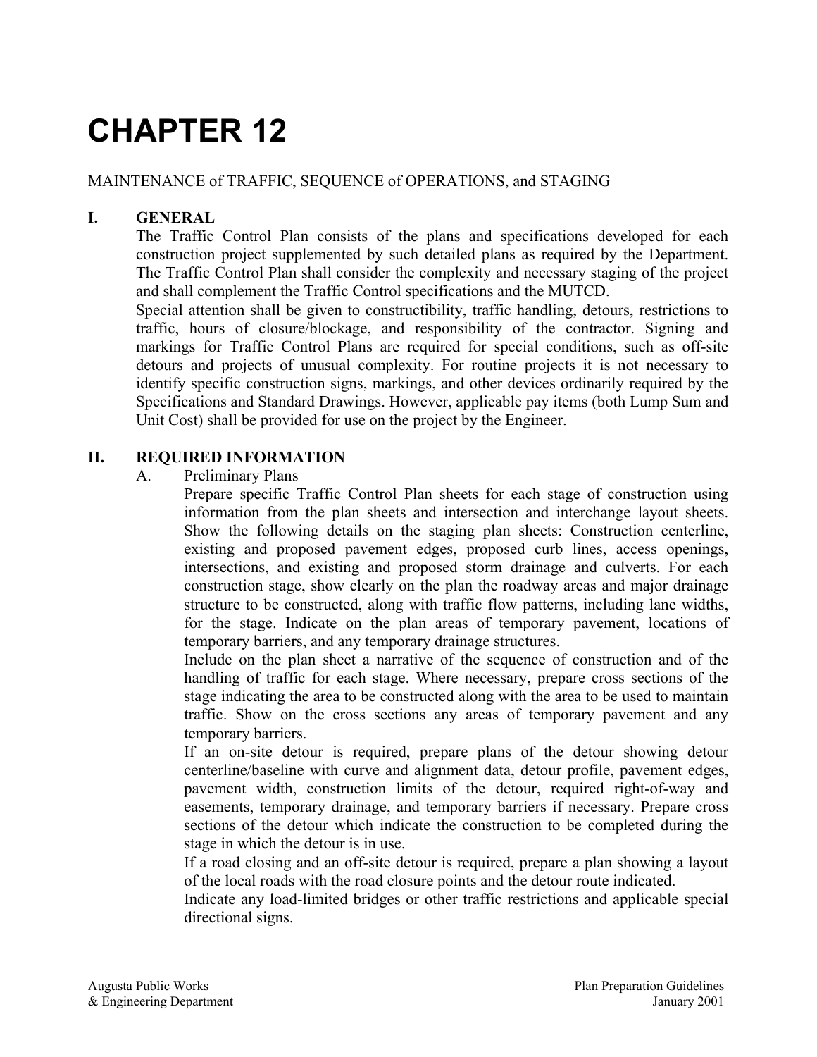# CHAPTER 12

MAINTENANCE of TRAFFIC, SEQUENCE of OPERATIONS, and STAGING

## I. GENERAL

The Traffic Control Plan consists of the plans and specifications developed for each construction project supplemented by such detailed plans as required by the Department. The Traffic Control Plan shall consider the complexity and necessary staging of the project and shall complement the Traffic Control specifications and the MUTCD.

Special attention shall be given to constructibility, traffic handling, detours, restrictions to traffic, hours of closure/blockage, and responsibility of the contractor. Signing and markings for Traffic Control Plans are required for special conditions, such as off-site detours and projects of unusual complexity. For routine projects it is not necessary to identify specific construction signs, markings, and other devices ordinarily required by the Specifications and Standard Drawings. However, applicable pay items (both Lump Sum and Unit Cost) shall be provided for use on the project by the Engineer.

## II. REQUIRED INFORMATION

### A. Preliminary Plans

Prepare specific Traffic Control Plan sheets for each stage of construction using information from the plan sheets and intersection and interchange layout sheets. Show the following details on the staging plan sheets: Construction centerline, existing and proposed pavement edges, proposed curb lines, access openings, intersections, and existing and proposed storm drainage and culverts. For each construction stage, show clearly on the plan the roadway areas and major drainage structure to be constructed, along with traffic flow patterns, including lane widths, for the stage. Indicate on the plan areas of temporary pavement, locations of temporary barriers, and any temporary drainage structures.

Include on the plan sheet a narrative of the sequence of construction and of the handling of traffic for each stage. Where necessary, prepare cross sections of the stage indicating the area to be constructed along with the area to be used to maintain traffic. Show on the cross sections any areas of temporary pavement and any temporary barriers.

If an on-site detour is required, prepare plans of the detour showing detour centerline/baseline with curve and alignment data, detour profile, pavement edges, pavement width, construction limits of the detour, required right-of-way and easements, temporary drainage, and temporary barriers if necessary. Prepare cross sections of the detour which indicate the construction to be completed during the stage in which the detour is in use.

If a road closing and an off-site detour is required, prepare a plan showing a layout of the local roads with the road closure points and the detour route indicated.

Indicate any load-limited bridges or other traffic restrictions and applicable special directional signs.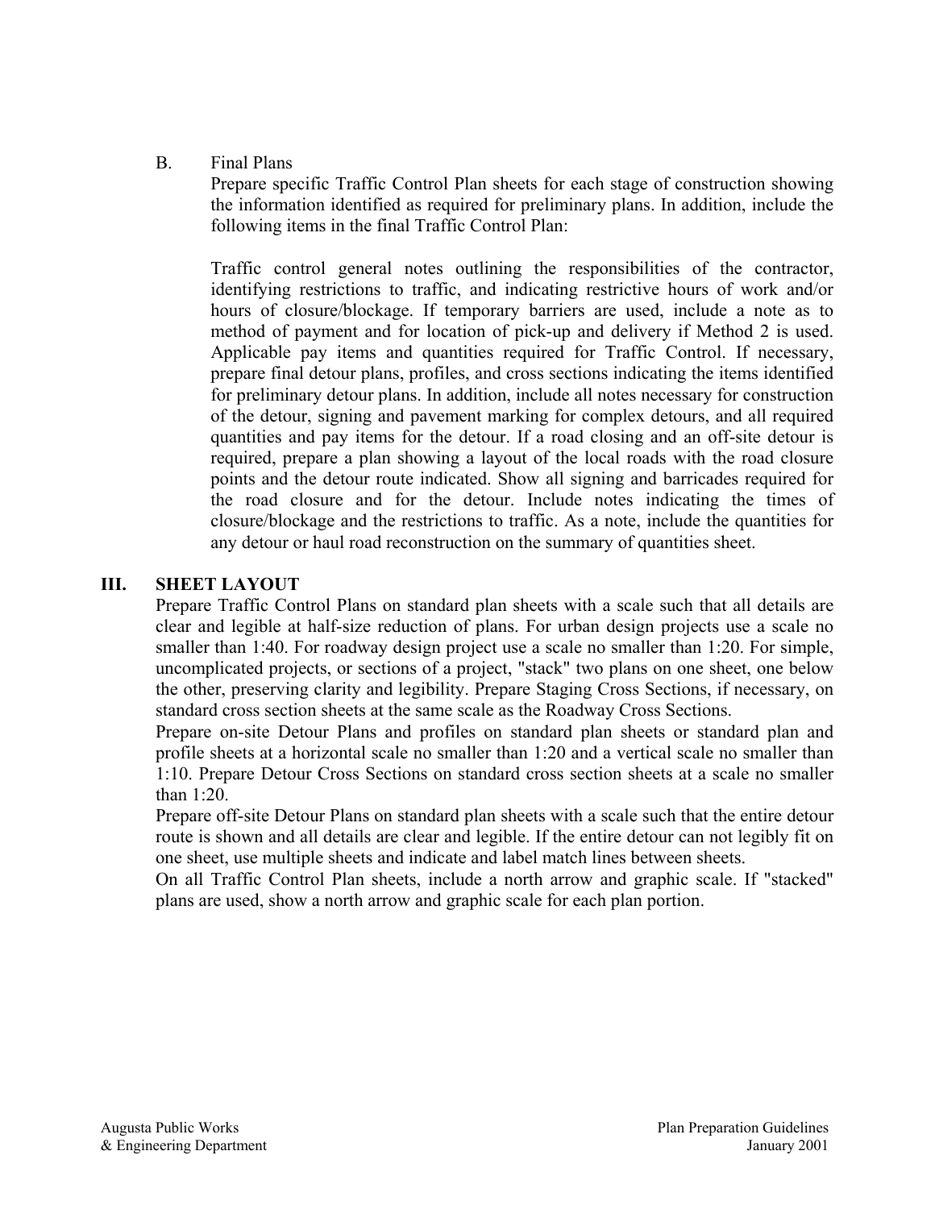B. Final Plans

Prepare specific Traffic Control Plan sheets for each stage of construction showing the information identified as required for preliminary plans. In addition, include the following items in the final Traffic Control Plan:

Traffic control general notes outlining the responsibilities of the contractor, identifying restrictions to traffic, and indicating restrictive hours of work and/or hours of closure/blockage. If temporary barriers are used, include a note as to method of payment and for location of pick-up and delivery if Method 2 is used. Applicable pay items and quantities required for Traffic Control. If necessary, prepare final detour plans, profiles, and cross sections indicating the items identified for preliminary detour plans. In addition, include all notes necessary for construction of the detour, signing and pavement marking for complex detours, and all required quantities and pay items for the detour. If a road closing and an off-site detour is required, prepare a plan showing a layout of the local roads with the road closure points and the detour route indicated. Show all signing and barricades required for the road closure and for the detour. Include notes indicating the times of closure/blockage and the restrictions to traffic. As a note, include the quantities for any detour or haul road reconstruction on the summary of quantities sheet.

## III. SHEET LAYOUT

Prepare Traffic Control Plans on standard plan sheets with a scale such that all details are clear and legible at half-size reduction of plans. For urban design projects use a scale no smaller than 1:40. For roadway design project use a scale no smaller than 1:20. For simple, uncomplicated projects, or sections of a project, "stack" two plans on one sheet, one below the other, preserving clarity and legibility. Prepare Staging Cross Sections, if necessary, on standard cross section sheets at the same scale as the Roadway Cross Sections.

Prepare on-site Detour Plans and profiles on standard plan sheets or standard plan and profile sheets at a horizontal scale no smaller than 1:20 and a vertical scale no smaller than 1:10. Prepare Detour Cross Sections on standard cross section sheets at a scale no smaller than 1:20.

Prepare off-site Detour Plans on standard plan sheets with a scale such that the entire detour route is shown and all details are clear and legible. If the entire detour can not legibly fit on one sheet, use multiple sheets and indicate and label match lines between sheets.

On all Traffic Control Plan sheets, include a north arrow and graphic scale. If "stacked" plans are used, show a north arrow and graphic scale for each plan portion.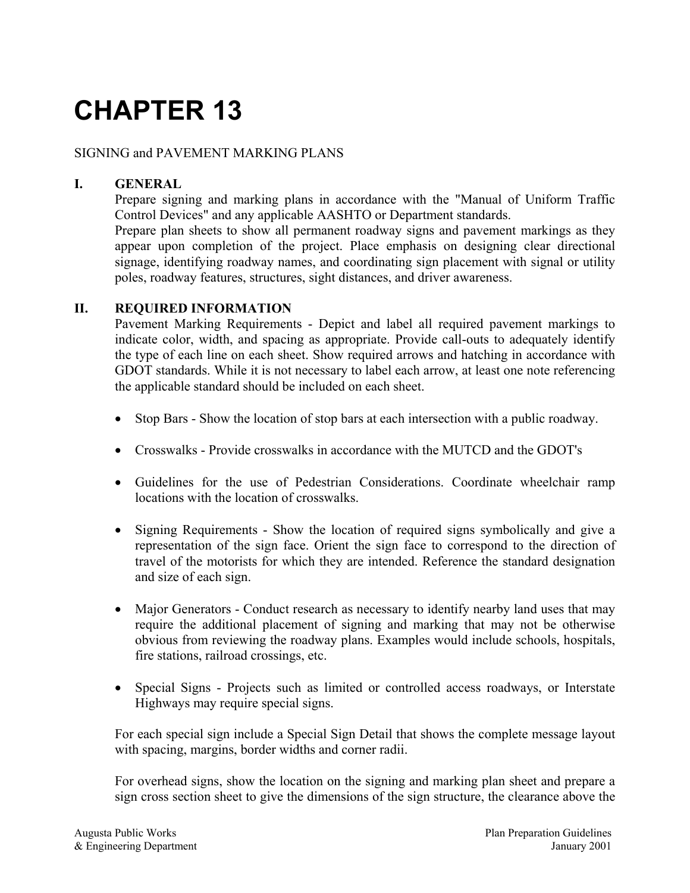# CHAPTER 13

SIGNING and PAVEMENT MARKING PLANS

## I. GENERAL

Prepare signing and marking plans in accordance with the "Manual of Uniform Traffic Control Devices" and any applicable AASHTO or Department standards.

Prepare plan sheets to show all permanent roadway signs and pavement markings as they appear upon completion of the project. Place emphasis on designing clear directional signage, identifying roadway names, and coordinating sign placement with signal or utility poles, roadway features, structures, sight distances, and driver awareness.

## II. REQUIRED INFORMATION

Pavement Marking Requirements - Depict and label all required pavement markings to indicate color, width, and spacing as appropriate. Provide call-outs to adequately identify the type of each line on each sheet. Show required arrows and hatching in accordance with GDOT standards. While it is not necessary to label each arrow, at least one note referencing the applicable standard should be included on each sheet.

- Stop Bars - Show the location of stop bars at each intersection with a public roadway.

- Crosswalks - Provide crosswalks in accordance with the MUTCD and the GDOT's

- Guidelines for the use of Pedestrian Considerations. Coordinate wheelchair ramp locations with the location of crosswalks.

- Signing Requirements - Show the location of required signs symbolically and give a representation of the sign face. Orient the sign face to correspond to the direction of travel of the motorists for which they are intended. Reference the standard designation and size of each sign.

- Major Generators - Conduct research as necessary to identify nearby land uses that may require the additional placement of signing and marking that may not be otherwise obvious from reviewing the roadway plans. Examples would include schools, hospitals, fire stations, railroad crossings, etc.

- Special Signs - Projects such as limited or controlled access roadways, or Interstate Highways may require special signs.

For each special sign include a Special Sign Detail that shows the complete message layout with spacing, margins, border widths and corner radii.

For overhead signs, show the location on the signing and marking plan sheet and prepare a sign cross section sheet to give the dimensions of the sign structure, the clearance above the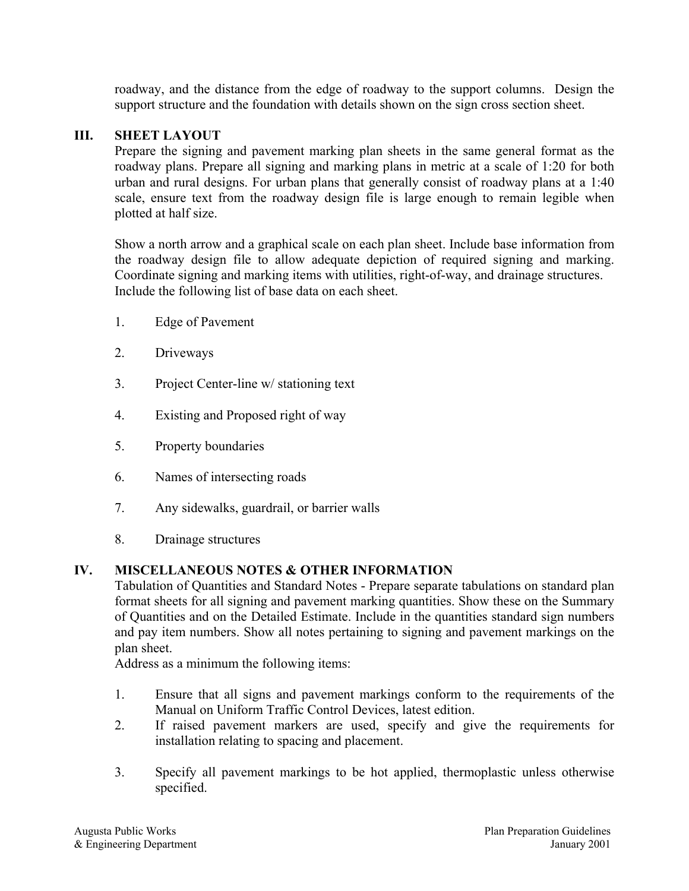roadway, and the distance from the edge of roadway to the support columns. Design the support structure and the foundation with details shown on the sign cross section sheet.

## III. SHEET LAYOUT

Prepare the signing and pavement marking plan sheets in the same general format as the roadway plans. Prepare all signing and marking plans in metric at a scale of 1:20 for both urban and rural designs. For urban plans that generally consist of roadway plans at a 1:40 scale, ensure text from the roadway design file is large enough to remain legible when plotted at half size.

Show a north arrow and a graphical scale on each plan sheet. Include base information from the roadway design file to allow adequate depiction of required signing and marking. Coordinate signing and marking items with utilities, right-of-way, and drainage structures. Include the following list of base data on each sheet.

1. Edge of Pavement
2. Driveways
3. Project Center-line w/ stationing text
4. Existing and Proposed right of way
5. Property boundaries
6. Names of intersecting roads
7. Any sidewalks, guardrail, or barrier walls
8. Drainage structures

## IV. MISCELLANEOUS NOTES & OTHER INFORMATION

Tabulation of Quantities and Standard Notes - Prepare separate tabulations on standard plan format sheets for all signing and pavement marking quantities. Show these on the Summary of Quantities and on the Detailed Estimate. Include in the quantities standard sign numbers and pay item numbers. Show all notes pertaining to signing and pavement markings on the plan sheet.

Address as a minimum the following items:

1. Ensure that all signs and pavement markings conform to the requirements of the Manual on Uniform Traffic Control Devices, latest edition.
2. If raised pavement markers are used, specify and give the requirements for installation relating to spacing and placement.
3. Specify all pavement markings to be hot applied, thermoplastic unless otherwise specified.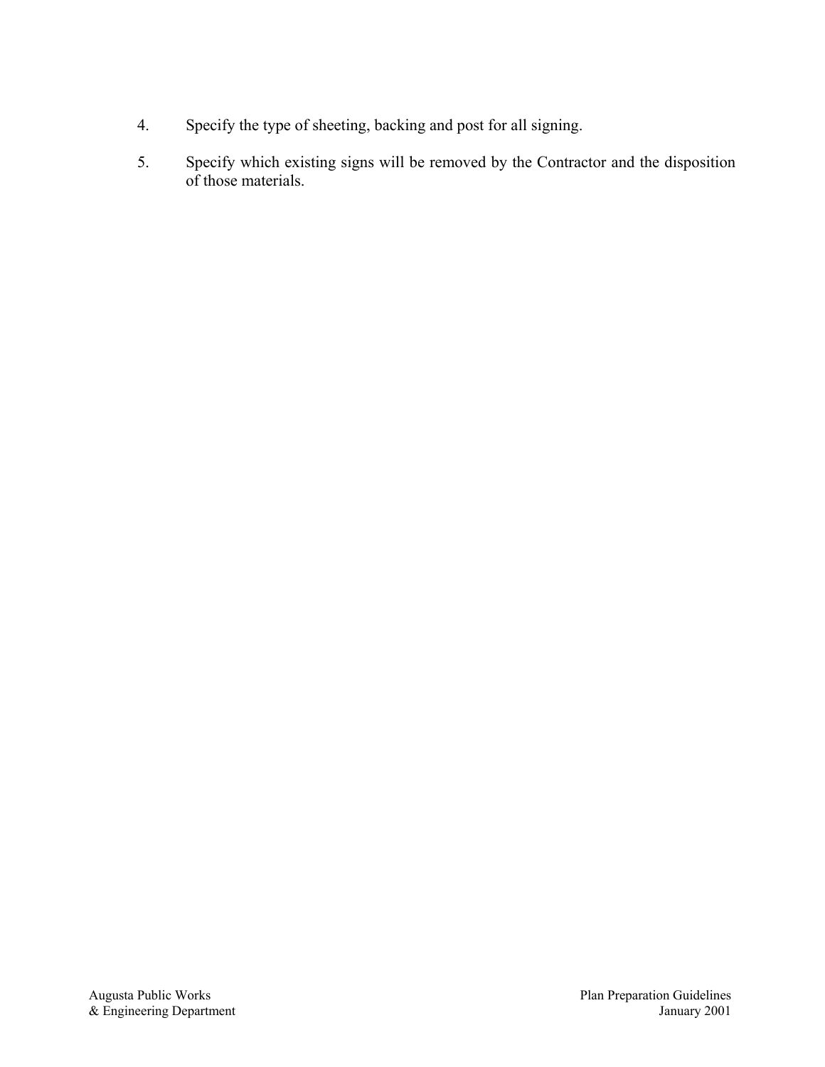4. Specify the type of sheeting, backing and post for all signing.

5. Specify which existing signs will be removed by the Contractor and the disposition of those materials.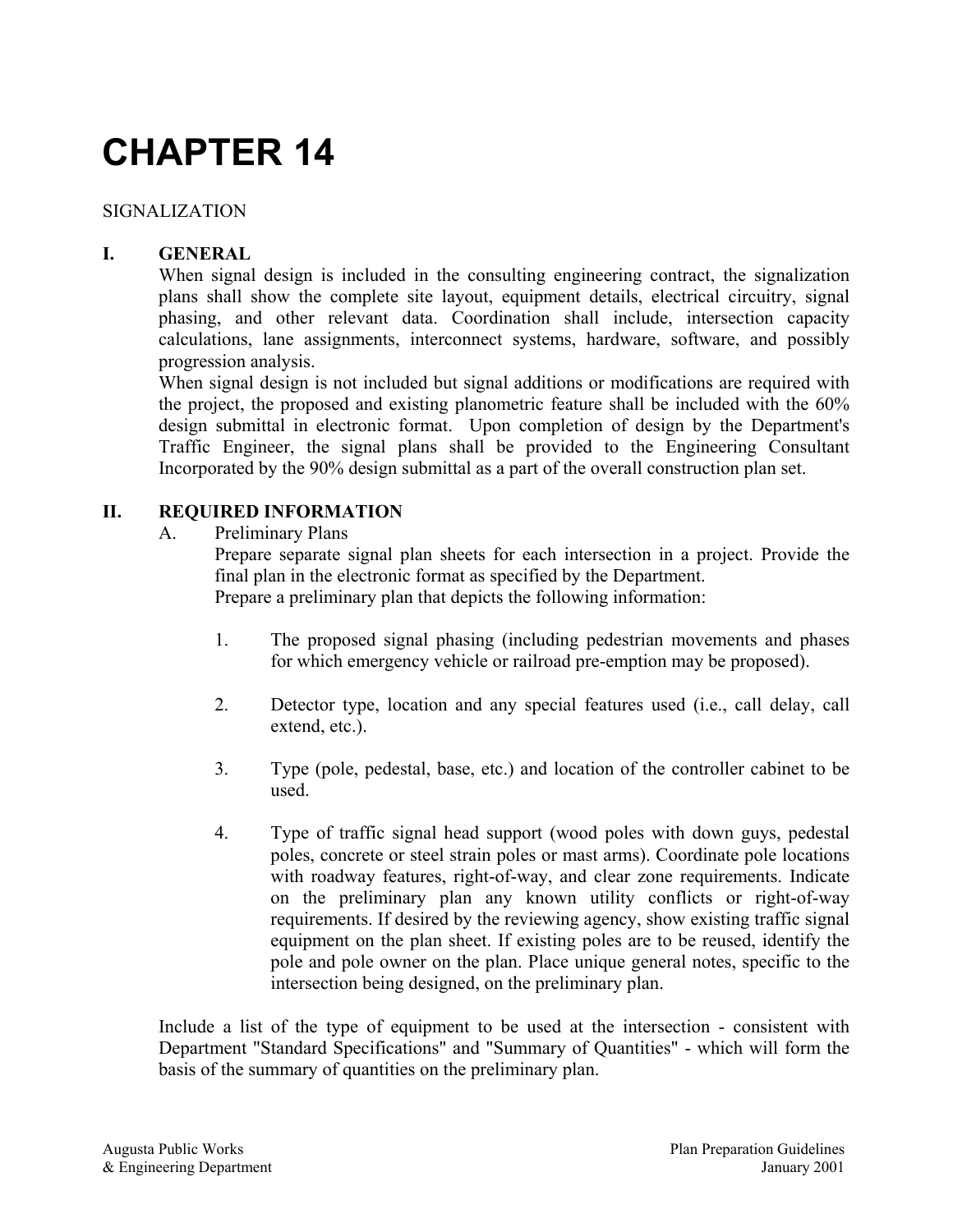# CHAPTER 14

SIGNALIZATION

## I. GENERAL

When signal design is included in the consulting engineering contract, the signalization plans shall show the complete site layout, equipment details, electrical circuitry, signal phasing, and other relevant data. Coordination shall include, intersection capacity calculations, lane assignments, interconnect systems, hardware, software, and possibly progression analysis.

When signal design is not included but signal additions or modifications are required with the project, the proposed and existing planometric feature shall be included with the 60% design submittal in electronic format. Upon completion of design by the Department's Traffic Engineer, the signal plans shall be provided to the Engineering Consultant Incorporated by the 90% design submittal as a part of the overall construction plan set.

## II. REQUIRED INFORMATION

A. Preliminary Plans

Prepare separate signal plan sheets for each intersection in a project. Provide the final plan in the electronic format as specified by the Department.

Prepare a preliminary plan that depicts the following information:

1. The proposed signal phasing (including pedestrian movements and phases for which emergency vehicle or railroad pre-emption may be proposed).

2. Detector type, location and any special features used (i.e., call delay, call extend, etc.).

3. Type (pole, pedestal, base, etc.) and location of the controller cabinet to be used.

4. Type of traffic signal head support (wood poles with down guys, pedestal poles, concrete or steel strain poles or mast arms). Coordinate pole locations with roadway features, right-of-way, and clear zone requirements. Indicate on the preliminary plan any known utility conflicts or right-of-way requirements. If desired by the reviewing agency, show existing traffic signal equipment on the plan sheet. If existing poles are to be reused, identify the pole and pole owner on the plan. Place unique general notes, specific to the intersection being designed, on the preliminary plan.

Include a list of the type of equipment to be used at the intersection - consistent with Department "Standard Specifications" and "Summary of Quantities" - which will form the basis of the summary of quantities on the preliminary plan.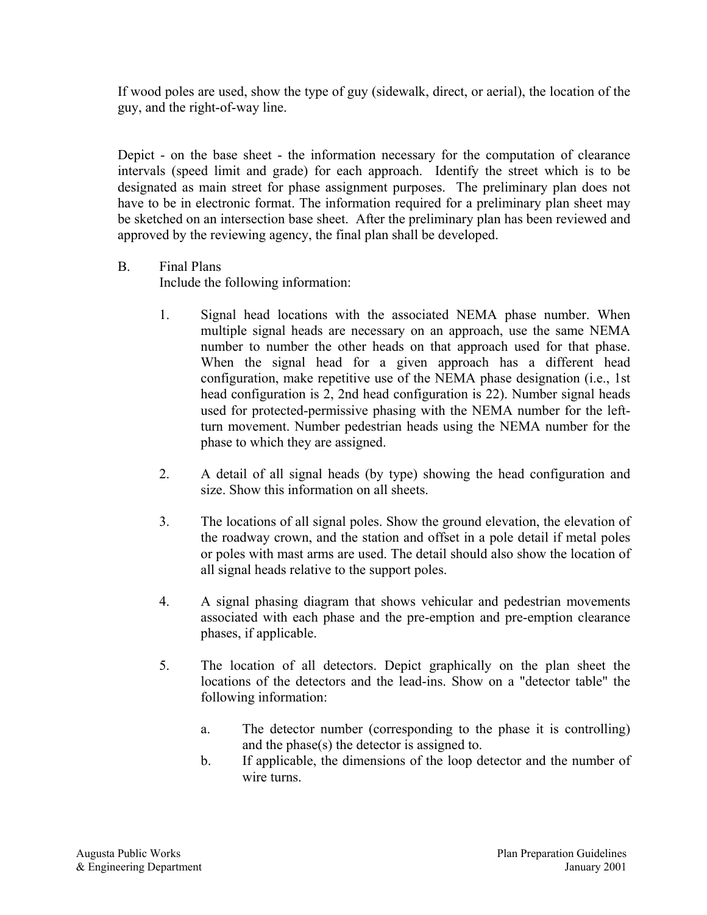If wood poles are used, show the type of guy (sidewalk, direct, or aerial), the location of the guy, and the right-of-way line.

Depict - on the base sheet - the information necessary for the computation of clearance intervals (speed limit and grade) for each approach. Identify the street which is to be designated as main street for phase assignment purposes. The preliminary plan does not have to be in electronic format. The information required for a preliminary plan sheet may be sketched on an intersection base sheet. After the preliminary plan has been reviewed and approved by the reviewing agency, the final plan shall be developed.

B. Final Plans

Include the following information:

1. Signal head locations with the associated NEMA phase number. When multiple signal heads are necessary on an approach, use the same NEMA number to number the other heads on that approach used for that phase. When the signal head for a given approach has a different head configuration, make repetitive use of the NEMA phase designation (i.e., 1st head configuration is 2, 2nd head configuration is 22). Number signal heads used for protected-permissive phasing with the NEMA number for the left-turn movement. Number pedestrian heads using the NEMA number for the phase to which they are assigned.

2. A detail of all signal heads (by type) showing the head configuration and size. Show this information on all sheets.

3. The locations of all signal poles. Show the ground elevation, the elevation of the roadway crown, and the station and offset in a pole detail if metal poles or poles with mast arms are used. The detail should also show the location of all signal heads relative to the support poles.

4. A signal phasing diagram that shows vehicular and pedestrian movements associated with each phase and the pre-emption and pre-emption clearance phases, if applicable.

5. The location of all detectors. Depict graphically on the plan sheet the locations of the detectors and the lead-ins. Show on a "detector table" the following information:

   a. The detector number (corresponding to the phase it is controlling) and the phase(s) the detector is assigned to.

   b. If applicable, the dimensions of the loop detector and the number of wire turns.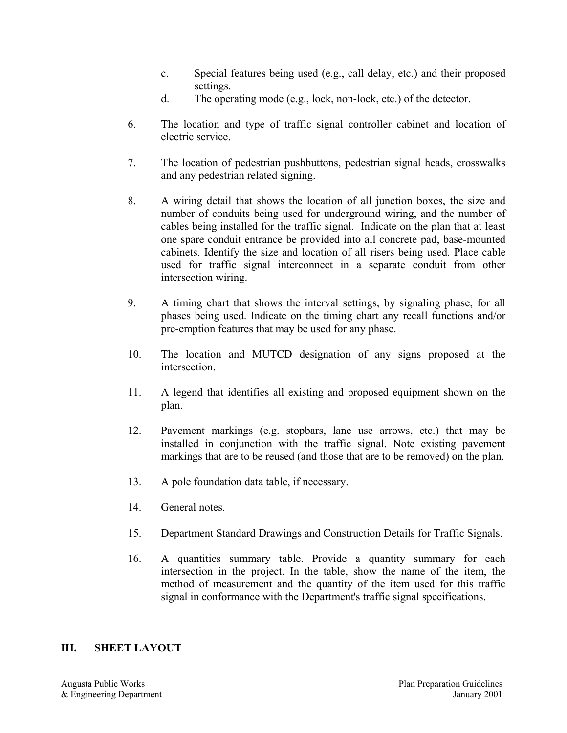c. Special features being used (e.g., call delay, etc.) and their proposed settings.

d. The operating mode (e.g., lock, non-lock, etc.) of the detector.

6. The location and type of traffic signal controller cabinet and location of electric service.

7. The location of pedestrian pushbuttons, pedestrian signal heads, crosswalks and any pedestrian related signing.

8. A wiring detail that shows the location of all junction boxes, the size and number of conduits being used for underground wiring, and the number of cables being installed for the traffic signal. Indicate on the plan that at least one spare conduit entrance be provided into all concrete pad, base-mounted cabinets. Identify the size and location of all risers being used. Place cable used for traffic signal interconnect in a separate conduit from other intersection wiring.

9. A timing chart that shows the interval settings, by signaling phase, for all phases being used. Indicate on the timing chart any recall functions and/or pre-emption features that may be used for any phase.

10. The location and MUTCD designation of any signs proposed at the intersection.

11. A legend that identifies all existing and proposed equipment shown on the plan.

12. Pavement markings (e.g. stopbars, lane use arrows, etc.) that may be installed in conjunction with the traffic signal. Note existing pavement markings that are to be reused (and those that are to be removed) on the plan.

13. A pole foundation data table, if necessary.

14. General notes.

15. Department Standard Drawings and Construction Details for Traffic Signals.

16. A quantities summary table. Provide a quantity summary for each intersection in the project. In the table, show the name of the item, the method of measurement and the quantity of the item used for this traffic signal in conformance with the Department's traffic signal specifications.

## III. SHEET LAYOUT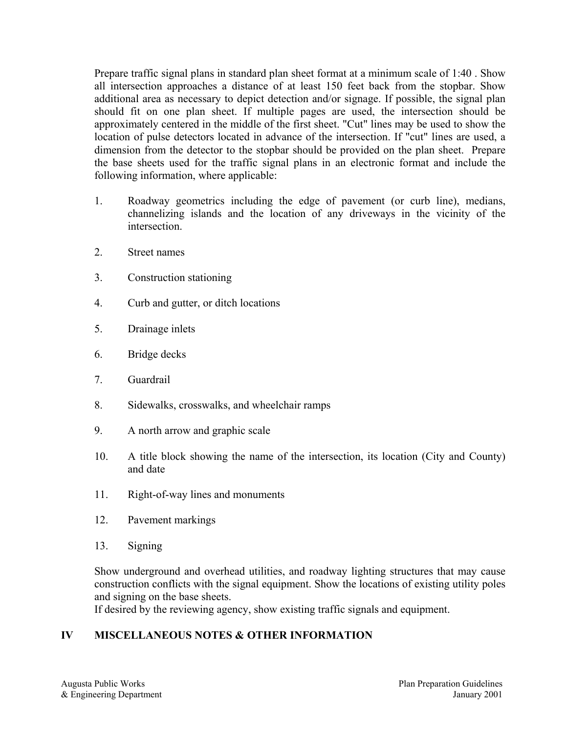Prepare traffic signal plans in standard plan sheet format at a minimum scale of 1:40 . Show all intersection approaches a distance of at least 150 feet back from the stopbar. Show additional area as necessary to depict detection and/or signage. If possible, the signal plan should fit on one plan sheet. If multiple pages are used, the intersection should be approximately centered in the middle of the first sheet. "Cut" lines may be used to show the location of pulse detectors located in advance of the intersection. If "cut" lines are used, a dimension from the detector to the stopbar should be provided on the plan sheet. Prepare the base sheets used for the traffic signal plans in an electronic format and include the following information, where applicable:

1. Roadway geometrics including the edge of pavement (or curb line), medians, channelizing islands and the location of any driveways in the vicinity of the intersection.
2. Street names
3. Construction stationing
4. Curb and gutter, or ditch locations
5. Drainage inlets
6. Bridge decks
7. Guardrail
8. Sidewalks, crosswalks, and wheelchair ramps
9. A north arrow and graphic scale
10. A title block showing the name of the intersection, its location (City and County) and date
11. Right-of-way lines and monuments
12. Pavement markings
13. Signing

Show underground and overhead utilities, and roadway lighting structures that may cause construction conflicts with the signal equipment. Show the locations of existing utility poles and signing on the base sheets.

If desired by the reviewing agency, show existing traffic signals and equipment.

## IV MISCELLANEOUS NOTES & OTHER INFORMATION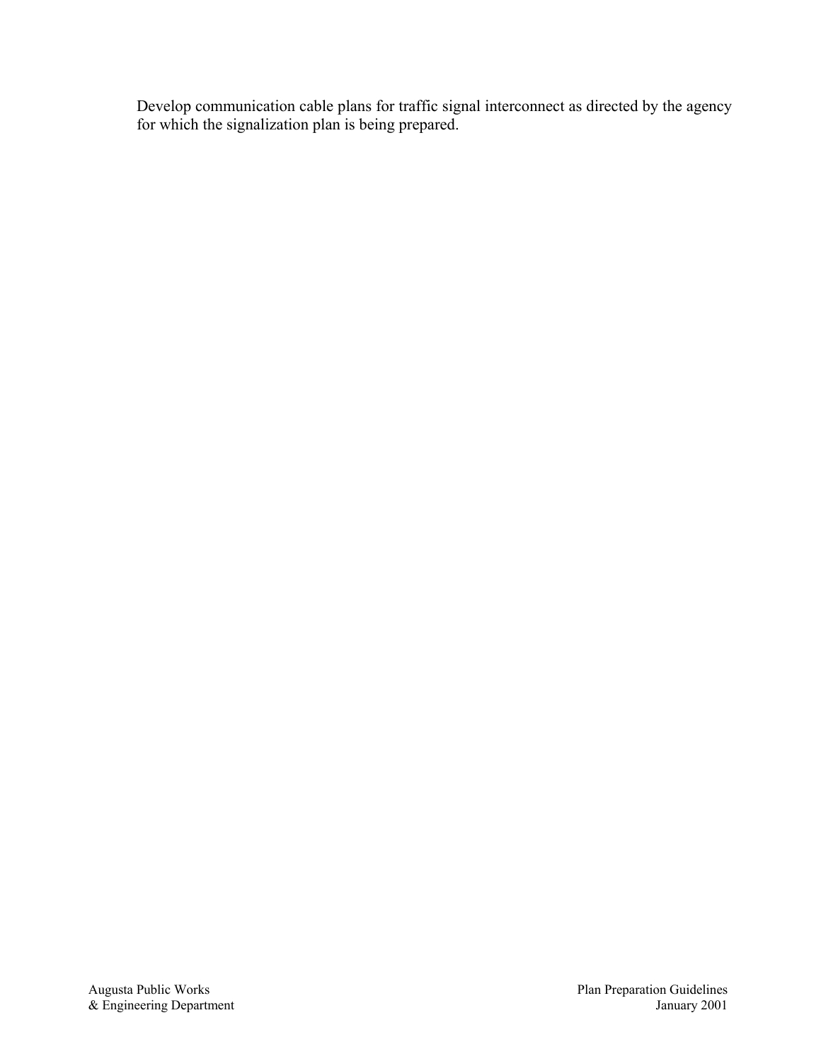Develop communication cable plans for traffic signal interconnect as directed by the agency for which the signalization plan is being prepared.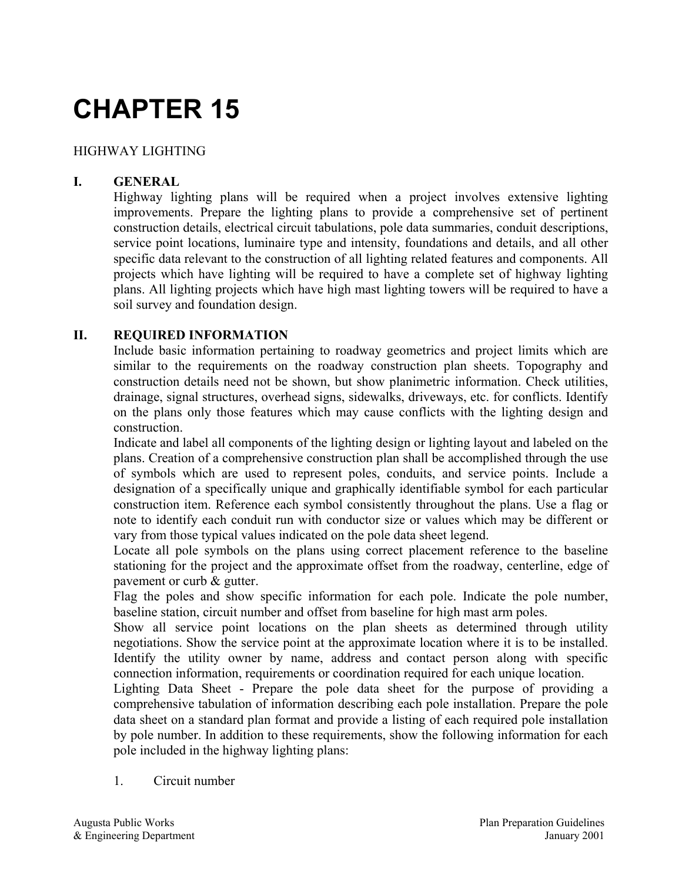# CHAPTER 15

HIGHWAY LIGHTING

## I. GENERAL

Highway lighting plans will be required when a project involves extensive lighting improvements. Prepare the lighting plans to provide a comprehensive set of pertinent construction details, electrical circuit tabulations, pole data summaries, conduit descriptions, service point locations, luminaire type and intensity, foundations and details, and all other specific data relevant to the construction of all lighting related features and components. All projects which have lighting will be required to have a complete set of highway lighting plans. All lighting projects which have high mast lighting towers will be required to have a soil survey and foundation design.

## II. REQUIRED INFORMATION

Include basic information pertaining to roadway geometrics and project limits which are similar to the requirements on the roadway construction plan sheets. Topography and construction details need not be shown, but show planimetric information. Check utilities, drainage, signal structures, overhead signs, sidewalks, driveways, etc. for conflicts. Identify on the plans only those features which may cause conflicts with the lighting design and construction.

Indicate and label all components of the lighting design or lighting layout and labeled on the plans. Creation of a comprehensive construction plan shall be accomplished through the use of symbols which are used to represent poles, conduits, and service points. Include a designation of a specifically unique and graphically identifiable symbol for each particular construction item. Reference each symbol consistently throughout the plans. Use a flag or note to identify each conduit run with conductor size or values which may be different or vary from those typical values indicated on the pole data sheet legend.

Locate all pole symbols on the plans using correct placement reference to the baseline stationing for the project and the approximate offset from the roadway, centerline, edge of pavement or curb & gutter.

Flag the poles and show specific information for each pole. Indicate the pole number, baseline station, circuit number and offset from baseline for high mast arm poles.

Show all service point locations on the plan sheets as determined through utility negotiations. Show the service point at the approximate location where it is to be installed. Identify the utility owner by name, address and contact person along with specific connection information, requirements or coordination required for each unique location.

Lighting Data Sheet - Prepare the pole data sheet for the purpose of providing a comprehensive tabulation of information describing each pole installation. Prepare the pole data sheet on a standard plan format and provide a listing of each required pole installation by pole number. In addition to these requirements, show the following information for each pole included in the highway lighting plans:

1. Circuit number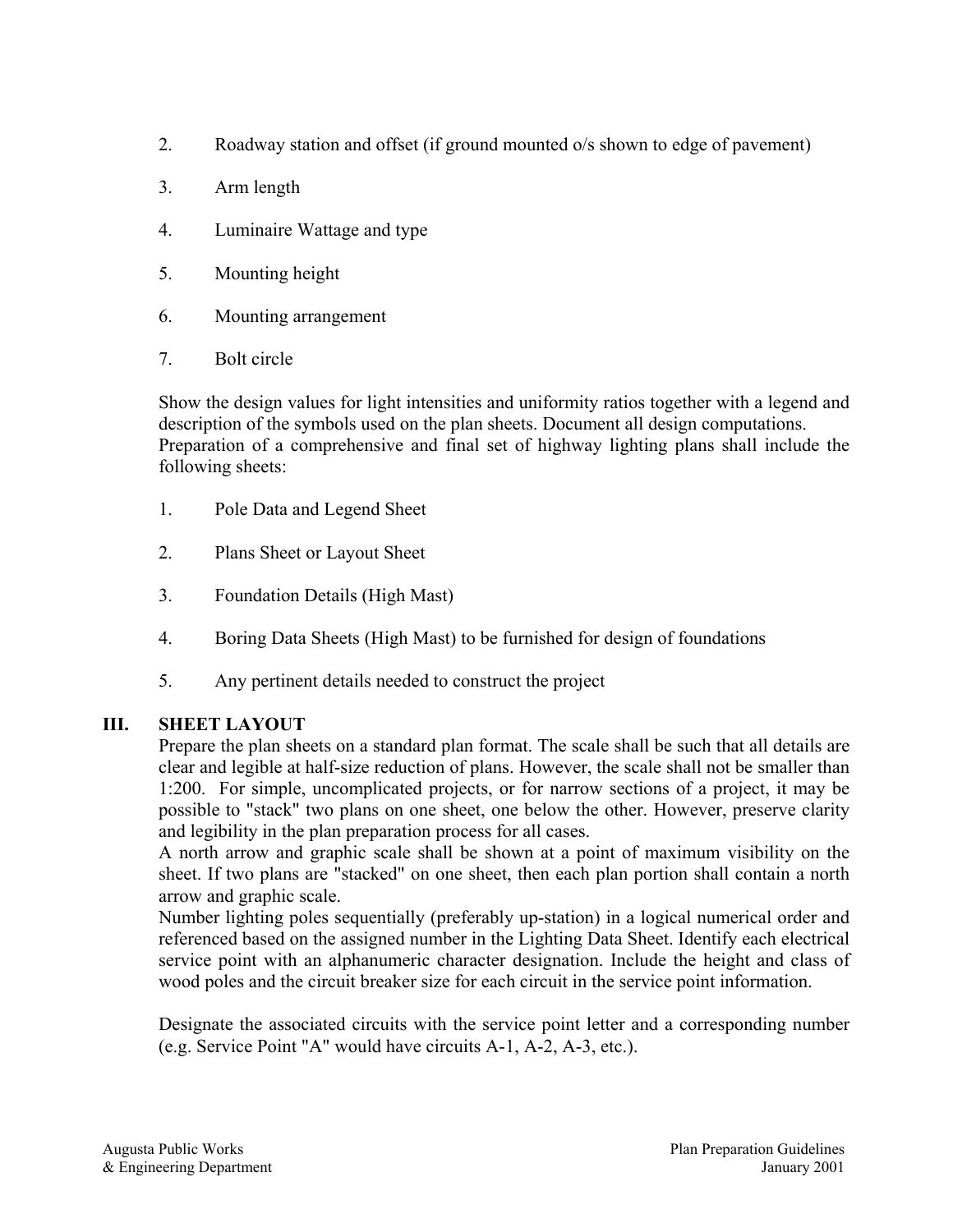2. Roadway station and offset (if ground mounted o/s shown to edge of pavement)

3. Arm length

4. Luminaire Wattage and type

5. Mounting height

6. Mounting arrangement

7. Bolt circle

Show the design values for light intensities and uniformity ratios together with a legend and description of the symbols used on the plan sheets. Document all design computations. Preparation of a comprehensive and final set of highway lighting plans shall include the following sheets:

1. Pole Data and Legend Sheet

2. Plans Sheet or Layout Sheet

3. Foundation Details (High Mast)

4. Boring Data Sheets (High Mast) to be furnished for design of foundations

5. Any pertinent details needed to construct the project

## III. SHEET LAYOUT

Prepare the plan sheets on a standard plan format. The scale shall be such that all details are clear and legible at half-size reduction of plans. However, the scale shall not be smaller than 1:200. For simple, uncomplicated projects, or for narrow sections of a project, it may be possible to "stack" two plans on one sheet, one below the other. However, preserve clarity and legibility in the plan preparation process for all cases.

A north arrow and graphic scale shall be shown at a point of maximum visibility on the sheet. If two plans are "stacked" on one sheet, then each plan portion shall contain a north arrow and graphic scale.

Number lighting poles sequentially (preferably up-station) in a logical numerical order and referenced based on the assigned number in the Lighting Data Sheet. Identify each electrical service point with an alphanumeric character designation. Include the height and class of wood poles and the circuit breaker size for each circuit in the service point information.

Designate the associated circuits with the service point letter and a corresponding number (e.g. Service Point "A" would have circuits A-1, A-2, A-3, etc.).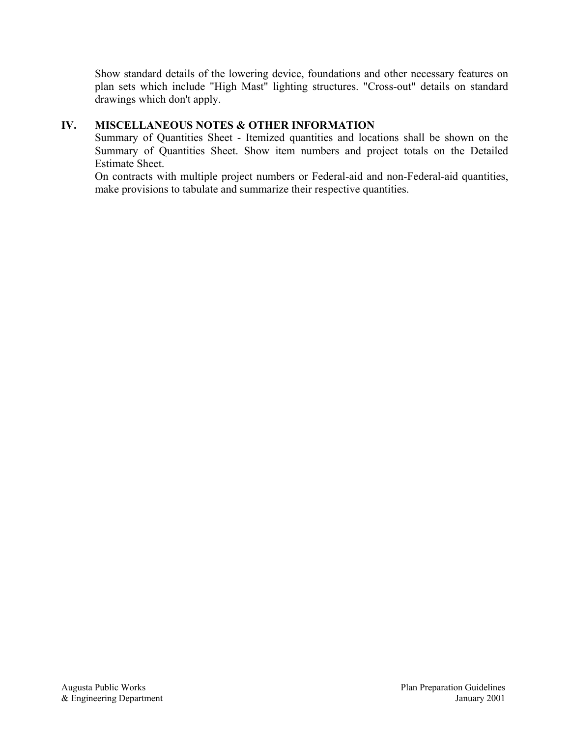Show standard details of the lowering device, foundations and other necessary features on plan sets which include "High Mast" lighting structures. "Cross-out" details on standard drawings which don't apply.

## IV. MISCELLANEOUS NOTES & OTHER INFORMATION

Summary of Quantities Sheet - Itemized quantities and locations shall be shown on the Summary of Quantities Sheet. Show item numbers and project totals on the Detailed Estimate Sheet.

On contracts with multiple project numbers or Federal-aid and non-Federal-aid quantities, make provisions to tabulate and summarize their respective quantities.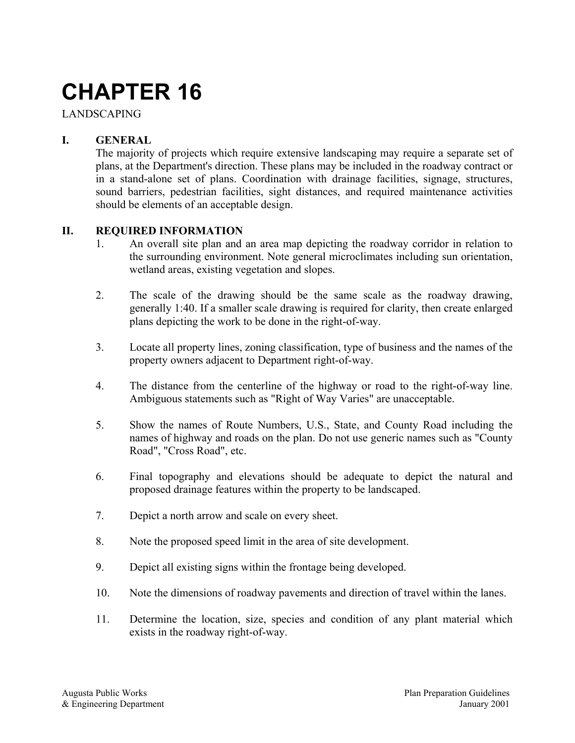# CHAPTER 16

LANDSCAPING

## I. GENERAL

The majority of projects which require extensive landscaping may require a separate set of plans, at the Department's direction. These plans may be included in the roadway contract or in a stand-alone set of plans. Coordination with drainage facilities, signage, structures, sound barriers, pedestrian facilities, sight distances, and required maintenance activities should be elements of an acceptable design.

## II. REQUIRED INFORMATION

1. An overall site plan and an area map depicting the roadway corridor in relation to the surrounding environment. Note general microclimates including sun orientation, wetland areas, existing vegetation and slopes.

2. The scale of the drawing should be the same scale as the roadway drawing, generally 1:40. If a smaller scale drawing is required for clarity, then create enlarged plans depicting the work to be done in the right-of-way.

3. Locate all property lines, zoning classification, type of business and the names of the property owners adjacent to Department right-of-way.

4. The distance from the centerline of the highway or road to the right-of-way line. Ambiguous statements such as "Right of Way Varies" are unacceptable.

5. Show the names of Route Numbers, U.S., State, and County Road including the names of highway and roads on the plan. Do not use generic names such as "County Road", "Cross Road", etc.

6. Final topography and elevations should be adequate to depict the natural and proposed drainage features within the property to be landscaped.

7. Depict a north arrow and scale on every sheet.

8. Note the proposed speed limit in the area of site development.

9. Depict all existing signs within the frontage being developed.

10. Note the dimensions of roadway pavements and direction of travel within the lanes.

11. Determine the location, size, species and condition of any plant material which exists in the roadway right-of-way.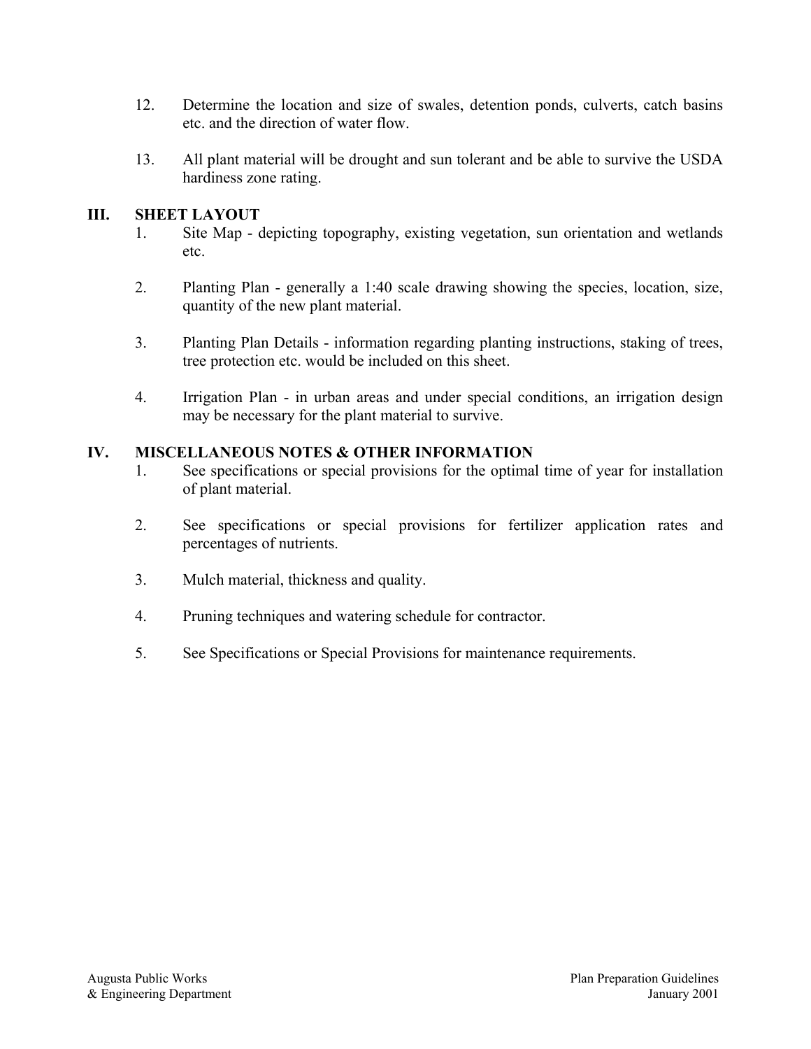12. Determine the location and size of swales, detention ponds, culverts, catch basins etc. and the direction of water flow.

13. All plant material will be drought and sun tolerant and be able to survive the USDA hardiness zone rating.

## III. SHEET LAYOUT

1. Site Map - depicting topography, existing vegetation, sun orientation and wetlands etc.

2. Planting Plan - generally a 1:40 scale drawing showing the species, location, size, quantity of the new plant material.

3. Planting Plan Details - information regarding planting instructions, staking of trees, tree protection etc. would be included on this sheet.

4. Irrigation Plan - in urban areas and under special conditions, an irrigation design may be necessary for the plant material to survive.

## IV. MISCELLANEOUS NOTES & OTHER INFORMATION

1. See specifications or special provisions for the optimal time of year for installation of plant material.

2. See specifications or special provisions for fertilizer application rates and percentages of nutrients.

3. Mulch material, thickness and quality.

4. Pruning techniques and watering schedule for contractor.

5. See Specifications or Special Provisions for maintenance requirements.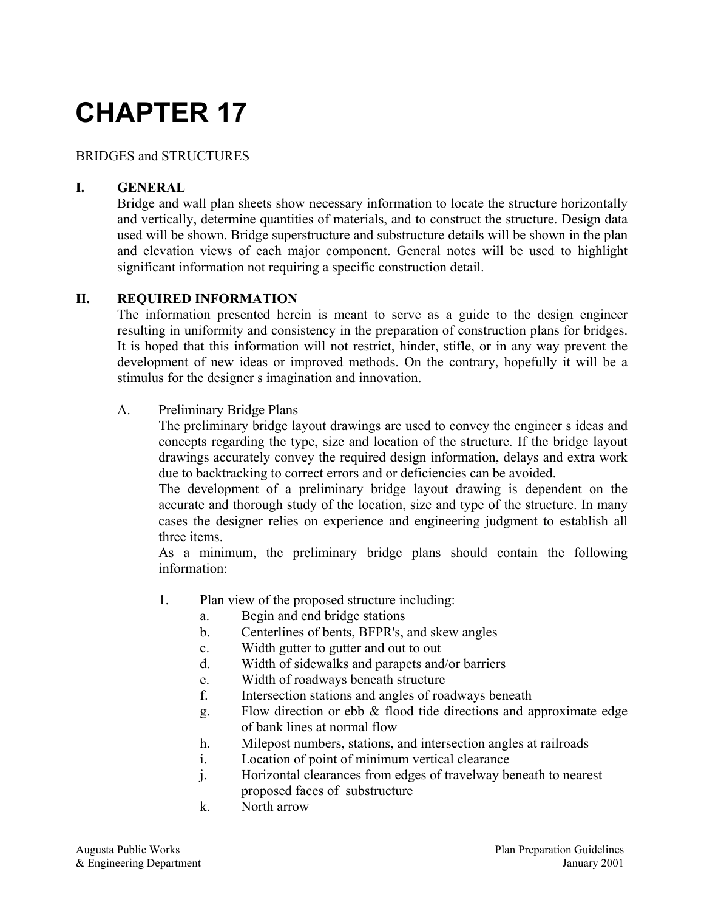# CHAPTER 17

BRIDGES and STRUCTURES

## I. GENERAL

Bridge and wall plan sheets show necessary information to locate the structure horizontally and vertically, determine quantities of materials, and to construct the structure. Design data used will be shown. Bridge superstructure and substructure details will be shown in the plan and elevation views of each major component. General notes will be used to highlight significant information not requiring a specific construction detail.

## II. REQUIRED INFORMATION

The information presented herein is meant to serve as a guide to the design engineer resulting in uniformity and consistency in the preparation of construction plans for bridges. It is hoped that this information will not restrict, hinder, stifle, or in any way prevent the development of new ideas or improved methods. On the contrary, hopefully it will be a stimulus for the designer s imagination and innovation.

### A. Preliminary Bridge Plans

The preliminary bridge layout drawings are used to convey the engineer s ideas and concepts regarding the type, size and location of the structure. If the bridge layout drawings accurately convey the required design information, delays and extra work due to backtracking to correct errors and or deficiencies can be avoided.

The development of a preliminary bridge layout drawing is dependent on the accurate and thorough study of the location, size and type of the structure. In many cases the designer relies on experience and engineering judgment to establish all three items.

As a minimum, the preliminary bridge plans should contain the following information:

1. Plan view of the proposed structure including:
   a. Begin and end bridge stations
   b. Centerlines of bents, BFPR's, and skew angles
   c. Width gutter to gutter and out to out
   d. Width of sidewalks and parapets and/or barriers
   e. Width of roadways beneath structure
   f. Intersection stations and angles of roadways beneath
   g. Flow direction or ebb & flood tide directions and approximate edge of bank lines at normal flow
   h. Milepost numbers, stations, and intersection angles at railroads
   i. Location of point of minimum vertical clearance
   j. Horizontal clearances from edges of travelway beneath to nearest proposed faces of substructure
   k. North arrow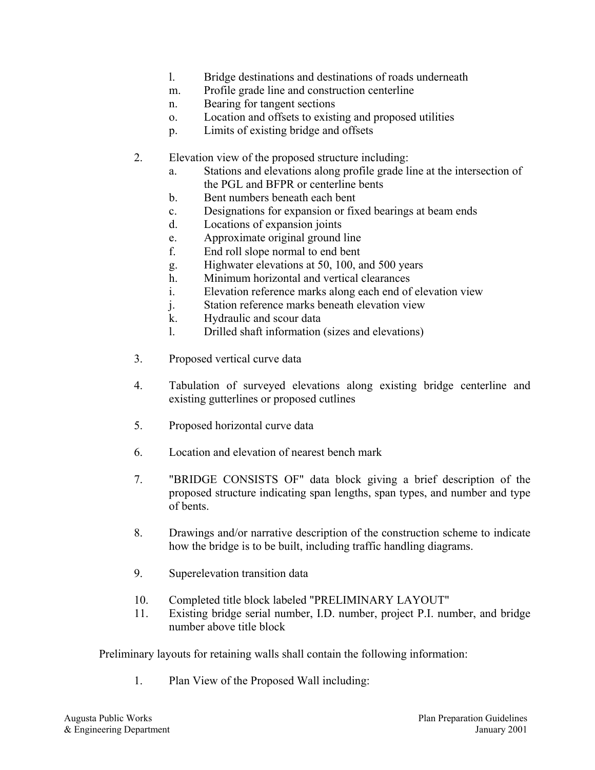l. Bridge destinations and destinations of roads underneath
   m. Profile grade line and construction centerline
   n. Bearing for tangent sections
   o. Location and offsets to existing and proposed utilities
   p. Limits of existing bridge and offsets

2. Elevation view of the proposed structure including:
   a. Stations and elevations along profile grade line at the intersection of the PGL and BFPR or centerline bents
   b. Bent numbers beneath each bent
   c. Designations for expansion or fixed bearings at beam ends
   d. Locations of expansion joints
   e. Approximate original ground line
   f. End roll slope normal to end bent
   g. Highwater elevations at 50, 100, and 500 years
   h. Minimum horizontal and vertical clearances
   i. Elevation reference marks along each end of elevation view
   j. Station reference marks beneath elevation view
   k. Hydraulic and scour data
   l. Drilled shaft information (sizes and elevations)

3. Proposed vertical curve data

4. Tabulation of surveyed elevations along existing bridge centerline and existing gutterlines or proposed cutlines

5. Proposed horizontal curve data

6. Location and elevation of nearest bench mark

7. "BRIDGE CONSISTS OF" data block giving a brief description of the proposed structure indicating span lengths, span types, and number and type of bents.

8. Drawings and/or narrative description of the construction scheme to indicate how the bridge is to be built, including traffic handling diagrams.

9. Superelevation transition data

10. Completed title block labeled "PRELIMINARY LAYOUT"
11. Existing bridge serial number, I.D. number, project P.I. number, and bridge number above title block

Preliminary layouts for retaining walls shall contain the following information:

1. Plan View of the Proposed Wall including: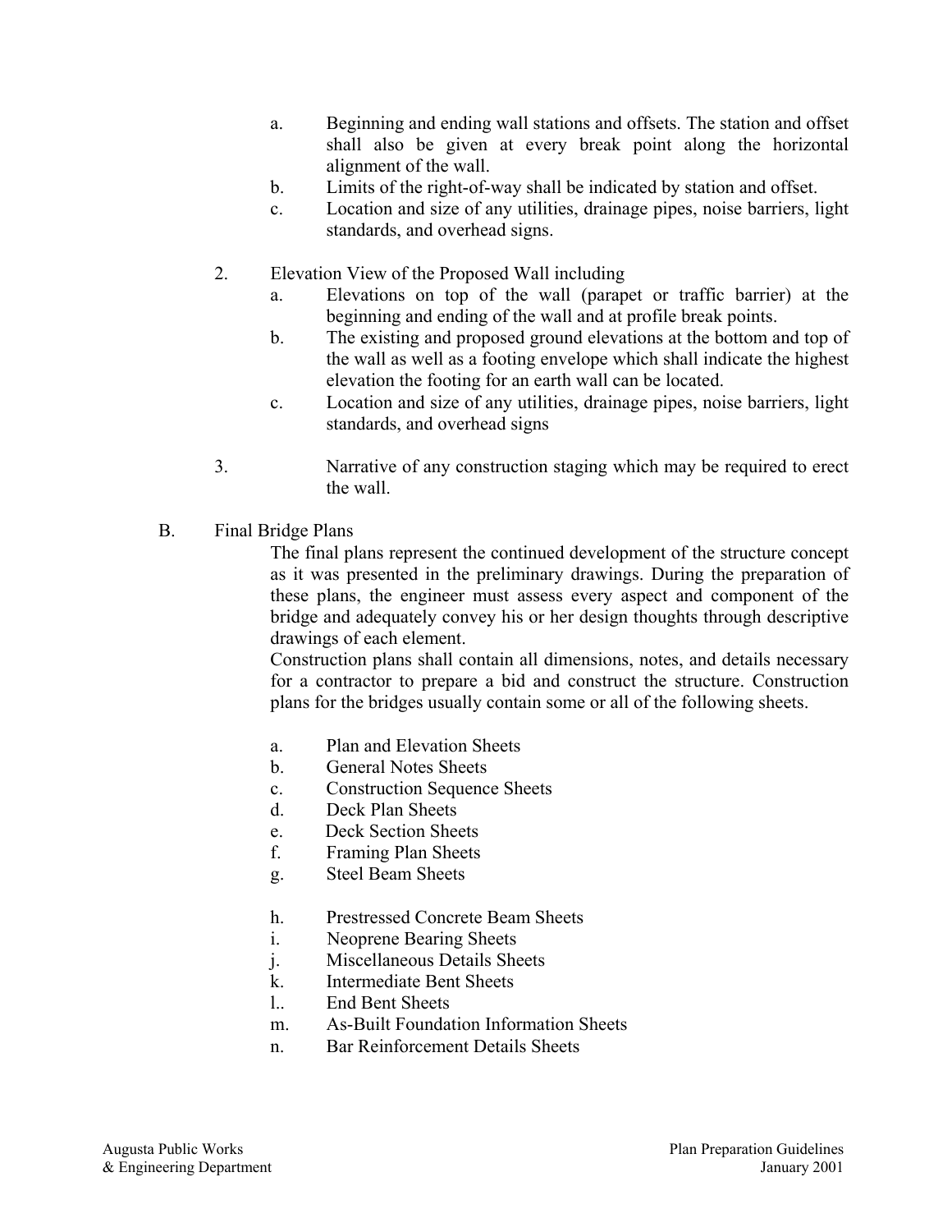a. Beginning and ending wall stations and offsets. The station and offset shall also be given at every break point along the horizontal alignment of the wall.
b. Limits of the right-of-way shall be indicated by station and offset.
c. Location and size of any utilities, drainage pipes, noise barriers, light standards, and overhead signs.

2. Elevation View of the Proposed Wall including
   a. Elevations on top of the wall (parapet or traffic barrier) at the beginning and ending of the wall and at profile break points.
   b. The existing and proposed ground elevations at the bottom and top of the wall as well as a footing envelope which shall indicate the highest elevation the footing for an earth wall can be located.
   c. Location and size of any utilities, drainage pipes, noise barriers, light standards, and overhead signs

3. Narrative of any construction staging which may be required to erect the wall.

B. Final Bridge Plans

The final plans represent the continued development of the structure concept as it was presented in the preliminary drawings. During the preparation of these plans, the engineer must assess every aspect and component of the bridge and adequately convey his or her design thoughts through descriptive drawings of each element.

Construction plans shall contain all dimensions, notes, and details necessary for a contractor to prepare a bid and construct the structure. Construction plans for the bridges usually contain some or all of the following sheets.

a. Plan and Elevation Sheets
b. General Notes Sheets
c. Construction Sequence Sheets
d. Deck Plan Sheets
e. Deck Section Sheets
f. Framing Plan Sheets
g. Steel Beam Sheets

h. Prestressed Concrete Beam Sheets
i. Neoprene Bearing Sheets
j. Miscellaneous Details Sheets
k. Intermediate Bent Sheets
l.. End Bent Sheets
m. As-Built Foundation Information Sheets
n. Bar Reinforcement Details Sheets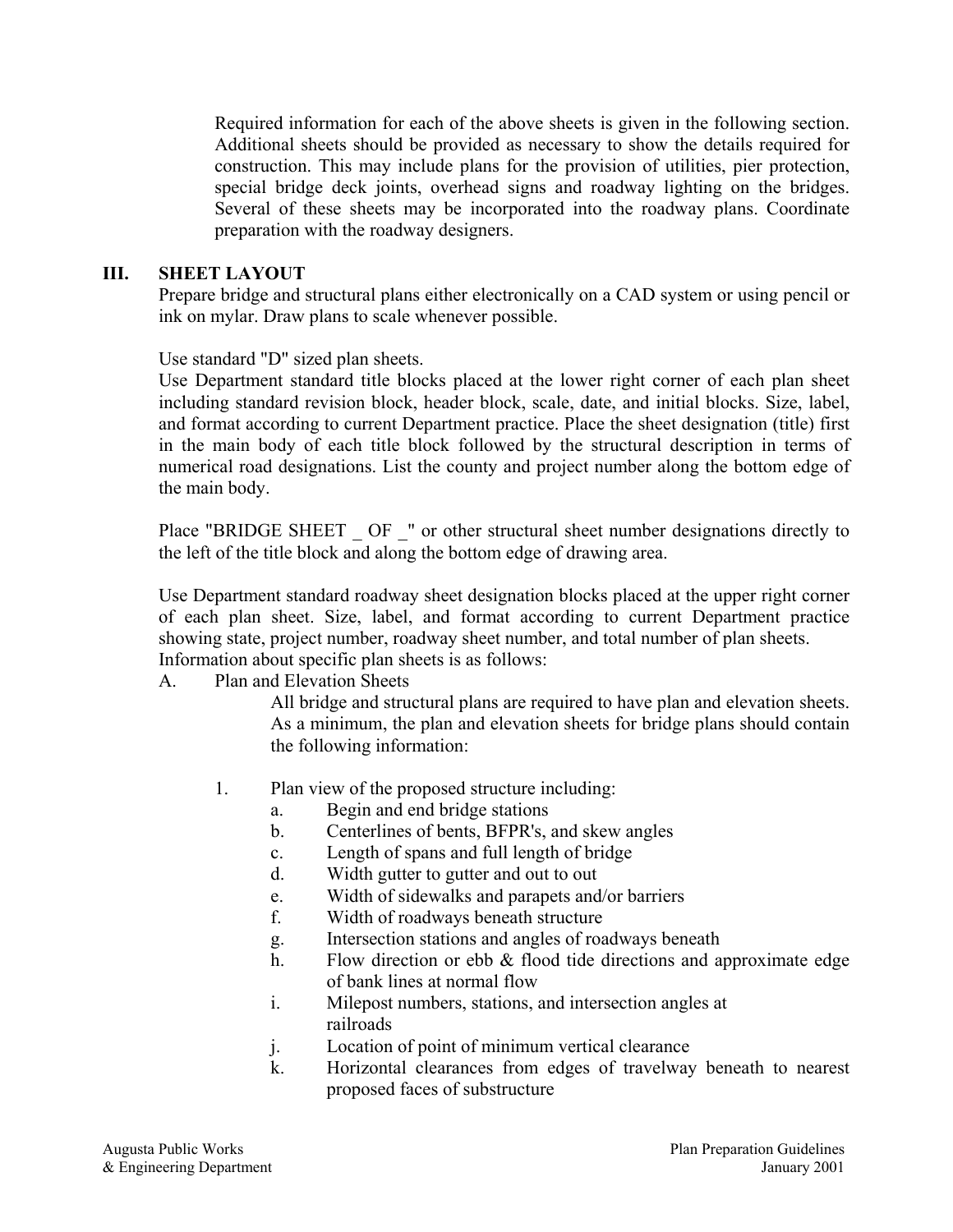Required information for each of the above sheets is given in the following section. Additional sheets should be provided as necessary to show the details required for construction. This may include plans for the provision of utilities, pier protection, special bridge deck joints, overhead signs and roadway lighting on the bridges. Several of these sheets may be incorporated into the roadway plans. Coordinate preparation with the roadway designers.

## III. SHEET LAYOUT

Prepare bridge and structural plans either electronically on a CAD system or using pencil or ink on mylar. Draw plans to scale whenever possible.

Use standard "D" sized plan sheets.

Use Department standard title blocks placed at the lower right corner of each plan sheet including standard revision block, header block, scale, date, and initial blocks. Size, label, and format according to current Department practice. Place the sheet designation (title) first in the main body of each title block followed by the structural description in terms of numerical road designations. List the county and project number along the bottom edge of the main body.

Place "BRIDGE SHEET _ OF _" or other structural sheet number designations directly to the left of the title block and along the bottom edge of drawing area.

Use Department standard roadway sheet designation blocks placed at the upper right corner of each plan sheet. Size, label, and format according to current Department practice showing state, project number, roadway sheet number, and total number of plan sheets.

Information about specific plan sheets is as follows:

A. Plan and Elevation Sheets

All bridge and structural plans are required to have plan and elevation sheets. As a minimum, the plan and elevation sheets for bridge plans should contain the following information:

1. Plan view of the proposed structure including:
   a. Begin and end bridge stations
   b. Centerlines of bents, BFPR's, and skew angles
   c. Length of spans and full length of bridge
   d. Width gutter to gutter and out to out
   e. Width of sidewalks and parapets and/or barriers
   f. Width of roadways beneath structure
   g. Intersection stations and angles of roadways beneath
   h. Flow direction or ebb & flood tide directions and approximate edge of bank lines at normal flow
   i. Milepost numbers, stations, and intersection angles at railroads
   j. Location of point of minimum vertical clearance
   k. Horizontal clearances from edges of travelway beneath to nearest proposed faces of substructure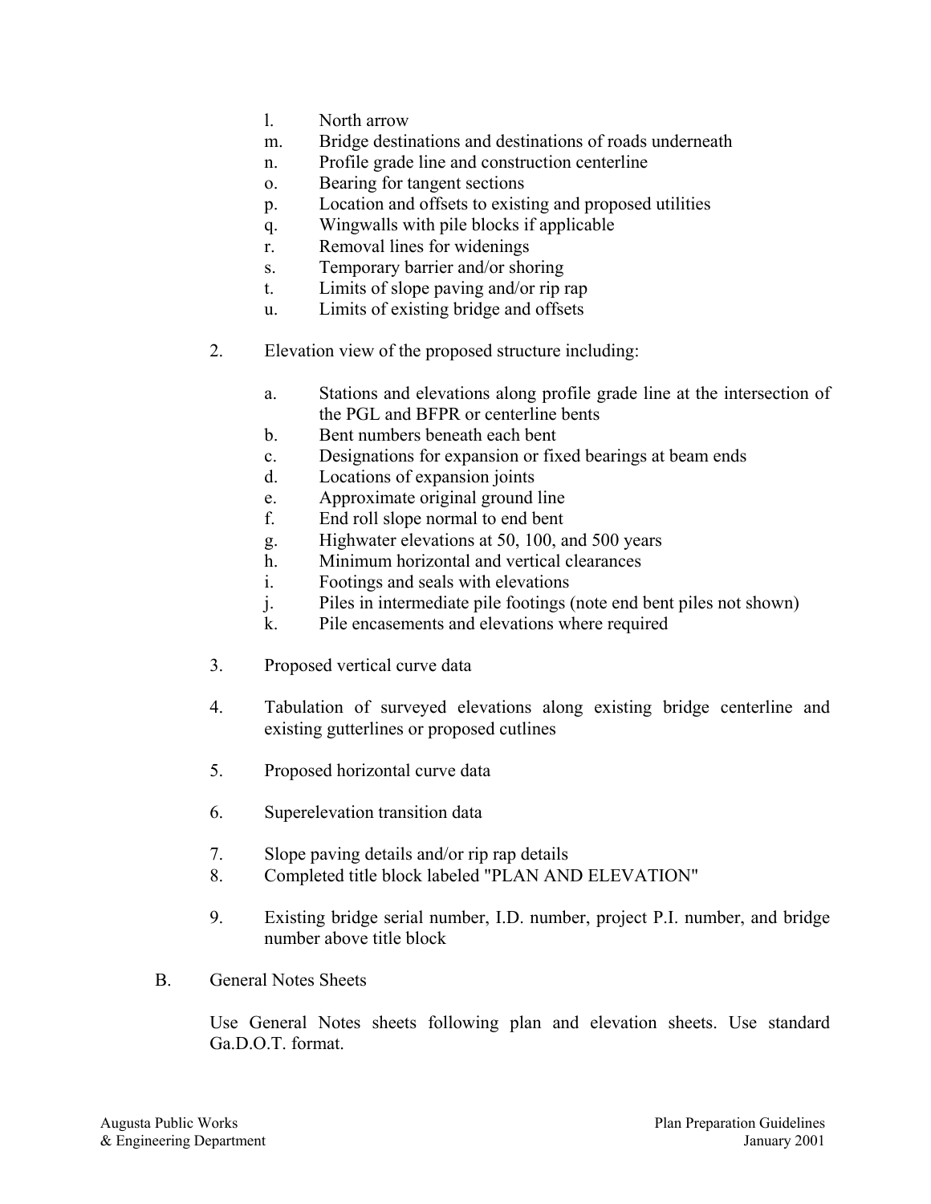l. North arrow
m. Bridge destinations and destinations of roads underneath
n. Profile grade line and construction centerline
o. Bearing for tangent sections
p. Location and offsets to existing and proposed utilities
q. Wingwalls with pile blocks if applicable
r. Removal lines for widenings
s. Temporary barrier and/or shoring
t. Limits of slope paving and/or rip rap
u. Limits of existing bridge and offsets

2. Elevation view of the proposed structure including:

   a. Stations and elevations along profile grade line at the intersection of the PGL and BFPR or centerline bents
   b. Bent numbers beneath each bent
   c. Designations for expansion or fixed bearings at beam ends
   d. Locations of expansion joints
   e. Approximate original ground line
   f. End roll slope normal to end bent
   g. Highwater elevations at 50, 100, and 500 years
   h. Minimum horizontal and vertical clearances
   i. Footings and seals with elevations
   j. Piles in intermediate pile footings (note end bent piles not shown)
   k. Pile encasements and elevations where required

3. Proposed vertical curve data

4. Tabulation of surveyed elevations along existing bridge centerline and existing gutterlines or proposed cutlines

5. Proposed horizontal curve data

6. Superelevation transition data

7. Slope paving details and/or rip rap details
8. Completed title block labeled "PLAN AND ELEVATION"

9. Existing bridge serial number, I.D. number, project P.I. number, and bridge number above title block

B. General Notes Sheets

Use General Notes sheets following plan and elevation sheets. Use standard Ga.D.O.T. format.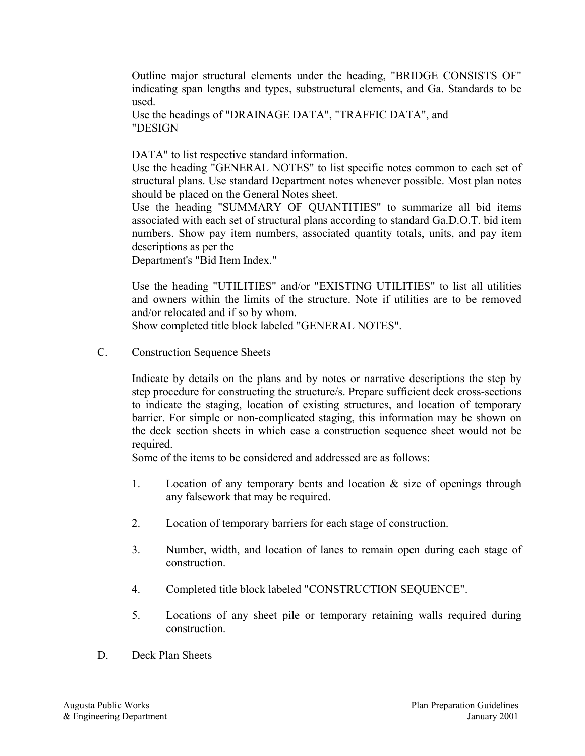Outline major structural elements under the heading, "BRIDGE CONSISTS OF" indicating span lengths and types, substructural elements, and Ga. Standards to be used.

Use the headings of "DRAINAGE DATA", "TRAFFIC DATA", and "DESIGN

DATA" to list respective standard information.

Use the heading "GENERAL NOTES" to list specific notes common to each set of structural plans. Use standard Department notes whenever possible. Most plan notes should be placed on the General Notes sheet.

Use the heading "SUMMARY OF QUANTITIES" to summarize all bid items associated with each set of structural plans according to standard Ga.D.O.T. bid item numbers. Show pay item numbers, associated quantity totals, units, and pay item descriptions as per the Department's "Bid Item Index."

Use the heading "UTILITIES" and/or "EXISTING UTILITIES" to list all utilities and owners within the limits of the structure. Note if utilities are to be removed and/or relocated and if so by whom.

Show completed title block labeled "GENERAL NOTES".

C. Construction Sequence Sheets

Indicate by details on the plans and by notes or narrative descriptions the step by step procedure for constructing the structure/s. Prepare sufficient deck cross-sections to indicate the staging, location of existing structures, and location of temporary barrier. For simple or non-complicated staging, this information may be shown on the deck section sheets in which case a construction sequence sheet would not be required.

Some of the items to be considered and addressed are as follows:

1. Location of any temporary bents and location & size of openings through any falsework that may be required.
2. Location of temporary barriers for each stage of construction.
3. Number, width, and location of lanes to remain open during each stage of construction.
4. Completed title block labeled "CONSTRUCTION SEQUENCE".
5. Locations of any sheet pile or temporary retaining walls required during construction.

D. Deck Plan Sheets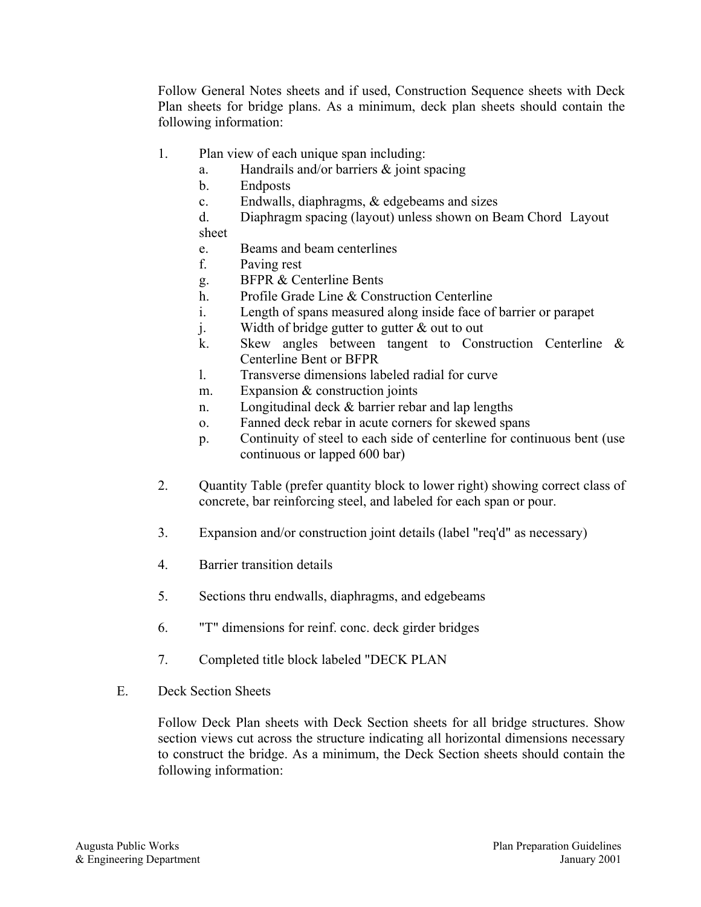Follow General Notes sheets and if used, Construction Sequence sheets with Deck Plan sheets for bridge plans. As a minimum, deck plan sheets should contain the following information:

1. Plan view of each unique span including:
   a. Handrails and/or barriers & joint spacing
   b. Endposts
   c. Endwalls, diaphragms, & edgebeams and sizes
   d. Diaphragm spacing (layout) unless shown on Beam Chord Layout sheet
   e. Beams and beam centerlines
   f. Paving rest
   g. BFPR & Centerline Bents
   h. Profile Grade Line & Construction Centerline
   i. Length of spans measured along inside face of barrier or parapet
   j. Width of bridge gutter to gutter & out to out
   k. Skew angles between tangent to Construction Centerline & Centerline Bent or BFPR
   l. Transverse dimensions labeled radial for curve
   m. Expansion & construction joints
   n. Longitudinal deck & barrier rebar and lap lengths
   o. Fanned deck rebar in acute corners for skewed spans
   p. Continuity of steel to each side of centerline for continuous bent (use continuous or lapped 600 bar)

2. Quantity Table (prefer quantity block to lower right) showing correct class of concrete, bar reinforcing steel, and labeled for each span or pour.

3. Expansion and/or construction joint details (label "req'd" as necessary)

4. Barrier transition details

5. Sections thru endwalls, diaphragms, and edgebeams

6. "T" dimensions for reinf. conc. deck girder bridges

7. Completed title block labeled "DECK PLAN

E. Deck Section Sheets

Follow Deck Plan sheets with Deck Section sheets for all bridge structures. Show section views cut across the structure indicating all horizontal dimensions necessary to construct the bridge. As a minimum, the Deck Section sheets should contain the following information: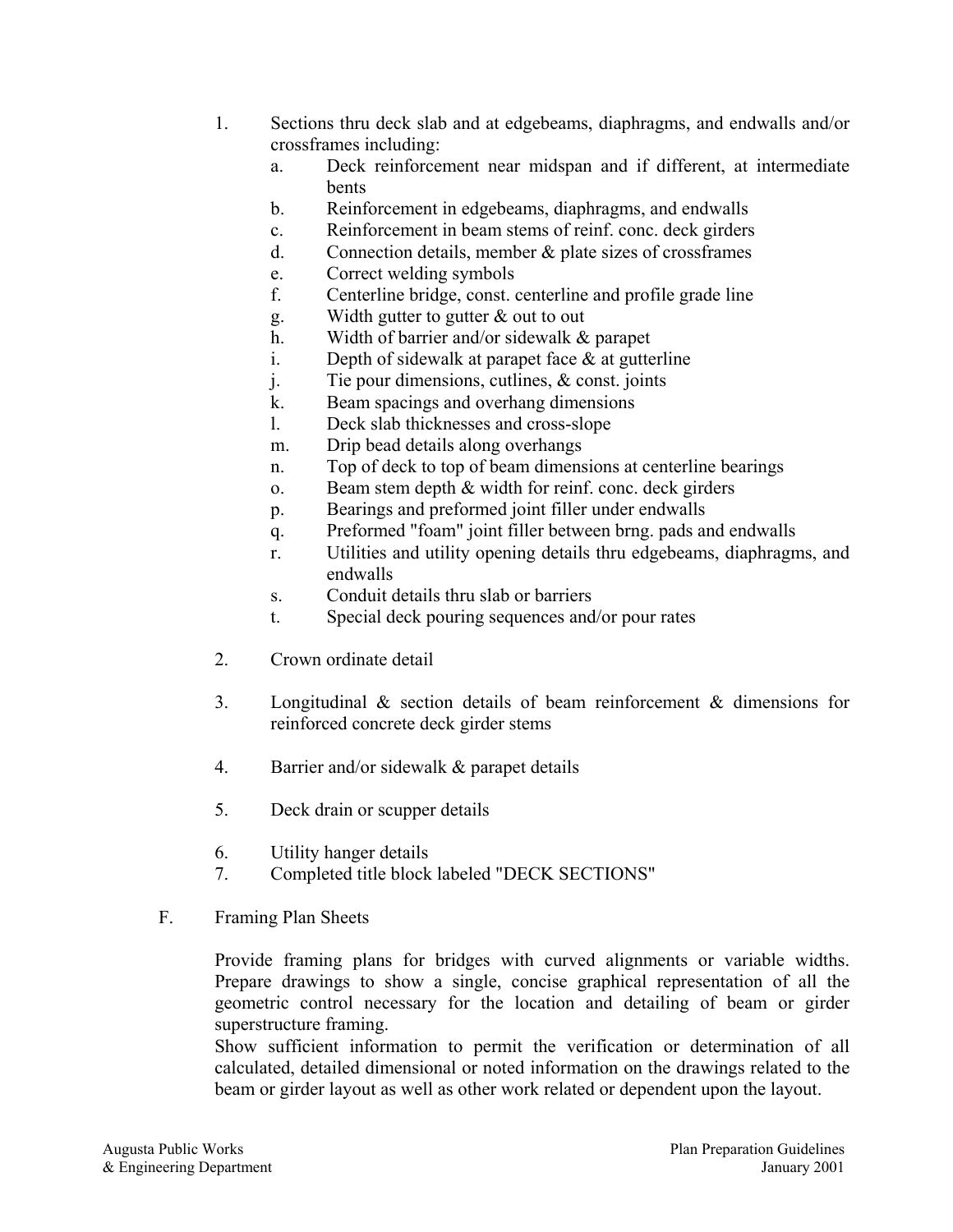1. Sections thru deck slab and at edgebeams, diaphragms, and endwalls and/or crossframes including:
    a. Deck reinforcement near midspan and if different, at intermediate bents
    b. Reinforcement in edgebeams, diaphragms, and endwalls
    c. Reinforcement in beam stems of reinf. conc. deck girders
    d. Connection details, member & plate sizes of crossframes
    e. Correct welding symbols
    f. Centerline bridge, const. centerline and profile grade line
    g. Width gutter to gutter & out to out
    h. Width of barrier and/or sidewalk & parapet
    i. Depth of sidewalk at parapet face & at gutterline
    j. Tie pour dimensions, cutlines, & const. joints
    k. Beam spacings and overhang dimensions
    l. Deck slab thicknesses and cross-slope
    m. Drip bead details along overhangs
    n. Top of deck to top of beam dimensions at centerline bearings
    o. Beam stem depth & width for reinf. conc. deck girders
    p. Bearings and preformed joint filler under endwalls
    q. Preformed "foam" joint filler between brng. pads and endwalls
    r. Utilities and utility opening details thru edgebeams, diaphragms, and endwalls
    s. Conduit details thru slab or barriers
    t. Special deck pouring sequences and/or pour rates

2. Crown ordinate detail

3. Longitudinal & section details of beam reinforcement & dimensions for reinforced concrete deck girder stems

4. Barrier and/or sidewalk & parapet details

5. Deck drain or scupper details

6. Utility hanger details
7. Completed title block labeled "DECK SECTIONS"

F. Framing Plan Sheets

Provide framing plans for bridges with curved alignments or variable widths. Prepare drawings to show a single, concise graphical representation of all the geometric control necessary for the location and detailing of beam or girder superstructure framing.

Show sufficient information to permit the verification or determination of all calculated, detailed dimensional or noted information on the drawings related to the beam or girder layout as well as other work related or dependent upon the layout.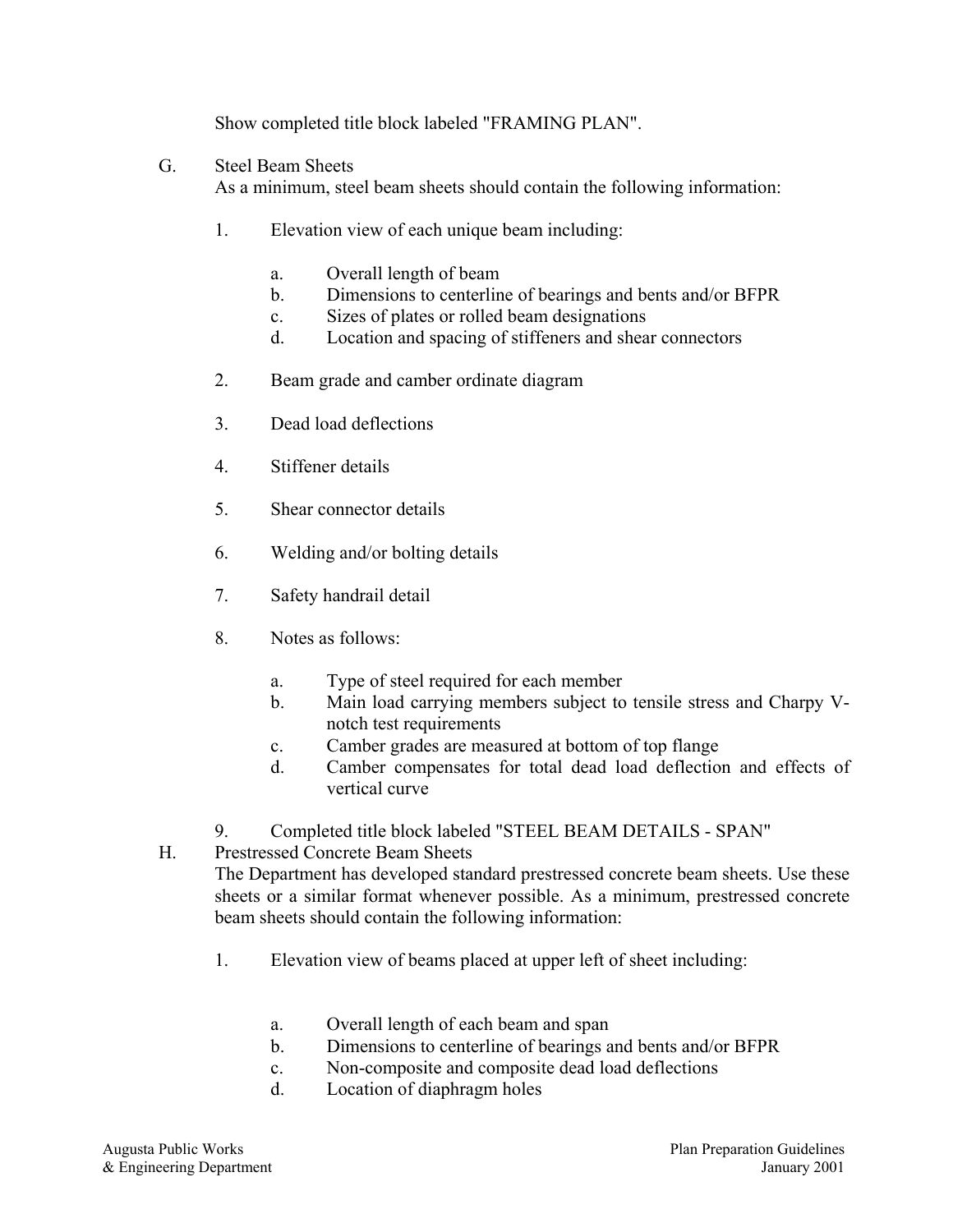Show completed title block labeled "FRAMING PLAN".

G. Steel Beam Sheets

As a minimum, steel beam sheets should contain the following information:

1. Elevation view of each unique beam including:

    a. Overall length of beam
    b. Dimensions to centerline of bearings and bents and/or BFPR
    c. Sizes of plates or rolled beam designations
    d. Location and spacing of stiffeners and shear connectors

2. Beam grade and camber ordinate diagram

3. Dead load deflections

4. Stiffener details

5. Shear connector details

6. Welding and/or bolting details

7. Safety handrail detail

8. Notes as follows:

    a. Type of steel required for each member
    b. Main load carrying members subject to tensile stress and Charpy V-notch test requirements
    c. Camber grades are measured at bottom of top flange
    d. Camber compensates for total dead load deflection and effects of vertical curve

9. Completed title block labeled "STEEL BEAM DETAILS - SPAN"

H. Prestressed Concrete Beam Sheets

The Department has developed standard prestressed concrete beam sheets. Use these sheets or a similar format whenever possible. As a minimum, prestressed concrete beam sheets should contain the following information:

1. Elevation view of beams placed at upper left of sheet including:

    a. Overall length of each beam and span
    b. Dimensions to centerline of bearings and bents and/or BFPR
    c. Non-composite and composite dead load deflections
    d. Location of diaphragm holes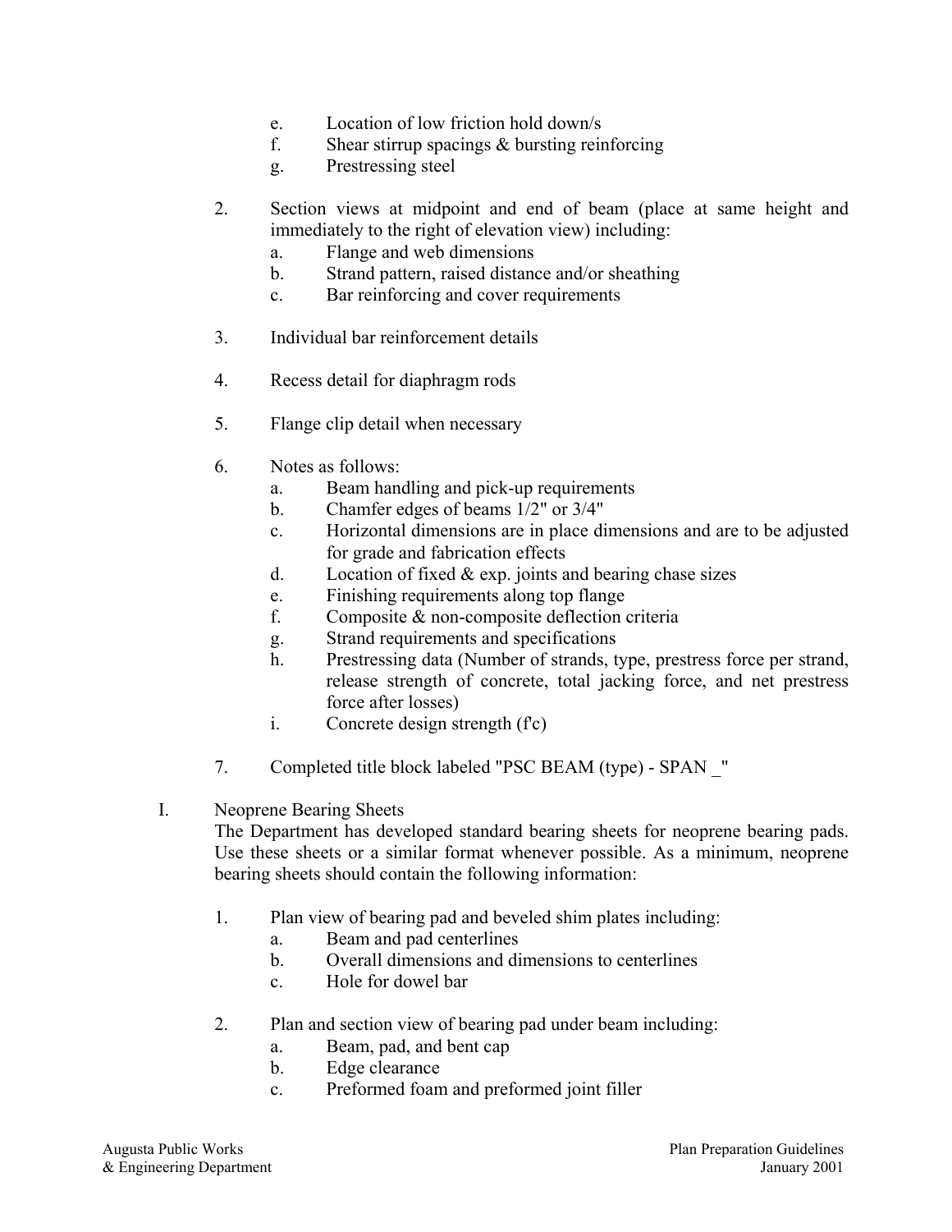e. Location of low friction hold down/s
   f. Shear stirrup spacings & bursting reinforcing
   g. Prestressing steel

2. Section views at midpoint and end of beam (place at same height and immediately to the right of elevation view) including:
   a. Flange and web dimensions
   b. Strand pattern, raised distance and/or sheathing
   c. Bar reinforcing and cover requirements

3. Individual bar reinforcement details

4. Recess detail for diaphragm rods

5. Flange clip detail when necessary

6. Notes as follows:
   a. Beam handling and pick-up requirements
   b. Chamfer edges of beams 1/2" or 3/4"
   c. Horizontal dimensions are in place dimensions and are to be adjusted for grade and fabrication effects
   d. Location of fixed & exp. joints and bearing chase sizes
   e. Finishing requirements along top flange
   f. Composite & non-composite deflection criteria
   g. Strand requirements and specifications
   h. Prestressing data (Number of strands, type, prestress force per strand, release strength of concrete, total jacking force, and net prestress force after losses)
   i. Concrete design strength (f'c)

7. Completed title block labeled "PSC BEAM (type) - SPAN _"

I. Neoprene Bearing Sheets

The Department has developed standard bearing sheets for neoprene bearing pads. Use these sheets or a similar format whenever possible. As a minimum, neoprene bearing sheets should contain the following information:

1. Plan view of bearing pad and beveled shim plates including:
   a. Beam and pad centerlines
   b. Overall dimensions and dimensions to centerlines
   c. Hole for dowel bar

2. Plan and section view of bearing pad under beam including:
   a. Beam, pad, and bent cap
   b. Edge clearance
   c. Preformed foam and preformed joint filler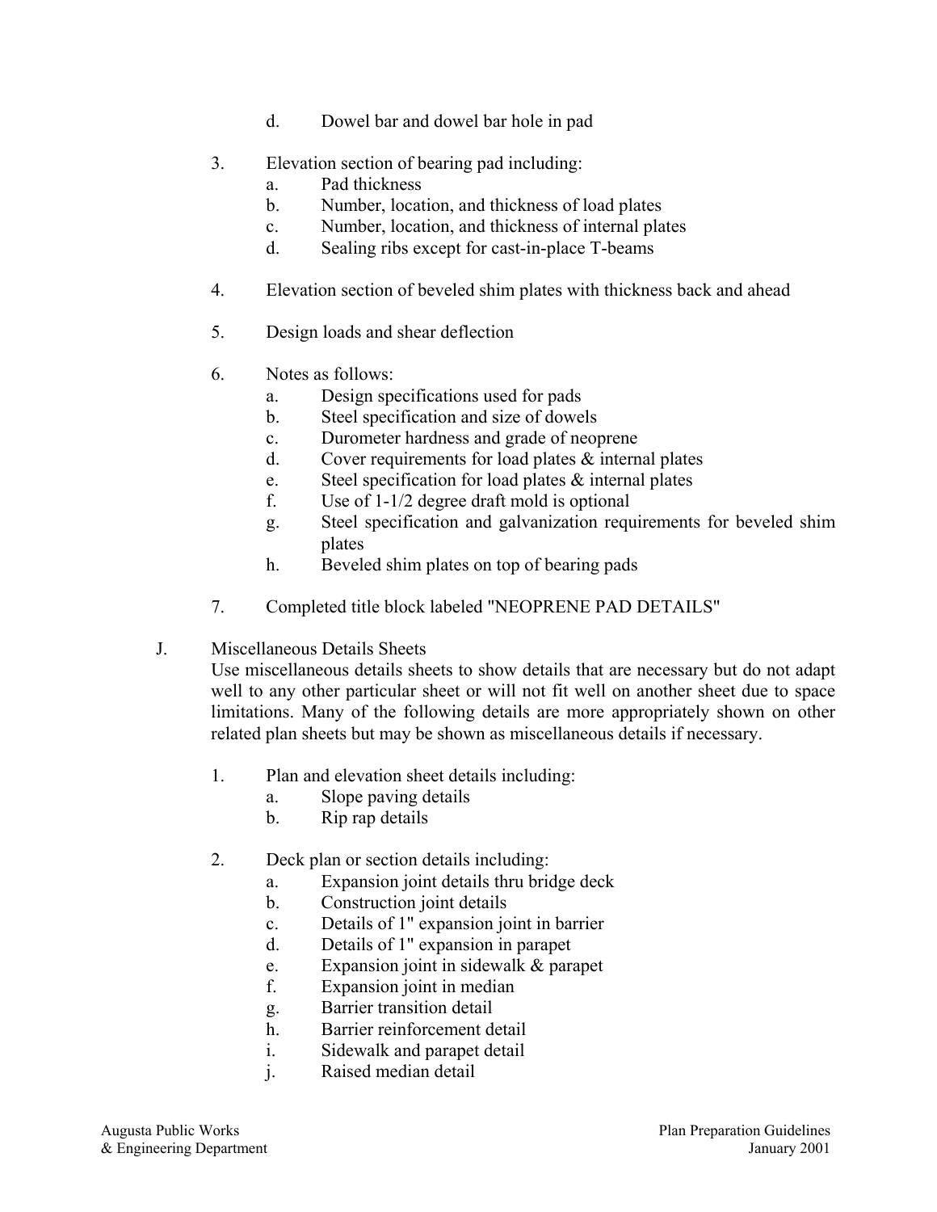d. Dowel bar and dowel bar hole in pad

3. Elevation section of bearing pad including:
   a. Pad thickness
   b. Number, location, and thickness of load plates
   c. Number, location, and thickness of internal plates
   d. Sealing ribs except for cast-in-place T-beams

4. Elevation section of beveled shim plates with thickness back and ahead

5. Design loads and shear deflection

6. Notes as follows:
   a. Design specifications used for pads
   b. Steel specification and size of dowels
   c. Durometer hardness and grade of neoprene
   d. Cover requirements for load plates & internal plates
   e. Steel specification for load plates & internal plates
   f. Use of 1-1/2 degree draft mold is optional
   g. Steel specification and galvanization requirements for beveled shim plates
   h. Beveled shim plates on top of bearing pads

7. Completed title block labeled "NEOPRENE PAD DETAILS"

J. Miscellaneous Details Sheets

Use miscellaneous details sheets to show details that are necessary but do not adapt well to any other particular sheet or will not fit well on another sheet due to space limitations. Many of the following details are more appropriately shown on other related plan sheets but may be shown as miscellaneous details if necessary.

1. Plan and elevation sheet details including:
   a. Slope paving details
   b. Rip rap details

2. Deck plan or section details including:
   a. Expansion joint details thru bridge deck
   b. Construction joint details
   c. Details of 1" expansion joint in barrier
   d. Details of 1" expansion in parapet
   e. Expansion joint in sidewalk & parapet
   f. Expansion joint in median
   g. Barrier transition detail
   h. Barrier reinforcement detail
   i. Sidewalk and parapet detail
   j. Raised median detail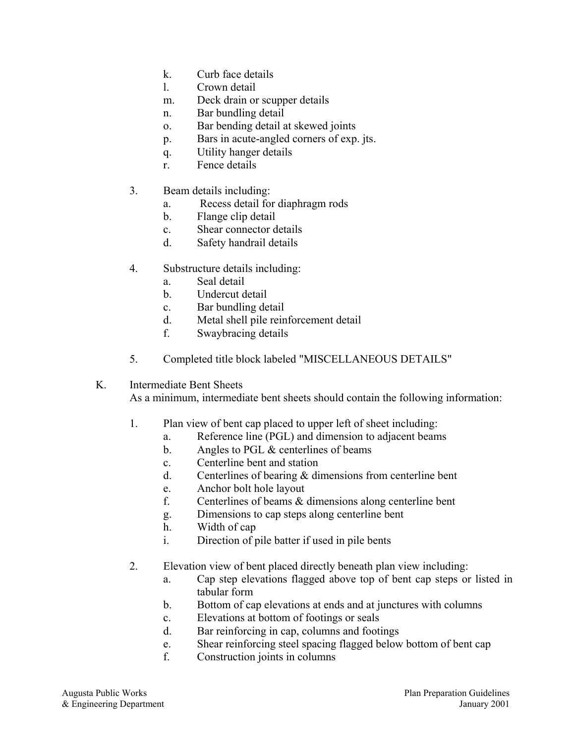k. Curb face details
l. Crown detail
m. Deck drain or scupper details
n. Bar bundling detail
o. Bar bending detail at skewed joints
p. Bars in acute-angled corners of exp. jts.
q. Utility hanger details
r. Fence details

3. Beam details including:
   a. Recess detail for diaphragm rods
   b. Flange clip detail
   c. Shear connector details
   d. Safety handrail details

4. Substructure details including:
   a. Seal detail
   b. Undercut detail
   c. Bar bundling detail
   d. Metal shell pile reinforcement detail
   f. Swaybracing details

5. Completed title block labeled "MISCELLANEOUS DETAILS"

K. Intermediate Bent Sheets

As a minimum, intermediate bent sheets should contain the following information:

1. Plan view of bent cap placed to upper left of sheet including:
   a. Reference line (PGL) and dimension to adjacent beams
   b. Angles to PGL & centerlines of beams
   c. Centerline bent and station
   d. Centerlines of bearing & dimensions from centerline bent
   e. Anchor bolt hole layout
   f. Centerlines of beams & dimensions along centerline bent
   g. Dimensions to cap steps along centerline bent
   h. Width of cap
   i. Direction of pile batter if used in pile bents

2. Elevation view of bent placed directly beneath plan view including:
   a. Cap step elevations flagged above top of bent cap steps or listed in tabular form
   b. Bottom of cap elevations at ends and at junctures with columns
   c. Elevations at bottom of footings or seals
   d. Bar reinforcing in cap, columns and footings
   e. Shear reinforcing steel spacing flagged below bottom of bent cap
   f. Construction joints in columns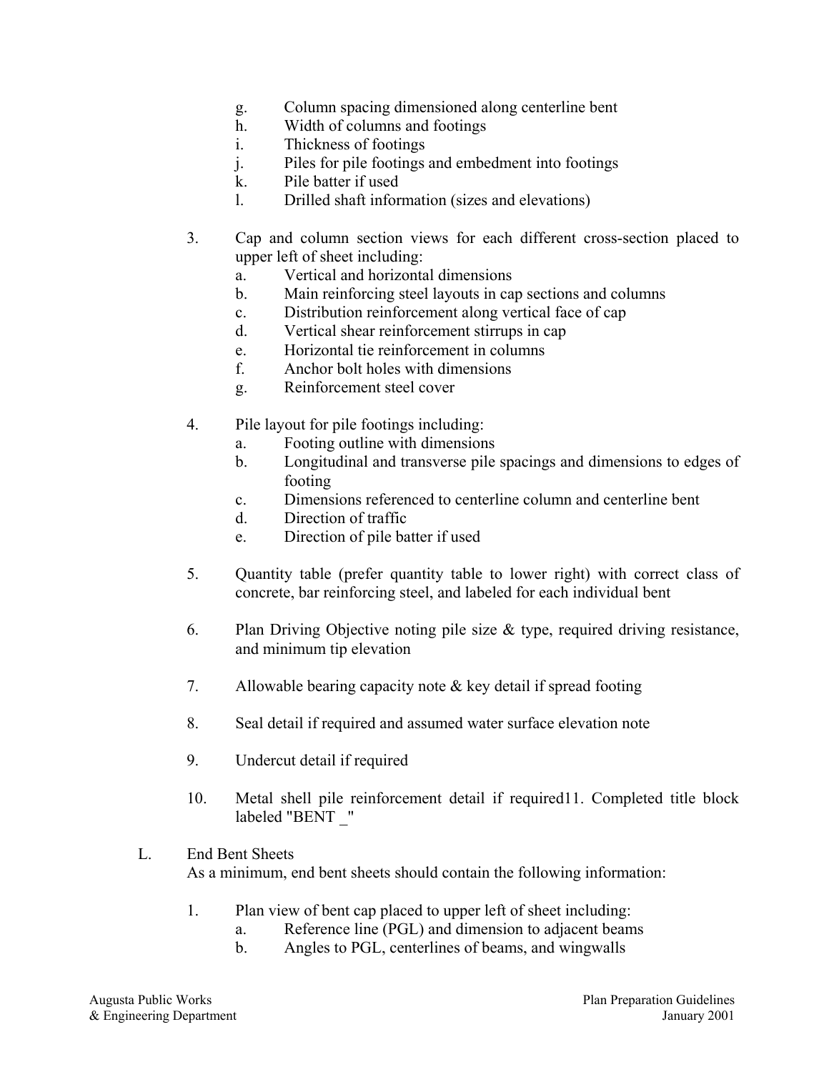g. Column spacing dimensioned along centerline bent
h. Width of columns and footings
i. Thickness of footings
j. Piles for pile footings and embedment into footings
k. Pile batter if used
l. Drilled shaft information (sizes and elevations)

3. Cap and column section views for each different cross-section placed to upper left of sheet including:
   a. Vertical and horizontal dimensions
   b. Main reinforcing steel layouts in cap sections and columns
   c. Distribution reinforcement along vertical face of cap
   d. Vertical shear reinforcement stirrups in cap
   e. Horizontal tie reinforcement in columns
   f. Anchor bolt holes with dimensions
   g. Reinforcement steel cover

4. Pile layout for pile footings including:
   a. Footing outline with dimensions
   b. Longitudinal and transverse pile spacings and dimensions to edges of footing
   c. Dimensions referenced to centerline column and centerline bent
   d. Direction of traffic
   e. Direction of pile batter if used

5. Quantity table (prefer quantity table to lower right) with correct class of concrete, bar reinforcing steel, and labeled for each individual bent

6. Plan Driving Objective noting pile size & type, required driving resistance, and minimum tip elevation

7. Allowable bearing capacity note & key detail if spread footing

8. Seal detail if required and assumed water surface elevation note

9. Undercut detail if required

10. Metal shell pile reinforcement detail if required11. Completed title block labeled "BENT _"

L. End Bent Sheets

As a minimum, end bent sheets should contain the following information:

1. Plan view of bent cap placed to upper left of sheet including:
   a. Reference line (PGL) and dimension to adjacent beams
   b. Angles to PGL, centerlines of beams, and wingwalls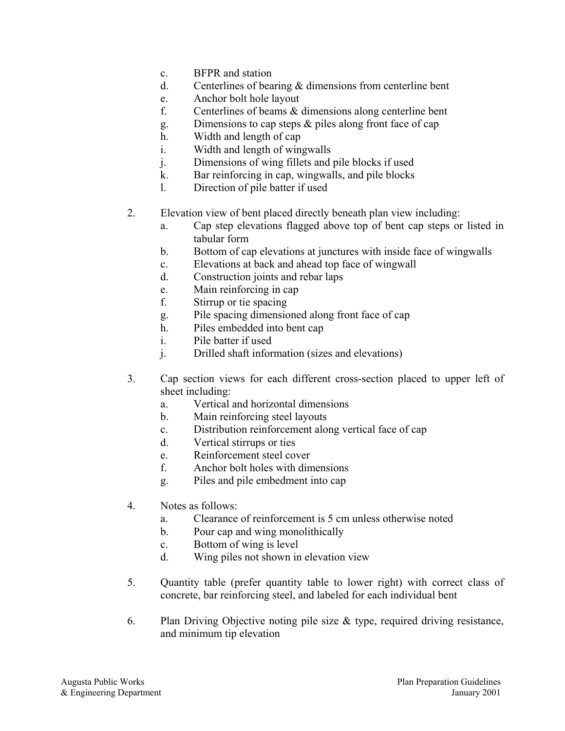c. BFPR and station
   d. Centerlines of bearing & dimensions from centerline bent
   e. Anchor bolt hole layout
   f. Centerlines of beams & dimensions along centerline bent
   g. Dimensions to cap steps & piles along front face of cap
   h. Width and length of cap
   i. Width and length of wingwalls
   j. Dimensions of wing fillets and pile blocks if used
   k. Bar reinforcing in cap, wingwalls, and pile blocks
   l. Direction of pile batter if used

2. Elevation view of bent placed directly beneath plan view including:
   a. Cap step elevations flagged above top of bent cap steps or listed in tabular form
   b. Bottom of cap elevations at junctures with inside face of wingwalls
   c. Elevations at back and ahead top face of wingwall
   d. Construction joints and rebar laps
   e. Main reinforcing in cap
   f. Stirrup or tie spacing
   g. Pile spacing dimensioned along front face of cap
   h. Piles embedded into bent cap
   i. Pile batter if used
   j. Drilled shaft information (sizes and elevations)

3. Cap section views for each different cross-section placed to upper left of sheet including:
   a. Vertical and horizontal dimensions
   b. Main reinforcing steel layouts
   c. Distribution reinforcement along vertical face of cap
   d. Vertical stirrups or ties
   e. Reinforcement steel cover
   f. Anchor bolt holes with dimensions
   g. Piles and pile embedment into cap

4. Notes as follows:
   a. Clearance of reinforcement is 5 cm unless otherwise noted
   b. Pour cap and wing monolithically
   c. Bottom of wing is level
   d. Wing piles not shown in elevation view

5. Quantity table (prefer quantity table to lower right) with correct class of concrete, bar reinforcing steel, and labeled for each individual bent

6. Plan Driving Objective noting pile size & type, required driving resistance, and minimum tip elevation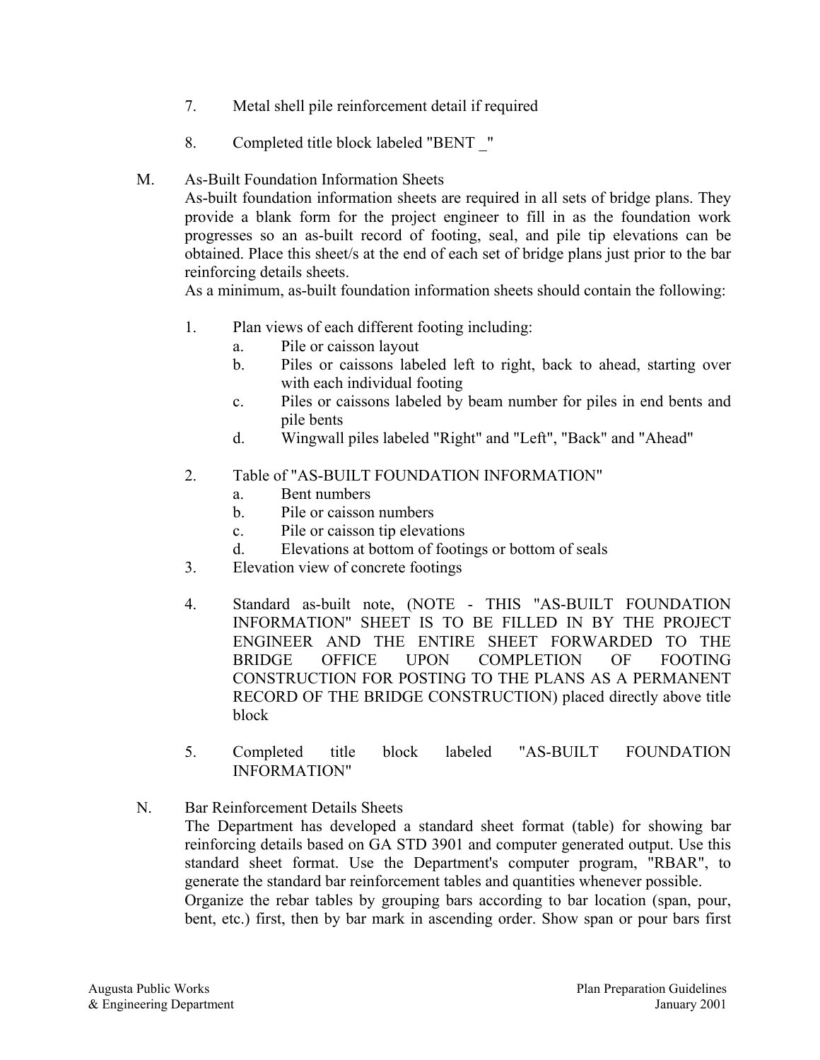7. Metal shell pile reinforcement detail if required

8. Completed title block labeled "BENT _"

M. As-Built Foundation Information Sheets

As-built foundation information sheets are required in all sets of bridge plans. They provide a blank form for the project engineer to fill in as the foundation work progresses so an as-built record of footing, seal, and pile tip elevations can be obtained. Place this sheet/s at the end of each set of bridge plans just prior to the bar reinforcing details sheets.

As a minimum, as-built foundation information sheets should contain the following:

1. Plan views of each different footing including:
   a. Pile or caisson layout
   b. Piles or caissons labeled left to right, back to ahead, starting over with each individual footing
   c. Piles or caissons labeled by beam number for piles in end bents and pile bents
   d. Wingwall piles labeled "Right" and "Left", "Back" and "Ahead"

2. Table of "AS-BUILT FOUNDATION INFORMATION"
   a. Bent numbers
   b. Pile or caisson numbers
   c. Pile or caisson tip elevations
   d. Elevations at bottom of footings or bottom of seals

3. Elevation view of concrete footings

4. Standard as-built note, (NOTE - THIS "AS-BUILT FOUNDATION INFORMATION" SHEET IS TO BE FILLED IN BY THE PROJECT ENGINEER AND THE ENTIRE SHEET FORWARDED TO THE BRIDGE OFFICE UPON COMPLETION OF FOOTING CONSTRUCTION FOR POSTING TO THE PLANS AS A PERMANENT RECORD OF THE BRIDGE CONSTRUCTION) placed directly above title block

5. Completed title block labeled "AS-BUILT FOUNDATION INFORMATION"

N. Bar Reinforcement Details Sheets

The Department has developed a standard sheet format (table) for showing bar reinforcing details based on GA STD 3901 and computer generated output. Use this standard sheet format. Use the Department's computer program, "RBAR", to generate the standard bar reinforcement tables and quantities whenever possible.

Organize the rebar tables by grouping bars according to bar location (span, pour, bent, etc.) first, then by bar mark in ascending order. Show span or pour bars first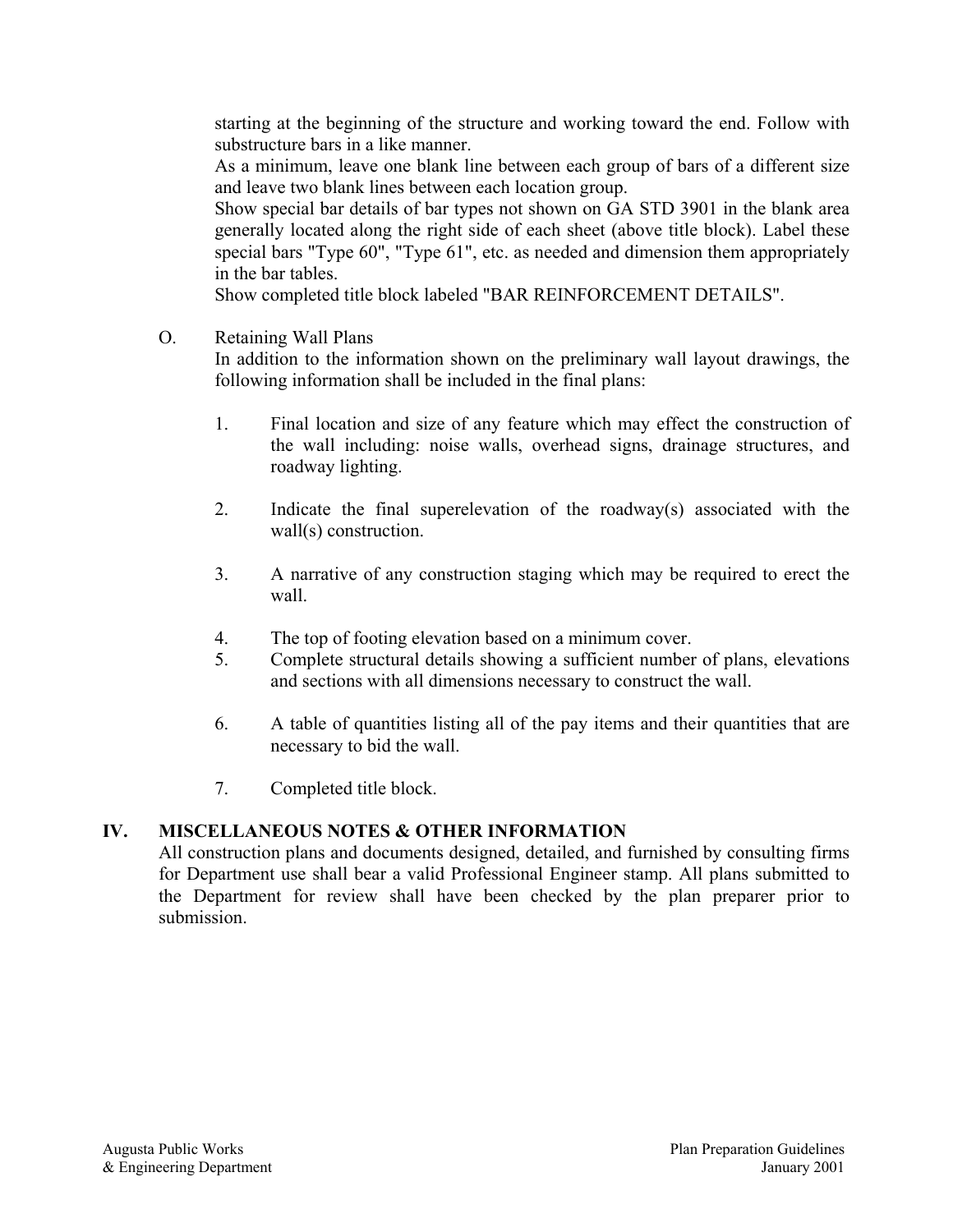starting at the beginning of the structure and working toward the end. Follow with substructure bars in a like manner.

As a minimum, leave one blank line between each group of bars of a different size and leave two blank lines between each location group.

Show special bar details of bar types not shown on GA STD 3901 in the blank area generally located along the right side of each sheet (above title block). Label these special bars "Type 60", "Type 61", etc. as needed and dimension them appropriately in the bar tables.

Show completed title block labeled "BAR REINFORCEMENT DETAILS".

O. Retaining Wall Plans

In addition to the information shown on the preliminary wall layout drawings, the following information shall be included in the final plans:

1. Final location and size of any feature which may effect the construction of the wall including: noise walls, overhead signs, drainage structures, and roadway lighting.

2. Indicate the final superelevation of the roadway(s) associated with the wall(s) construction.

3. A narrative of any construction staging which may be required to erect the wall.

4. The top of footing elevation based on a minimum cover.

5. Complete structural details showing a sufficient number of plans, elevations and sections with all dimensions necessary to construct the wall.

6. A table of quantities listing all of the pay items and their quantities that are necessary to bid the wall.

7. Completed title block.

## IV. MISCELLANEOUS NOTES & OTHER INFORMATION

All construction plans and documents designed, detailed, and furnished by consulting firms for Department use shall bear a valid Professional Engineer stamp. All plans submitted to the Department for review shall have been checked by the plan preparer prior to submission.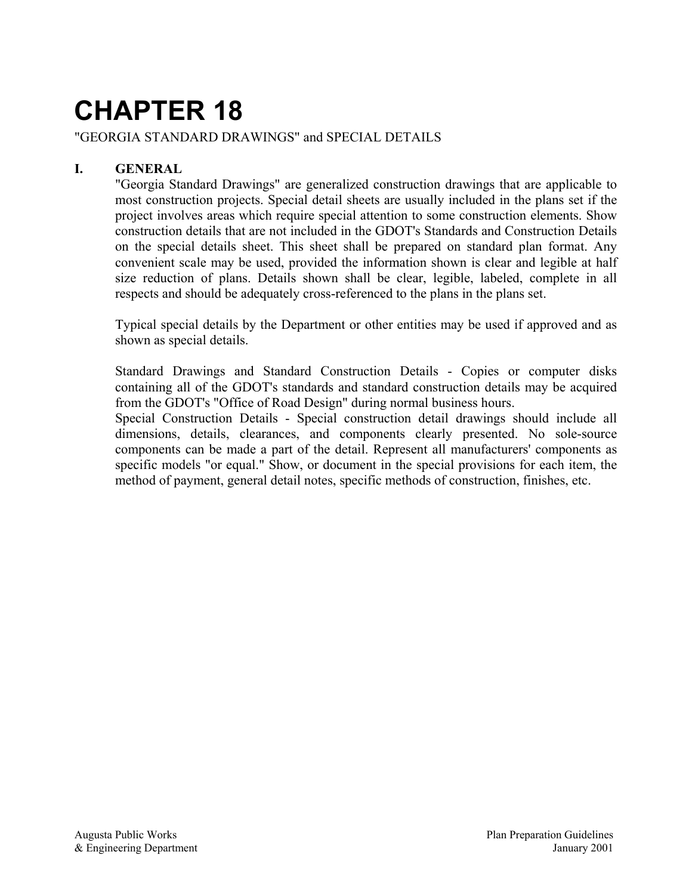# CHAPTER 18

"GEORGIA STANDARD DRAWINGS" and SPECIAL DETAILS

## I. GENERAL

"Georgia Standard Drawings" are generalized construction drawings that are applicable to most construction projects. Special detail sheets are usually included in the plans set if the project involves areas which require special attention to some construction elements. Show construction details that are not included in the GDOT's Standards and Construction Details on the special details sheet. This sheet shall be prepared on standard plan format. Any convenient scale may be used, provided the information shown is clear and legible at half size reduction of plans. Details shown shall be clear, legible, labeled, complete in all respects and should be adequately cross-referenced to the plans in the plans set.

Typical special details by the Department or other entities may be used if approved and as shown as special details.

Standard Drawings and Standard Construction Details - Copies or computer disks containing all of the GDOT's standards and standard construction details may be acquired from the GDOT's "Office of Road Design" during normal business hours.

Special Construction Details - Special construction detail drawings should include all dimensions, details, clearances, and components clearly presented. No sole-source components can be made a part of the detail. Represent all manufacturers' components as specific models "or equal." Show, or document in the special provisions for each item, the method of payment, general detail notes, specific methods of construction, finishes, etc.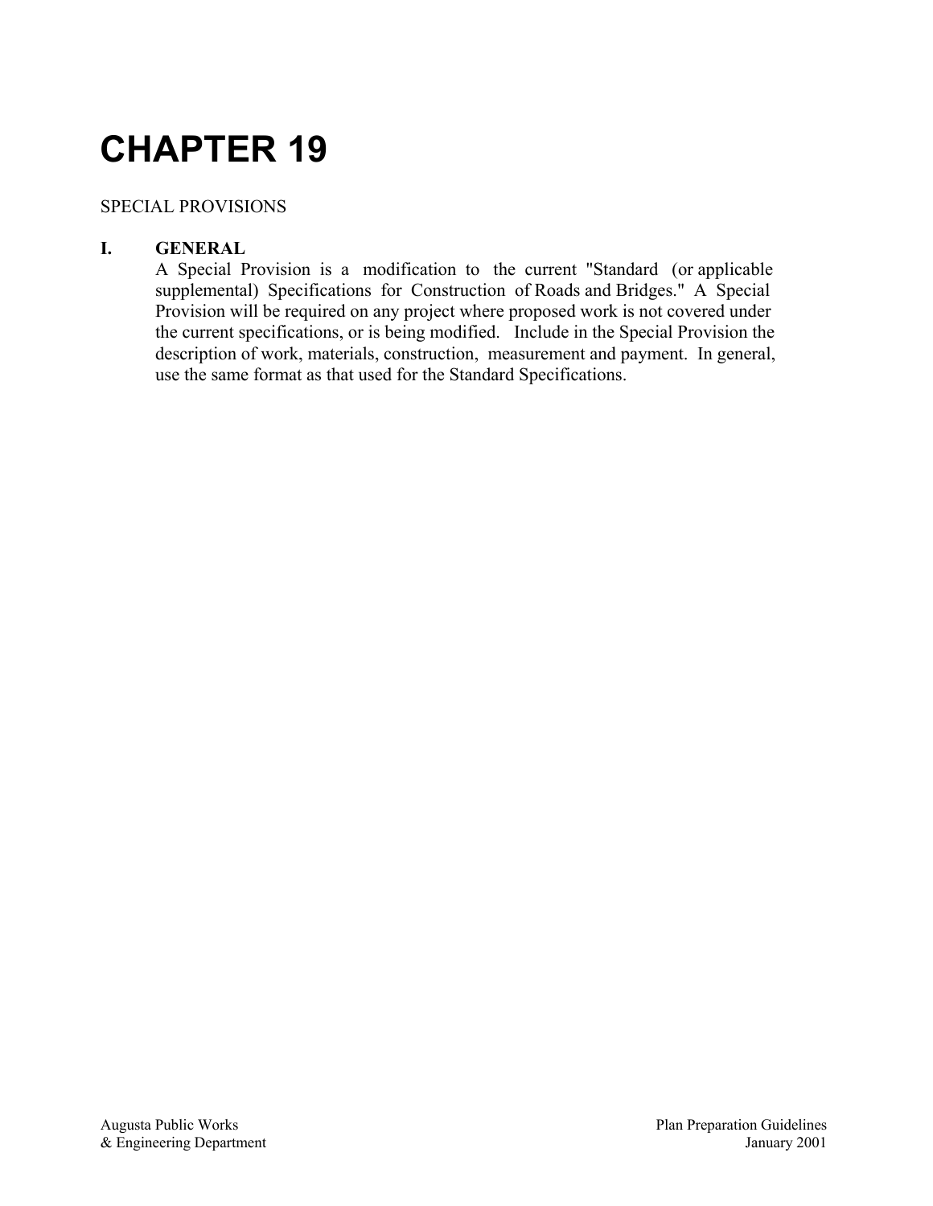# CHAPTER 19

SPECIAL PROVISIONS

## I. GENERAL

A Special Provision is a modification to the current "Standard (or applicable supplemental) Specifications for Construction of Roads and Bridges." A Special Provision will be required on any project where proposed work is not covered under the current specifications, or is being modified. Include in the Special Provision the description of work, materials, construction, measurement and payment. In general, use the same format as that used for the Standard Specifications.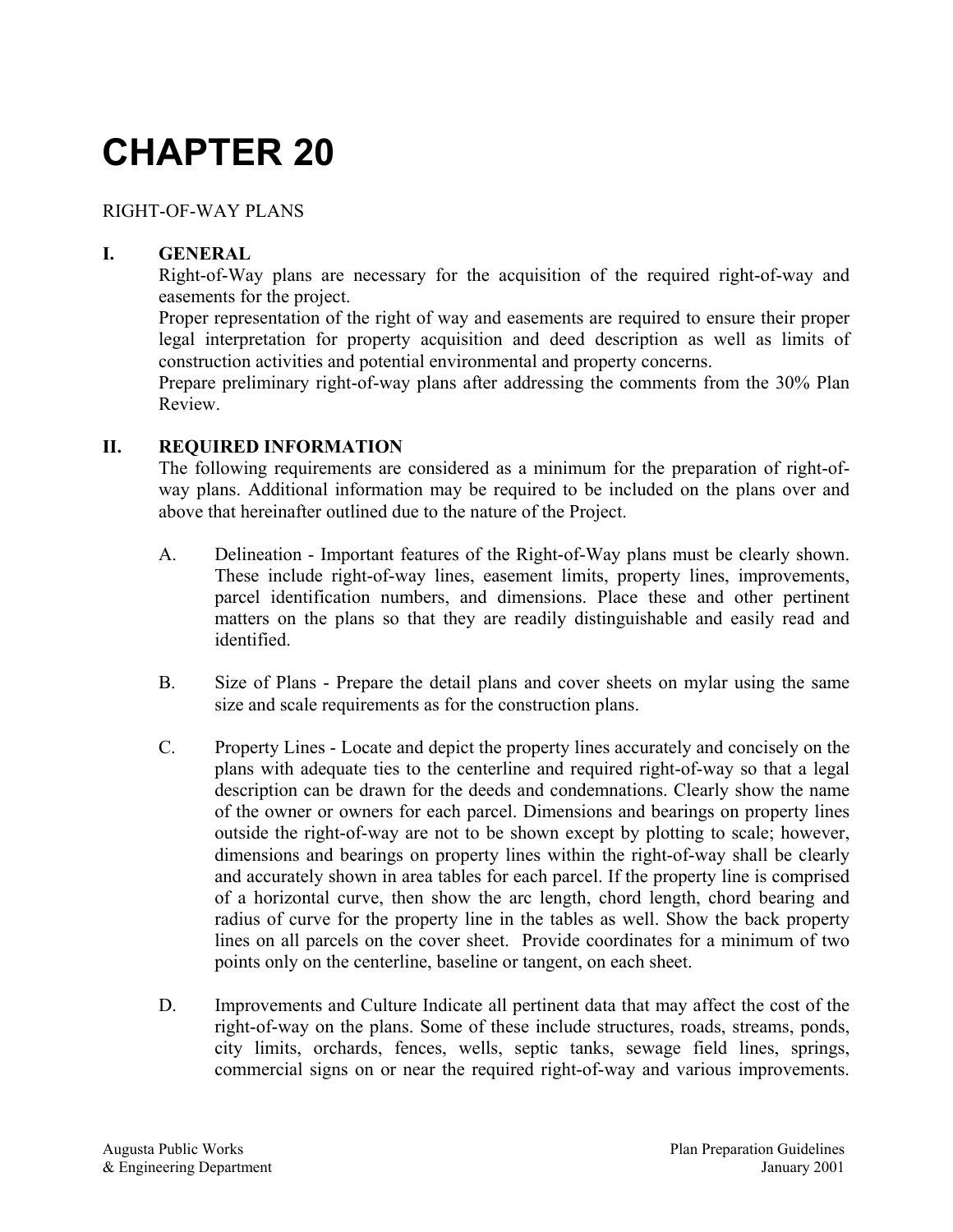# CHAPTER 20

RIGHT-OF-WAY PLANS

## I. GENERAL

Right-of-Way plans are necessary for the acquisition of the required right-of-way and easements for the project.

Proper representation of the right of way and easements are required to ensure their proper legal interpretation for property acquisition and deed description as well as limits of construction activities and potential environmental and property concerns.

Prepare preliminary right-of-way plans after addressing the comments from the 30% Plan Review.

## II. REQUIRED INFORMATION

The following requirements are considered as a minimum for the preparation of right-of-way plans. Additional information may be required to be included on the plans over and above that hereinafter outlined due to the nature of the Project.

A. Delineation - Important features of the Right-of-Way plans must be clearly shown. These include right-of-way lines, easement limits, property lines, improvements, parcel identification numbers, and dimensions. Place these and other pertinent matters on the plans so that they are readily distinguishable and easily read and identified.

B. Size of Plans - Prepare the detail plans and cover sheets on mylar using the same size and scale requirements as for the construction plans.

C. Property Lines - Locate and depict the property lines accurately and concisely on the plans with adequate ties to the centerline and required right-of-way so that a legal description can be drawn for the deeds and condemnations. Clearly show the name of the owner or owners for each parcel. Dimensions and bearings on property lines outside the right-of-way are not to be shown except by plotting to scale; however, dimensions and bearings on property lines within the right-of-way shall be clearly and accurately shown in area tables for each parcel. If the property line is comprised of a horizontal curve, then show the arc length, chord length, chord bearing and radius of curve for the property line in the tables as well. Show the back property lines on all parcels on the cover sheet. Provide coordinates for a minimum of two points only on the centerline, baseline or tangent, on each sheet.

D. Improvements and Culture Indicate all pertinent data that may affect the cost of the right-of-way on the plans. Some of these include structures, roads, streams, ponds, city limits, orchards, fences, wells, septic tanks, sewage field lines, springs, commercial signs on or near the required right-of-way and various improvements.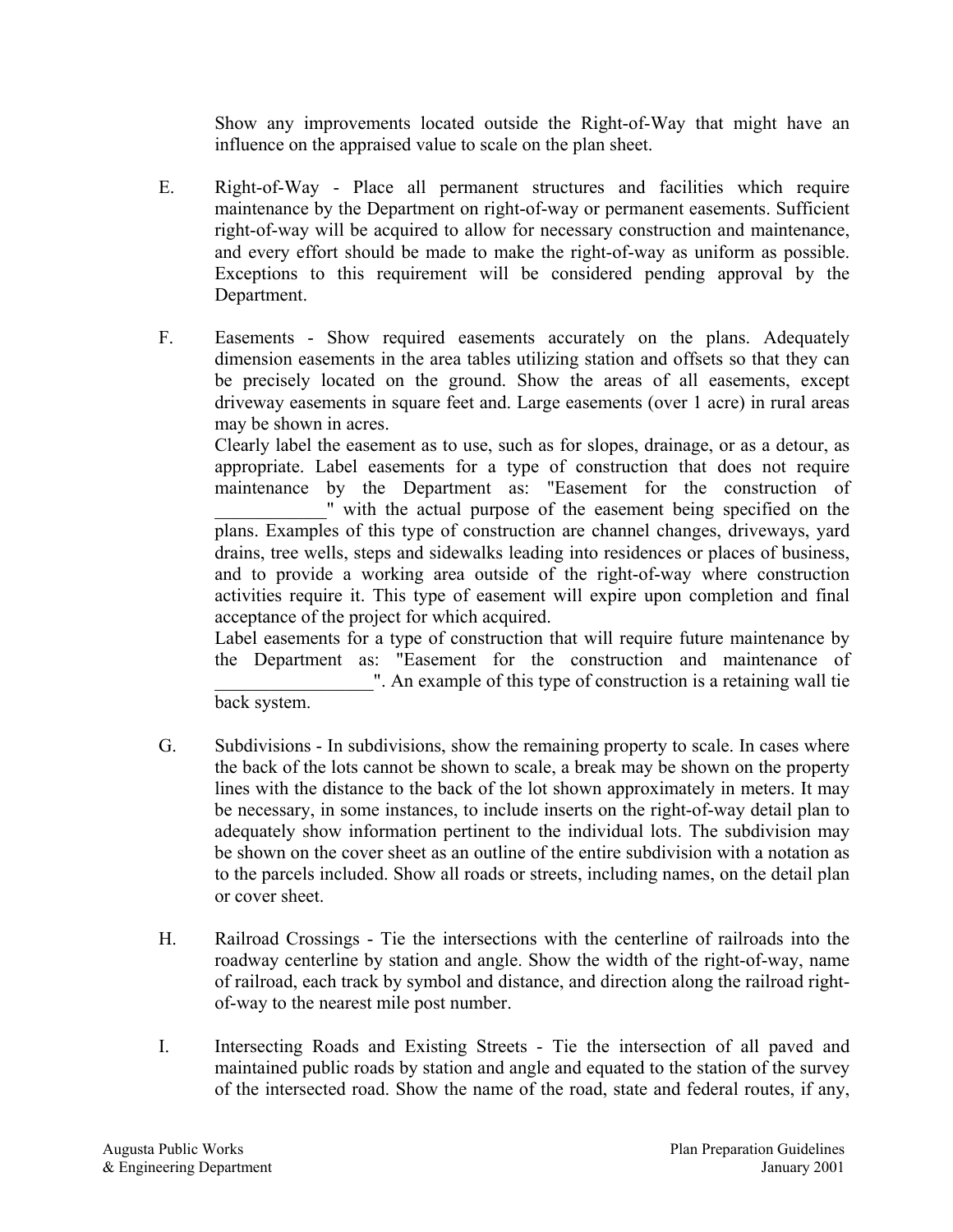Show any improvements located outside the Right-of-Way that might have an influence on the appraised value to scale on the plan sheet.

E. Right-of-Way - Place all permanent structures and facilities which require maintenance by the Department on right-of-way or permanent easements. Sufficient right-of-way will be acquired to allow for necessary construction and maintenance, and every effort should be made to make the right-of-way as uniform as possible. Exceptions to this requirement will be considered pending approval by the Department.

F. Easements - Show required easements accurately on the plans. Adequately dimension easements in the area tables utilizing station and offsets so that they can be precisely located on the ground. Show the areas of all easements, except driveway easements in square feet and. Large easements (over 1 acre) in rural areas may be shown in acres.

Clearly label the easement as to use, such as for slopes, drainage, or as a detour, as appropriate. Label easements for a type of construction that does not require maintenance by the Department as: "Easement for the construction of ____________" with the actual purpose of the easement being specified on the plans. Examples of this type of construction are channel changes, driveways, yard drains, tree wells, steps and sidewalks leading into residences or places of business, and to provide a working area outside of the right-of-way where construction activities require it. This type of easement will expire upon completion and final acceptance of the project for which acquired.

Label easements for a type of construction that will require future maintenance by the Department as: "Easement for the construction and maintenance of _________________". An example of this type of construction is a retaining wall tie back system.

G. Subdivisions - In subdivisions, show the remaining property to scale. In cases where the back of the lots cannot be shown to scale, a break may be shown on the property lines with the distance to the back of the lot shown approximately in meters. It may be necessary, in some instances, to include inserts on the right-of-way detail plan to adequately show information pertinent to the individual lots. The subdivision may be shown on the cover sheet as an outline of the entire subdivision with a notation as to the parcels included. Show all roads or streets, including names, on the detail plan or cover sheet.

H. Railroad Crossings - Tie the intersections with the centerline of railroads into the roadway centerline by station and angle. Show the width of the right-of-way, name of railroad, each track by symbol and distance, and direction along the railroad right-of-way to the nearest mile post number.

I. Intersecting Roads and Existing Streets - Tie the intersection of all paved and maintained public roads by station and angle and equated to the station of the survey of the intersected road. Show the name of the road, state and federal routes, if any,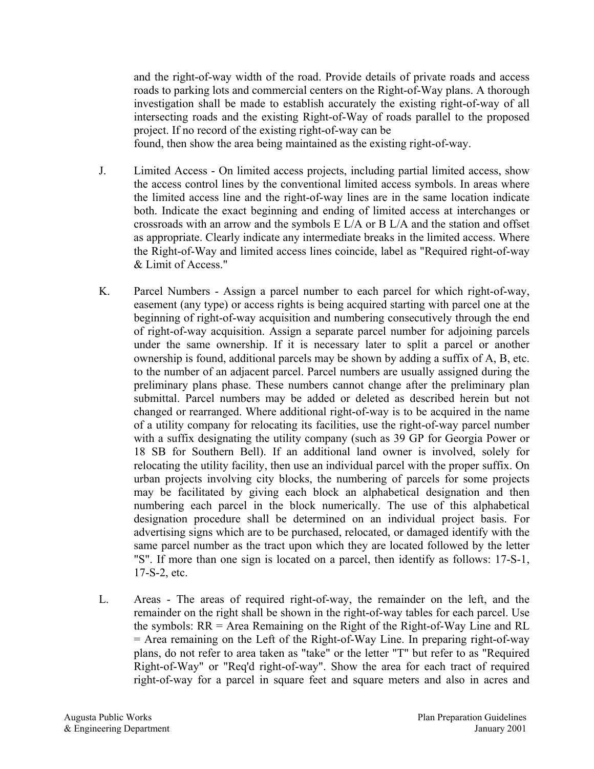and the right-of-way width of the road. Provide details of private roads and access roads to parking lots and commercial centers on the Right-of-Way plans. A thorough investigation shall be made to establish accurately the existing right-of-way of all intersecting roads and the existing Right-of-Way of roads parallel to the proposed project. If no record of the existing right-of-way can be found, then show the area being maintained as the existing right-of-way.

J. Limited Access - On limited access projects, including partial limited access, show the access control lines by the conventional limited access symbols. In areas where the limited access line and the right-of-way lines are in the same location indicate both. Indicate the exact beginning and ending of limited access at interchanges or crossroads with an arrow and the symbols E L/A or B L/A and the station and offset as appropriate. Clearly indicate any intermediate breaks in the limited access. Where the Right-of-Way and limited access lines coincide, label as "Required right-of-way & Limit of Access."

K. Parcel Numbers - Assign a parcel number to each parcel for which right-of-way, easement (any type) or access rights is being acquired starting with parcel one at the beginning of right-of-way acquisition and numbering consecutively through the end of right-of-way acquisition. Assign a separate parcel number for adjoining parcels under the same ownership. If it is necessary later to split a parcel or another ownership is found, additional parcels may be shown by adding a suffix of A, B, etc. to the number of an adjacent parcel. Parcel numbers are usually assigned during the preliminary plans phase. These numbers cannot change after the preliminary plan submittal. Parcel numbers may be added or deleted as described herein but not changed or rearranged. Where additional right-of-way is to be acquired in the name of a utility company for relocating its facilities, use the right-of-way parcel number with a suffix designating the utility company (such as 39 GP for Georgia Power or 18 SB for Southern Bell). If an additional land owner is involved, solely for relocating the utility facility, then use an individual parcel with the proper suffix. On urban projects involving city blocks, the numbering of parcels for some projects may be facilitated by giving each block an alphabetical designation and then numbering each parcel in the block numerically. The use of this alphabetical designation procedure shall be determined on an individual project basis. For advertising signs which are to be purchased, relocated, or damaged identify with the same parcel number as the tract upon which they are located followed by the letter "S". If more than one sign is located on a parcel, then identify as follows: 17-S-1, 17-S-2, etc.

L. Areas - The areas of required right-of-way, the remainder on the left, and the remainder on the right shall be shown in the right-of-way tables for each parcel. Use the symbols: RR = Area Remaining on the Right of the Right-of-Way Line and RL = Area remaining on the Left of the Right-of-Way Line. In preparing right-of-way plans, do not refer to area taken as "take" or the letter "T" but refer to as "Required Right-of-Way" or "Req'd right-of-way". Show the area for each tract of required right-of-way for a parcel in square feet and square meters and also in acres and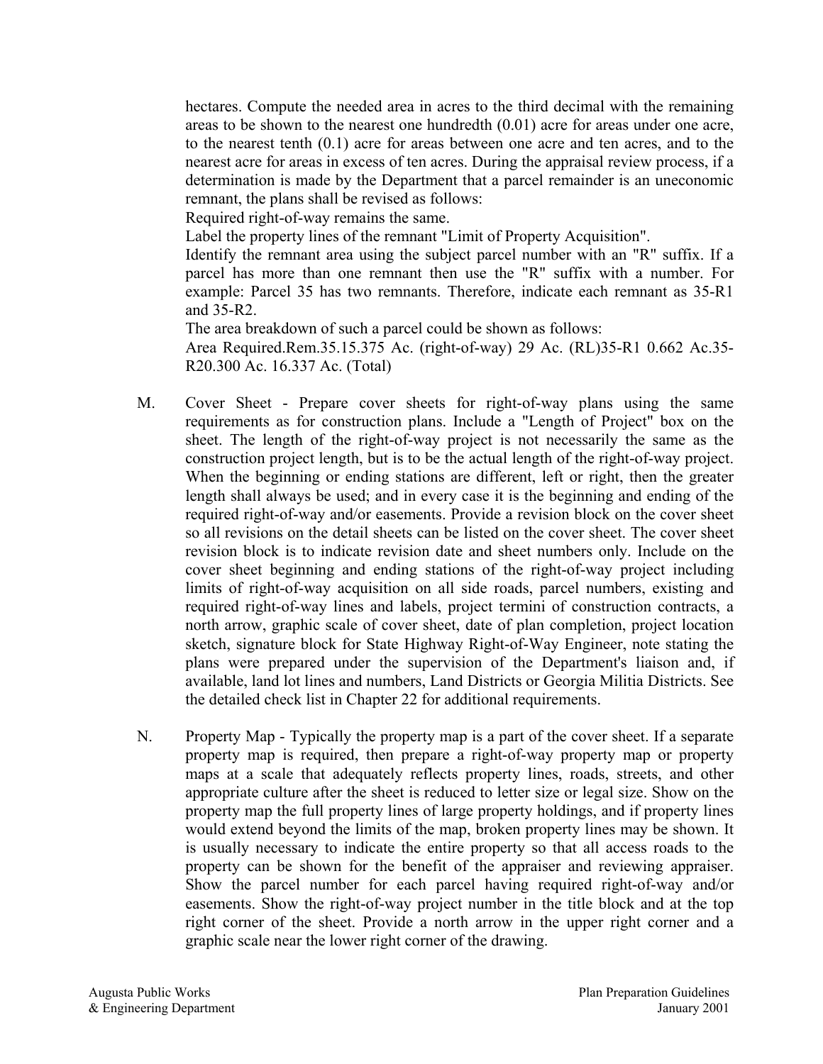hectares. Compute the needed area in acres to the third decimal with the remaining areas to be shown to the nearest one hundredth (0.01) acre for areas under one acre, to the nearest tenth (0.1) acre for areas between one acre and ten acres, and to the nearest acre for areas in excess of ten acres. During the appraisal review process, if a determination is made by the Department that a parcel remainder is an uneconomic remnant, the plans shall be revised as follows:

Required right-of-way remains the same.

Label the property lines of the remnant "Limit of Property Acquisition".

Identify the remnant area using the subject parcel number with an "R" suffix. If a parcel has more than one remnant then use the "R" suffix with a number. For example: Parcel 35 has two remnants. Therefore, indicate each remnant as 35-R1 and 35-R2.

The area breakdown of such a parcel could be shown as follows:

Area Required.Rem.35.15.375 Ac. (right-of-way) 29 Ac. (RL)35-R1 0.662 Ac.35-R20.300 Ac. 16.337 Ac. (Total)

M. Cover Sheet - Prepare cover sheets for right-of-way plans using the same requirements as for construction plans. Include a "Length of Project" box on the sheet. The length of the right-of-way project is not necessarily the same as the construction project length, but is to be the actual length of the right-of-way project. When the beginning or ending stations are different, left or right, then the greater length shall always be used; and in every case it is the beginning and ending of the required right-of-way and/or easements. Provide a revision block on the cover sheet so all revisions on the detail sheets can be listed on the cover sheet. The cover sheet revision block is to indicate revision date and sheet numbers only. Include on the cover sheet beginning and ending stations of the right-of-way project including limits of right-of-way acquisition on all side roads, parcel numbers, existing and required right-of-way lines and labels, project termini of construction contracts, a north arrow, graphic scale of cover sheet, date of plan completion, project location sketch, signature block for State Highway Right-of-Way Engineer, note stating the plans were prepared under the supervision of the Department's liaison and, if available, land lot lines and numbers, Land Districts or Georgia Militia Districts. See the detailed check list in Chapter 22 for additional requirements.

N. Property Map - Typically the property map is a part of the cover sheet. If a separate property map is required, then prepare a right-of-way property map or property maps at a scale that adequately reflects property lines, roads, streets, and other appropriate culture after the sheet is reduced to letter size or legal size. Show on the property map the full property lines of large property holdings, and if property lines would extend beyond the limits of the map, broken property lines may be shown. It is usually necessary to indicate the entire property so that all access roads to the property can be shown for the benefit of the appraiser and reviewing appraiser. Show the parcel number for each parcel having required right-of-way and/or easements. Show the right-of-way project number in the title block and at the top right corner of the sheet. Provide a north arrow in the upper right corner and a graphic scale near the lower right corner of the drawing.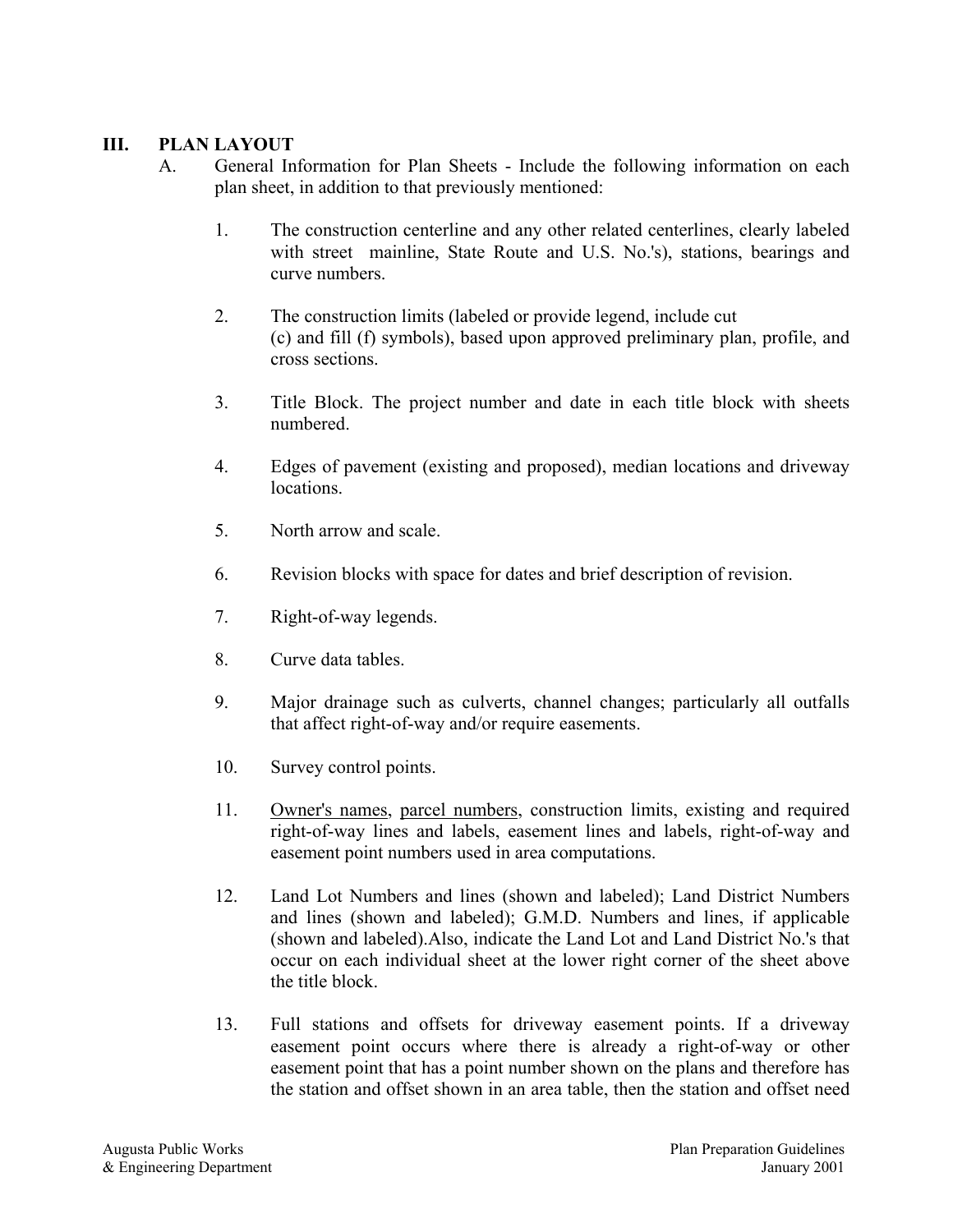## III. PLAN LAYOUT

A. General Information for Plan Sheets - Include the following information on each plan sheet, in addition to that previously mentioned:

1. The construction centerline and any other related centerlines, clearly labeled with street mainline, State Route and U.S. No.'s), stations, bearings and curve numbers.

2. The construction limits (labeled or provide legend, include cut (c) and fill (f) symbols), based upon approved preliminary plan, profile, and cross sections.

3. Title Block. The project number and date in each title block with sheets numbered.

4. Edges of pavement (existing and proposed), median locations and driveway locations.

5. North arrow and scale.

6. Revision blocks with space for dates and brief description of revision.

7. Right-of-way legends.

8. Curve data tables.

9. Major drainage such as culverts, channel changes; particularly all outfalls that affect right-of-way and/or require easements.

10. Survey control points.

11. <u>Owner's names</u>, <u>parcel numbers</u>, construction limits, existing and required right-of-way lines and labels, easement lines and labels, right-of-way and easement point numbers used in area computations.

12. Land Lot Numbers and lines (shown and labeled); Land District Numbers and lines (shown and labeled); G.M.D. Numbers and lines, if applicable (shown and labeled).Also, indicate the Land Lot and Land District No.'s that occur on each individual sheet at the lower right corner of the sheet above the title block.

13. Full stations and offsets for driveway easement points. If a driveway easement point occurs where there is already a right-of-way or other easement point that has a point number shown on the plans and therefore has the station and offset shown in an area table, then the station and offset need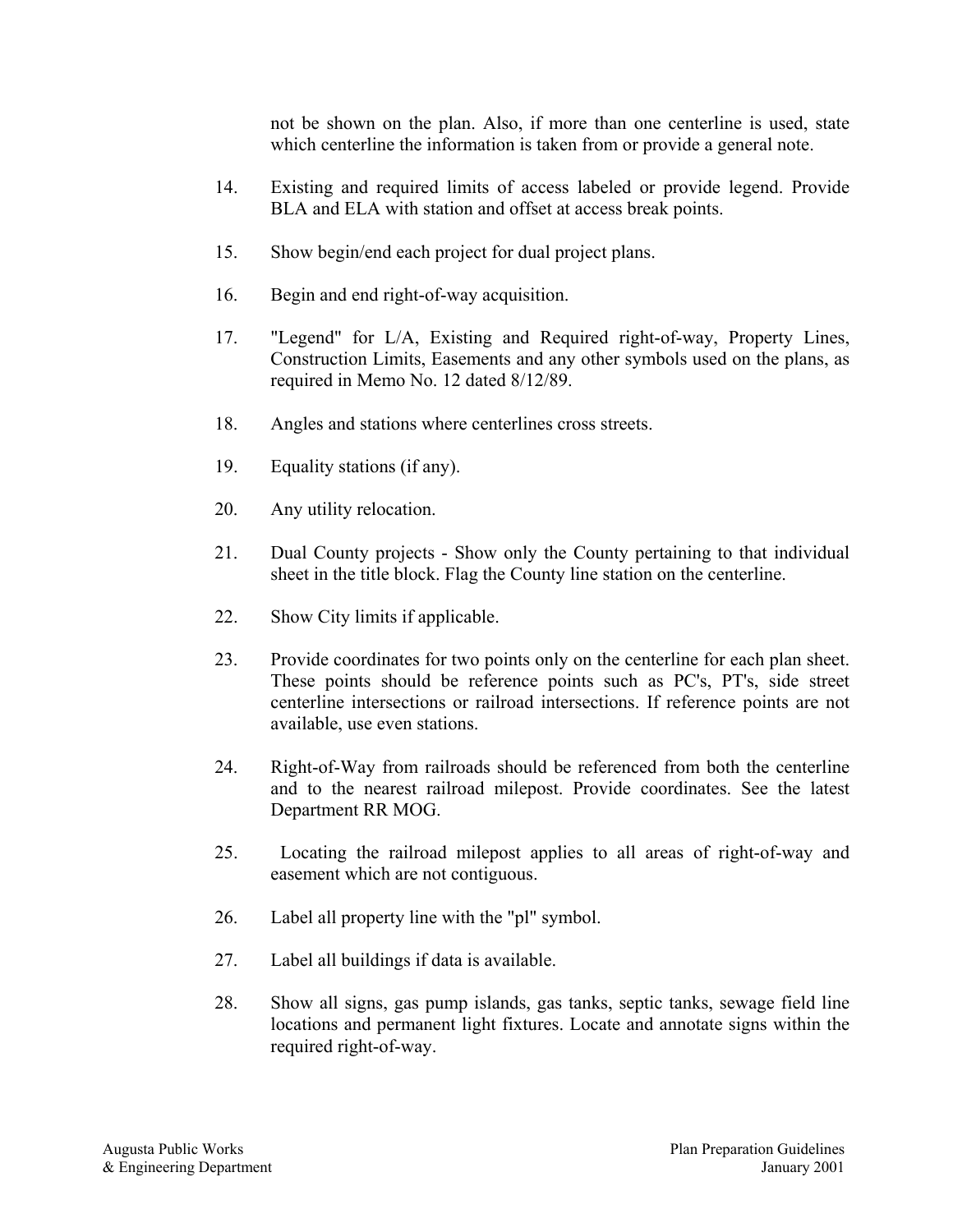not be shown on the plan. Also, if more than one centerline is used, state which centerline the information is taken from or provide a general note.

14. Existing and required limits of access labeled or provide legend. Provide BLA and ELA with station and offset at access break points.

15. Show begin/end each project for dual project plans.

16. Begin and end right-of-way acquisition.

17. "Legend" for L/A, Existing and Required right-of-way, Property Lines, Construction Limits, Easements and any other symbols used on the plans, as required in Memo No. 12 dated 8/12/89.

18. Angles and stations where centerlines cross streets.

19. Equality stations (if any).

20. Any utility relocation.

21. Dual County projects - Show only the County pertaining to that individual sheet in the title block. Flag the County line station on the centerline.

22. Show City limits if applicable.

23. Provide coordinates for two points only on the centerline for each plan sheet. These points should be reference points such as PC's, PT's, side street centerline intersections or railroad intersections. If reference points are not available, use even stations.

24. Right-of-Way from railroads should be referenced from both the centerline and to the nearest railroad milepost. Provide coordinates. See the latest Department RR MOG.

25. Locating the railroad milepost applies to all areas of right-of-way and easement which are not contiguous.

26. Label all property line with the "pl" symbol.

27. Label all buildings if data is available.

28. Show all signs, gas pump islands, gas tanks, septic tanks, sewage field line locations and permanent light fixtures. Locate and annotate signs within the required right-of-way.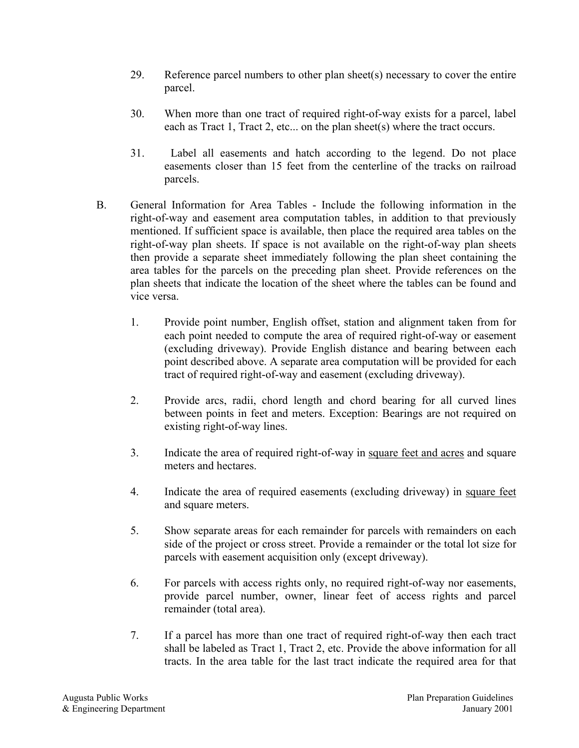29. Reference parcel numbers to other plan sheet(s) necessary to cover the entire parcel.

30. When more than one tract of required right-of-way exists for a parcel, label each as Tract 1, Tract 2, etc... on the plan sheet(s) where the tract occurs.

31. Label all easements and hatch according to the legend. Do not place easements closer than 15 feet from the centerline of the tracks on railroad parcels.

B. General Information for Area Tables - Include the following information in the right-of-way and easement area computation tables, in addition to that previously mentioned. If sufficient space is available, then place the required area tables on the right-of-way plan sheets. If space is not available on the right-of-way plan sheets then provide a separate sheet immediately following the plan sheet containing the area tables for the parcels on the preceding plan sheet. Provide references on the plan sheets that indicate the location of the sheet where the tables can be found and vice versa.

1. Provide point number, English offset, station and alignment taken from for each point needed to compute the area of required right-of-way or easement (excluding driveway). Provide English distance and bearing between each point described above. A separate area computation will be provided for each tract of required right-of-way and easement (excluding driveway).

2. Provide arcs, radii, chord length and chord bearing for all curved lines between points in feet and meters. Exception: Bearings are not required on existing right-of-way lines.

3. Indicate the area of required right-of-way in <u>square feet and acres</u> and square meters and hectares.

4. Indicate the area of required easements (excluding driveway) in <u>square feet</u> and square meters.

5. Show separate areas for each remainder for parcels with remainders on each side of the project or cross street. Provide a remainder or the total lot size for parcels with easement acquisition only (except driveway).

6. For parcels with access rights only, no required right-of-way nor easements, provide parcel number, owner, linear feet of access rights and parcel remainder (total area).

7. If a parcel has more than one tract of required right-of-way then each tract shall be labeled as Tract 1, Tract 2, etc. Provide the above information for all tracts. In the area table for the last tract indicate the required area for that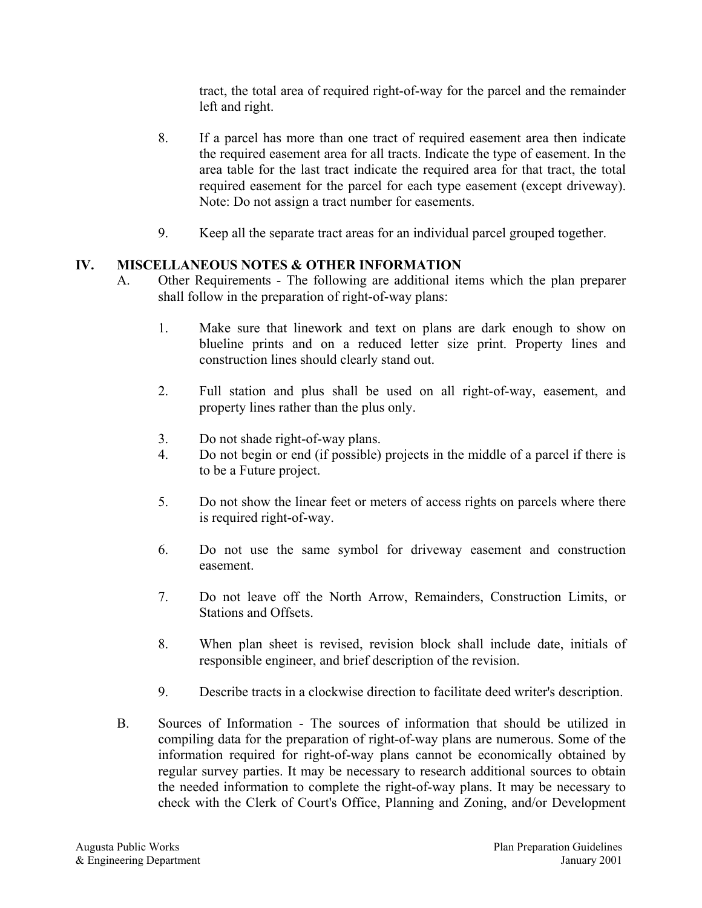tract, the total area of required right-of-way for the parcel and the remainder left and right.

8. If a parcel has more than one tract of required easement area then indicate the required easement area for all tracts. Indicate the type of easement. In the area table for the last tract indicate the required area for that tract, the total required easement for the parcel for each type easement (except driveway). Note: Do not assign a tract number for easements.

9. Keep all the separate tract areas for an individual parcel grouped together.

## IV. MISCELLANEOUS NOTES & OTHER INFORMATION

A. Other Requirements - The following are additional items which the plan preparer shall follow in the preparation of right-of-way plans:

1. Make sure that linework and text on plans are dark enough to show on blueline prints and on a reduced letter size print. Property lines and construction lines should clearly stand out.

2. Full station and plus shall be used on all right-of-way, easement, and property lines rather than the plus only.

3. Do not shade right-of-way plans.

4. Do not begin or end (if possible) projects in the middle of a parcel if there is to be a Future project.

5. Do not show the linear feet or meters of access rights on parcels where there is required right-of-way.

6. Do not use the same symbol for driveway easement and construction easement.

7. Do not leave off the North Arrow, Remainders, Construction Limits, or Stations and Offsets.

8. When plan sheet is revised, revision block shall include date, initials of responsible engineer, and brief description of the revision.

9. Describe tracts in a clockwise direction to facilitate deed writer's description.

B. Sources of Information - The sources of information that should be utilized in compiling data for the preparation of right-of-way plans are numerous. Some of the information required for right-of-way plans cannot be economically obtained by regular survey parties. It may be necessary to research additional sources to obtain the needed information to complete the right-of-way plans. It may be necessary to check with the Clerk of Court's Office, Planning and Zoning, and/or Development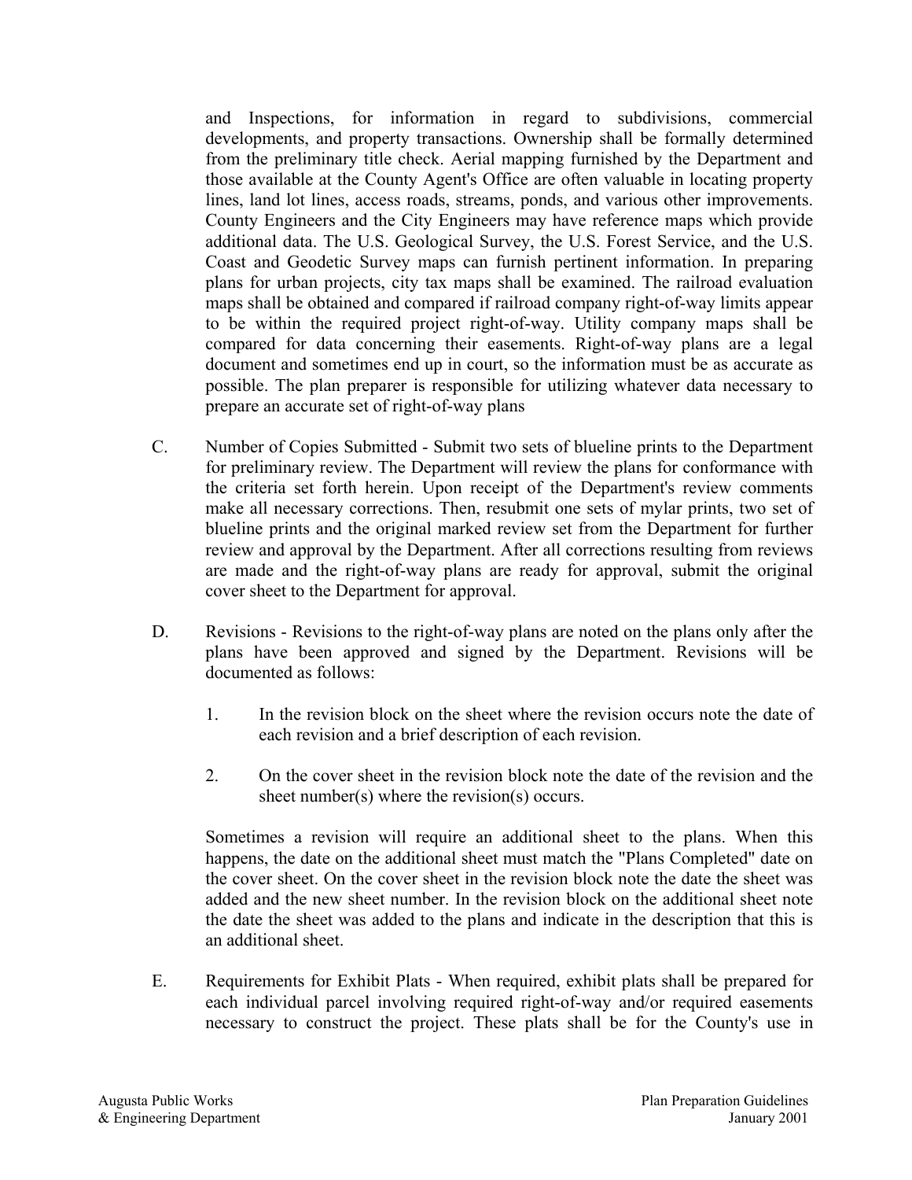and Inspections, for information in regard to subdivisions, commercial developments, and property transactions. Ownership shall be formally determined from the preliminary title check. Aerial mapping furnished by the Department and those available at the County Agent's Office are often valuable in locating property lines, land lot lines, access roads, streams, ponds, and various other improvements. County Engineers and the City Engineers may have reference maps which provide additional data. The U.S. Geological Survey, the U.S. Forest Service, and the U.S. Coast and Geodetic Survey maps can furnish pertinent information. In preparing plans for urban projects, city tax maps shall be examined. The railroad evaluation maps shall be obtained and compared if railroad company right-of-way limits appear to be within the required project right-of-way. Utility company maps shall be compared for data concerning their easements. Right-of-way plans are a legal document and sometimes end up in court, so the information must be as accurate as possible. The plan preparer is responsible for utilizing whatever data necessary to prepare an accurate set of right-of-way plans

C. Number of Copies Submitted - Submit two sets of blueline prints to the Department for preliminary review. The Department will review the plans for conformance with the criteria set forth herein. Upon receipt of the Department's review comments make all necessary corrections. Then, resubmit one sets of mylar prints, two set of blueline prints and the original marked review set from the Department for further review and approval by the Department. After all corrections resulting from reviews are made and the right-of-way plans are ready for approval, submit the original cover sheet to the Department for approval.

D. Revisions - Revisions to the right-of-way plans are noted on the plans only after the plans have been approved and signed by the Department. Revisions will be documented as follows:

1. In the revision block on the sheet where the revision occurs note the date of each revision and a brief description of each revision.

2. On the cover sheet in the revision block note the date of the revision and the sheet number(s) where the revision(s) occurs.

Sometimes a revision will require an additional sheet to the plans. When this happens, the date on the additional sheet must match the "Plans Completed" date on the cover sheet. On the cover sheet in the revision block note the date the sheet was added and the new sheet number. In the revision block on the additional sheet note the date the sheet was added to the plans and indicate in the description that this is an additional sheet.

E. Requirements for Exhibit Plats - When required, exhibit plats shall be prepared for each individual parcel involving required right-of-way and/or required easements necessary to construct the project. These plats shall be for the County's use in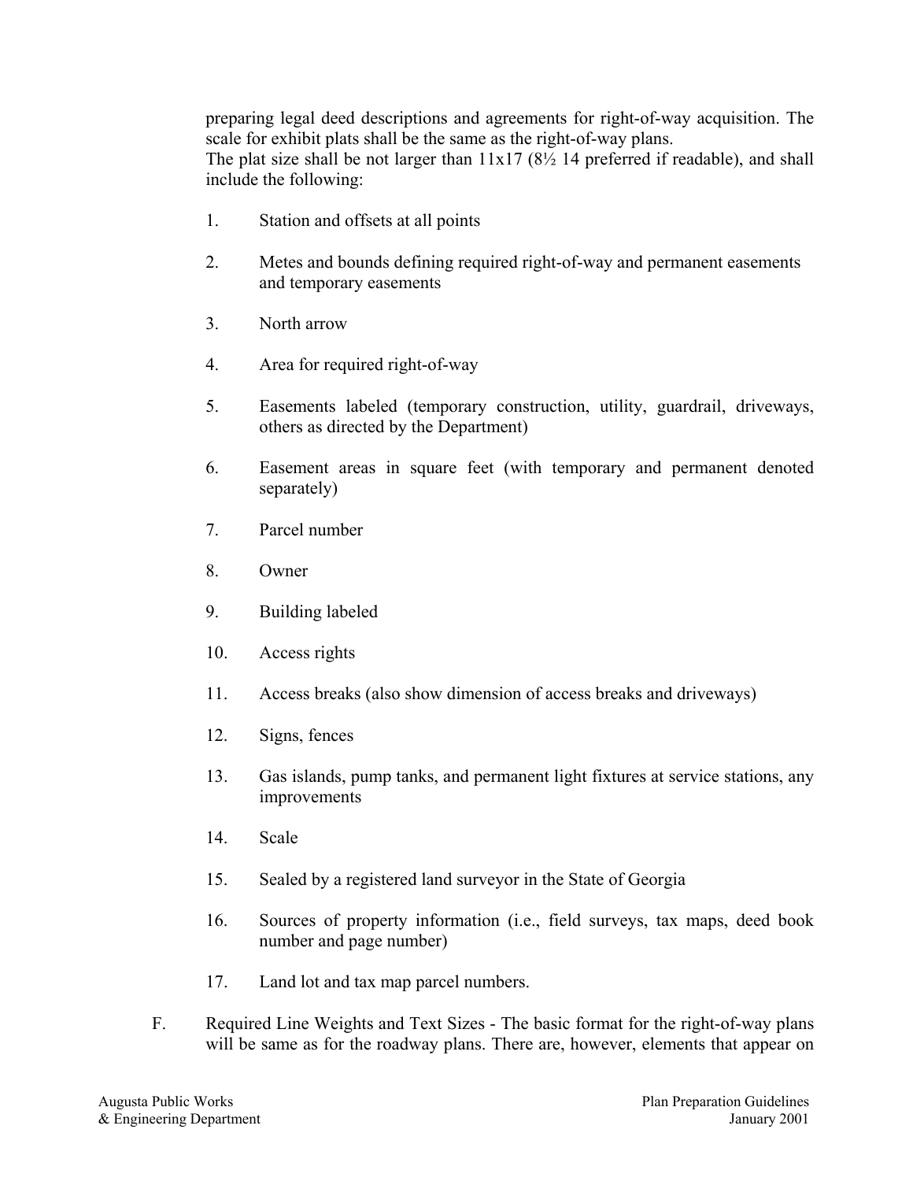preparing legal deed descriptions and agreements for right-of-way acquisition. The scale for exhibit plats shall be the same as the right-of-way plans.
The plat size shall be not larger than 11x17 (8½ 14 preferred if readable), and shall include the following:

1. Station and offsets at all points
2. Metes and bounds defining required right-of-way and permanent easements and temporary easements
3. North arrow
4. Area for required right-of-way
5. Easements labeled (temporary construction, utility, guardrail, driveways, others as directed by the Department)
6. Easement areas in square feet (with temporary and permanent denoted separately)
7. Parcel number
8. Owner
9. Building labeled
10. Access rights
11. Access breaks (also show dimension of access breaks and driveways)
12. Signs, fences
13. Gas islands, pump tanks, and permanent light fixtures at service stations, any improvements
14. Scale
15. Sealed by a registered land surveyor in the State of Georgia
16. Sources of property information (i.e., field surveys, tax maps, deed book number and page number)
17. Land lot and tax map parcel numbers.

F. Required Line Weights and Text Sizes - The basic format for the right-of-way plans will be same as for the roadway plans. There are, however, elements that appear on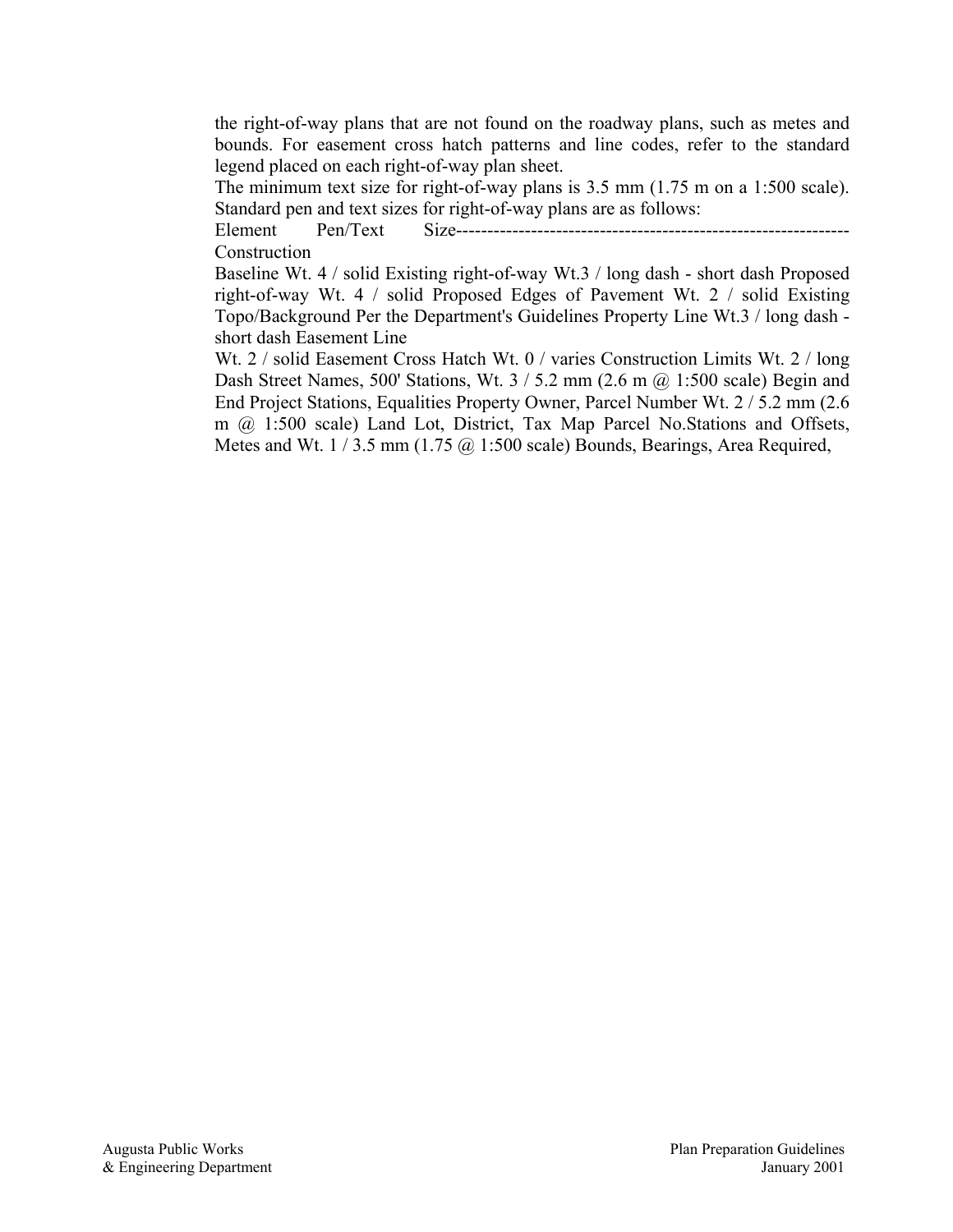the right-of-way plans that are not found on the roadway plans, such as metes and bounds. For easement cross hatch patterns and line codes, refer to the standard legend placed on each right-of-way plan sheet.

The minimum text size for right-of-way plans is 3.5 mm (1.75 m on a 1:500 scale). Standard pen and text sizes for right-of-way plans are as follows:

Element Pen/Text Size--------------------------------------------------------------- Construction

Baseline Wt. 4 / solid Existing right-of-way Wt.3 / long dash - short dash Proposed right-of-way Wt. 4 / solid Proposed Edges of Pavement Wt. 2 / solid Existing Topo/Background Per the Department's Guidelines Property Line Wt.3 / long dash - short dash Easement Line

Wt. 2 / solid Easement Cross Hatch Wt. 0 / varies Construction Limits Wt. 2 / long Dash Street Names, 500' Stations, Wt. 3 / 5.2 mm (2.6 m @ 1:500 scale) Begin and End Project Stations, Equalities Property Owner, Parcel Number Wt. 2 / 5.2 mm (2.6 m @ 1:500 scale) Land Lot, District, Tax Map Parcel No.Stations and Offsets, Metes and Wt. 1 / 3.5 mm (1.75 @ 1:500 scale) Bounds, Bearings, Area Required,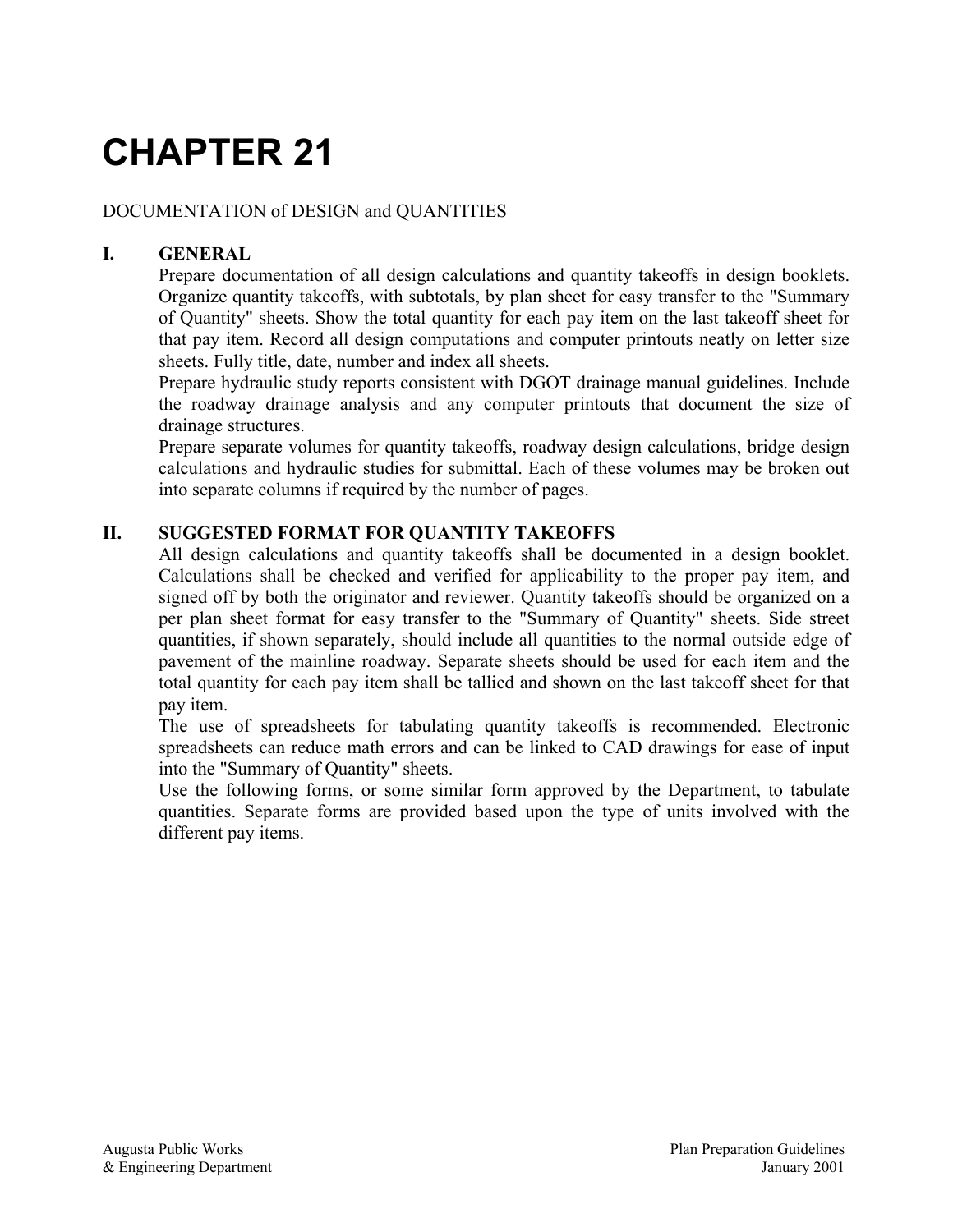# CHAPTER 21

DOCUMENTATION of DESIGN and QUANTITIES

## I. GENERAL

Prepare documentation of all design calculations and quantity takeoffs in design booklets. Organize quantity takeoffs, with subtotals, by plan sheet for easy transfer to the "Summary of Quantity" sheets. Show the total quantity for each pay item on the last takeoff sheet for that pay item. Record all design computations and computer printouts neatly on letter size sheets. Fully title, date, number and index all sheets.

Prepare hydraulic study reports consistent with DGOT drainage manual guidelines. Include the roadway drainage analysis and any computer printouts that document the size of drainage structures.

Prepare separate volumes for quantity takeoffs, roadway design calculations, bridge design calculations and hydraulic studies for submittal. Each of these volumes may be broken out into separate columns if required by the number of pages.

## II. SUGGESTED FORMAT FOR QUANTITY TAKEOFFS

All design calculations and quantity takeoffs shall be documented in a design booklet. Calculations shall be checked and verified for applicability to the proper pay item, and signed off by both the originator and reviewer. Quantity takeoffs should be organized on a per plan sheet format for easy transfer to the "Summary of Quantity" sheets. Side street quantities, if shown separately, should include all quantities to the normal outside edge of pavement of the mainline roadway. Separate sheets should be used for each item and the total quantity for each pay item shall be tallied and shown on the last takeoff sheet for that pay item.

The use of spreadsheets for tabulating quantity takeoffs is recommended. Electronic spreadsheets can reduce math errors and can be linked to CAD drawings for ease of input into the "Summary of Quantity" sheets.

Use the following forms, or some similar form approved by the Department, to tabulate quantities. Separate forms are provided based upon the type of units involved with the different pay items.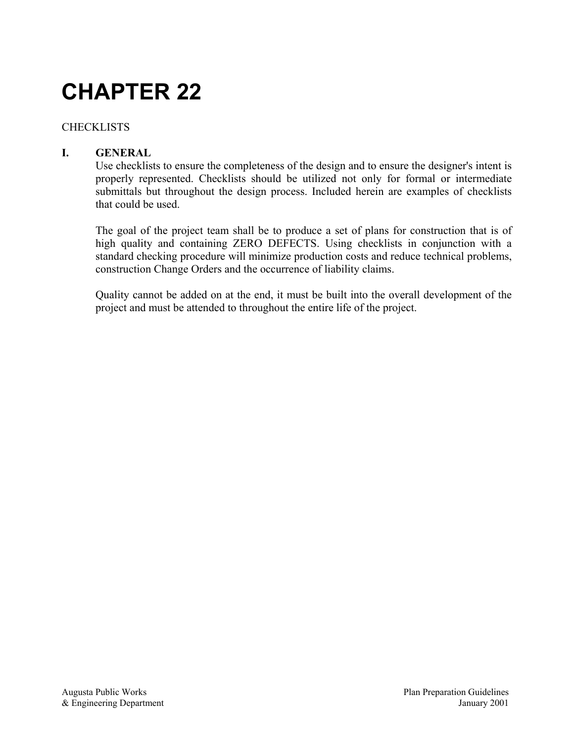# CHAPTER 22

CHECKLISTS

## I. GENERAL

Use checklists to ensure the completeness of the design and to ensure the designer's intent is properly represented. Checklists should be utilized not only for formal or intermediate submittals but throughout the design process. Included herein are examples of checklists that could be used.

The goal of the project team shall be to produce a set of plans for construction that is of high quality and containing ZERO DEFECTS. Using checklists in conjunction with a standard checking procedure will minimize production costs and reduce technical problems, construction Change Orders and the occurrence of liability claims.

Quality cannot be added on at the end, it must be built into the overall development of the project and must be attended to throughout the entire life of the project.